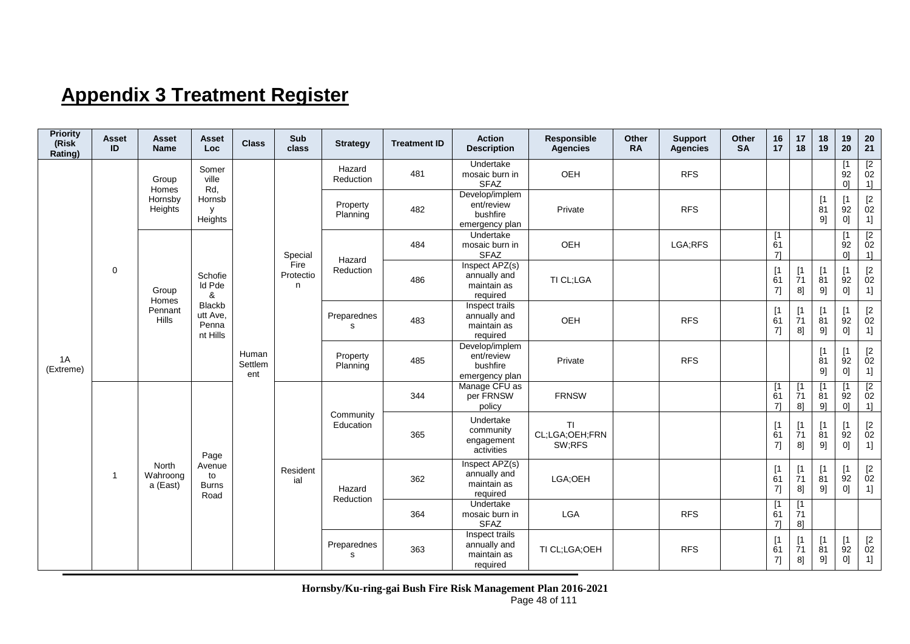# Appendix 3 Treatment Register

| Priority (Risk Rating) | Asset ID | Asset Name | Asset Loc | Class | Sub class | Strategy | Treatment ID | Action Description | Responsible Agencies | Other RA | Support Agencies | Other SA | 16 17 | 17 18 | 18 19 | 19 20 | 20 21 |
|---|---|---|---|---|---|---|---|---|---|---|---|---|---|---|---|---|---|
| 1A (Extreme) | 0 | Group Homes Hornsby Heights | Somerville Rd, Hornsby Heights | Human Settlement | Special Fire Protection | Hazard Reduction | 481 | Undertake mosaic burn in SFAZ | OEH | | RFS | | | | | [1920] | [2021] |
| | | | | | | Property Planning | 482 | Develop/implement/review bushfire emergency plan | Private | | RFS | | | | [1819] | [1920] | [2021] |
| | | Group Homes Pennant Hills | Schofield Pde & Blackbutt Ave, Pennant Hills | | | Hazard Reduction | 484 | Undertake mosaic burn in SFAZ | OEH | | LGA;RFS | | [1617] | | | [1920] | [2021] |
| | | | | | | | 486 | Inspect APZ(s) annually and maintain as required | TI CL;LGA | | | | [1617] | [1718] | [1819] | [1920] | [2021] |
| | | | | | | Preparedness | 483 | Inspect trails annually and maintain as required | OEH | | RFS | | [1617] | [1718] | [1819] | [1920] | [2021] |
| | | | | | | Property Planning | 485 | Develop/implement/review bushfire emergency plan | Private | | RFS | | | | [1819] | [1920] | [2021] |
| | 1 | North Wahroonga (East) | Page Avenue to Burns Road | | Residential | Community Education | 344 | Manage CFU as per FRNSW policy | FRNSW | | | | [1617] | [1718] | [1819] | [1920] | [2021] |
| | | | | | | | 365 | Undertake community engagement activities | TI CL;LGA;OEH;FRNSW;RFS | | | | [1617] | [1718] | [1819] | [1920] | [2021] |
| | | | | | | Hazard Reduction | 362 | Inspect APZ(s) annually and maintain as required | LGA;OEH | | | | [1617] | [1718] | [1819] | [1920] | [2021] |
| | | | | | | | 364 | Undertake mosaic burn in SFAZ | LGA | | RFS | | [1617] | [1718] | | | |
| | | | | | | Preparedness | 363 | Inspect trails annually and maintain as required | TI CL;LGA;OEH | | RFS | | [1617] | [1718] | [1819] | [1920] | [2021] |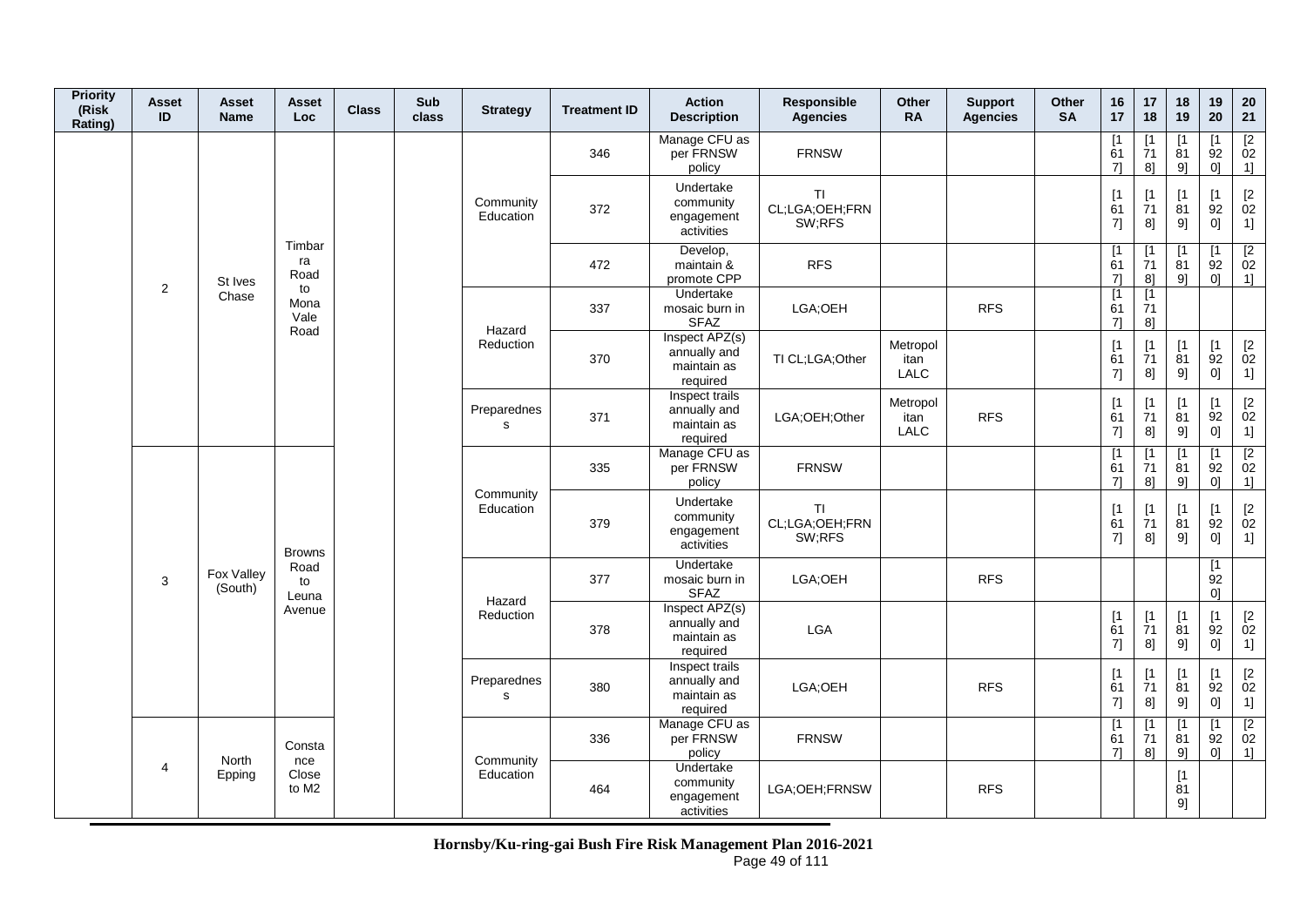| Priority (Risk Rating) | Asset ID | Asset Name | Asset Loc | Class | Sub class | Strategy | Treatment ID | Action Description | Responsible Agencies | Other RA | Support Agencies | Other SA | 16 17 | 17 18 | 18 19 | 19 20 | 20 21 |
|---|---|---|---|---|---|---|---|---|---|---|---|---|---|---|---|---|---|
| | 2 | St Ives Chase | Timbarra Road to Mona Vale Road | | | Community Education | 346 | Manage CFU as per FRNSW policy | FRNSW | | | | [1617] | [1718] | [1819] | [1920] | [2021] |
| | | | | | | | 372 | Undertake community engagement activities | TI CL;LGA;OEH;FRNSW;RFS | | | | [1617] | [1718] | [1819] | [1920] | [2021] |
| | | | | | | | 472 | Develop, maintain & promote CPP | RFS | | | | [1617] | [1718] | [1819] | [1920] | [2021] |
| | | | | | | Hazard Reduction | 337 | Undertake mosaic burn in SFAZ | LGA;OEH | | RFS | | [1617] | [1718] | | | |
| | | | | | | | 370 | Inspect APZ(s) annually and maintain as required | TI CL;LGA;Other | Metropolitan LALC | | | [1617] | [1718] | [1819] | [1920] | [2021] |
| | | | | | | Preparedness | 371 | Inspect trails annually and maintain as required | LGA;OEH;Other | Metropolitan LALC | RFS | | [1617] | [1718] | [1819] | [1920] | [2021] |
| | 3 | Fox Valley (South) | Browns Road to Leuna Avenue | | | Community Education | 335 | Manage CFU as per FRNSW policy | FRNSW | | | | [1617] | [1718] | [1819] | [1920] | [2021] |
| | | | | | | | 379 | Undertake community engagement activities | TI CL;LGA;OEH;FRNSW;RFS | | | | [1617] | [1718] | [1819] | [1920] | [2021] |
| | | | | | | Hazard Reduction | 377 | Undertake mosaic burn in SFAZ | LGA;OEH | | RFS | | | | | [1920] | |
| | | | | | | | 378 | Inspect APZ(s) annually and maintain as required | LGA | | | | [1617] | [1718] | [1819] | [1920] | [2021] |
| | | | | | | Preparedness | 380 | Inspect trails annually and maintain as required | LGA;OEH | | RFS | | [1617] | [1718] | [1819] | [1920] | [2021] |
| | 4 | North Epping | Constance Close to M2 | | | Community Education | 336 | Manage CFU as per FRNSW policy | FRNSW | | | | [1617] | [1718] | [1819] | [1920] | [2021] |
| | | | | | | | 464 | Undertake community engagement activities | LGA;OEH;FRNSW | | RFS | | | | [1819] | | |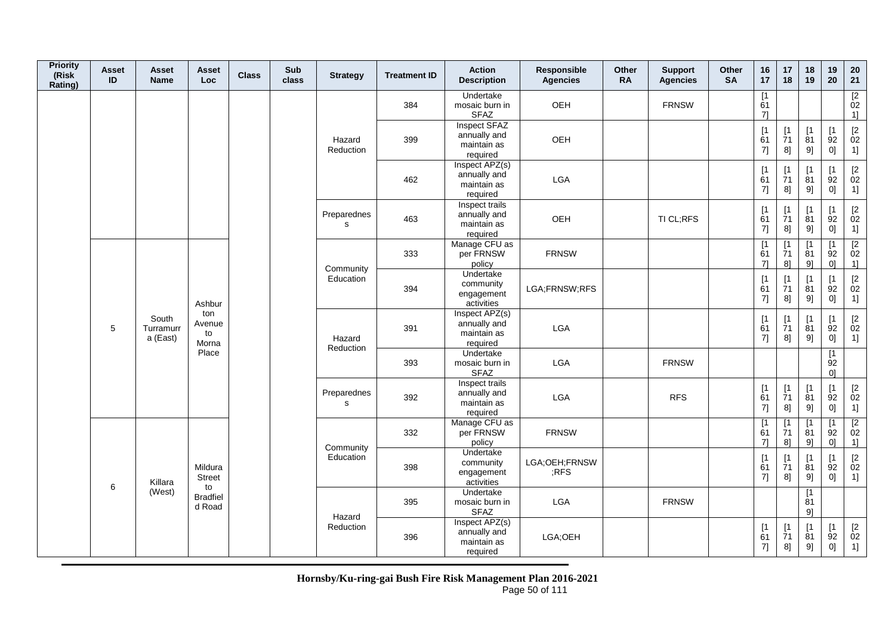| Priority (Risk Rating) | Asset ID | Asset Name | Asset Loc | Class | Sub class | Strategy | Treatment ID | Action Description | Responsible Agencies | Other RA | Support Agencies | Other SA | 16 17 | 17 18 | 18 19 | 19 20 | 20 21 |
|---|---|---|---|---|---|---|---|---|---|---|---|---|---|---|---|---|---|
| | | | | | | Hazard Reduction | 384 | Undertake mosaic burn in SFAZ | OEH | | FRNSW | | [1617] | | | | [2021] |
| | | | | | | | 399 | Inspect SFAZ annually and maintain as required | OEH | | | | [1617] | [1718] | [1819] | [1920] | [2021] |
| | | | | | | | 462 | Inspect APZ(s) annually and maintain as required | LGA | | | | [1617] | [1718] | [1819] | [1920] | [2021] |
| | | | | | | Preparedness | 463 | Inspect trails annually and maintain as required | OEH | | TI CL;RFS | | [1617] | [1718] | [1819] | [1920] | [2021] |
| | 5 | South Turramurra (East) | Ashburton Avenue to Morna Place | | | Community Education | 333 | Manage CFU as per FRNSW policy | FRNSW | | | | [1617] | [1718] | [1819] | [1920] | [2021] |
| | | | | | | | 394 | Undertake community engagement activities | LGA;FRNSW;RFS | | | | [1617] | [1718] | [1819] | [1920] | [2021] |
| | | | | | | Hazard Reduction | 391 | Inspect APZ(s) annually and maintain as required | LGA | | | | [1617] | [1718] | [1819] | [1920] | [2021] |
| | | | | | | | 393 | Undertake mosaic burn in SFAZ | LGA | | FRNSW | | | | | [1920] | |
| | | | | | | Preparedness | 392 | Inspect trails annually and maintain as required | LGA | | RFS | | [1617] | [1718] | [1819] | [1920] | [2021] |
| | 6 | Killara (West) | Mildura Street to Bradfield Road | | | Community Education | 332 | Manage CFU as per FRNSW policy | FRNSW | | | | [1617] | [1718] | [1819] | [1920] | [2021] |
| | | | | | | | 398 | Undertake community engagement activities | LGA;OEH;FRNSW;RFS | | | | [1617] | [1718] | [1819] | [1920] | [2021] |
| | | | | | | Hazard Reduction | 395 | Undertake mosaic burn in SFAZ | LGA | | FRNSW | | | | [1819] | | |
| | | | | | | | 396 | Inspect APZ(s) annually and maintain as required | LGA;OEH | | | | [1617] | [1718] | [1819] | [1920] | [2021] |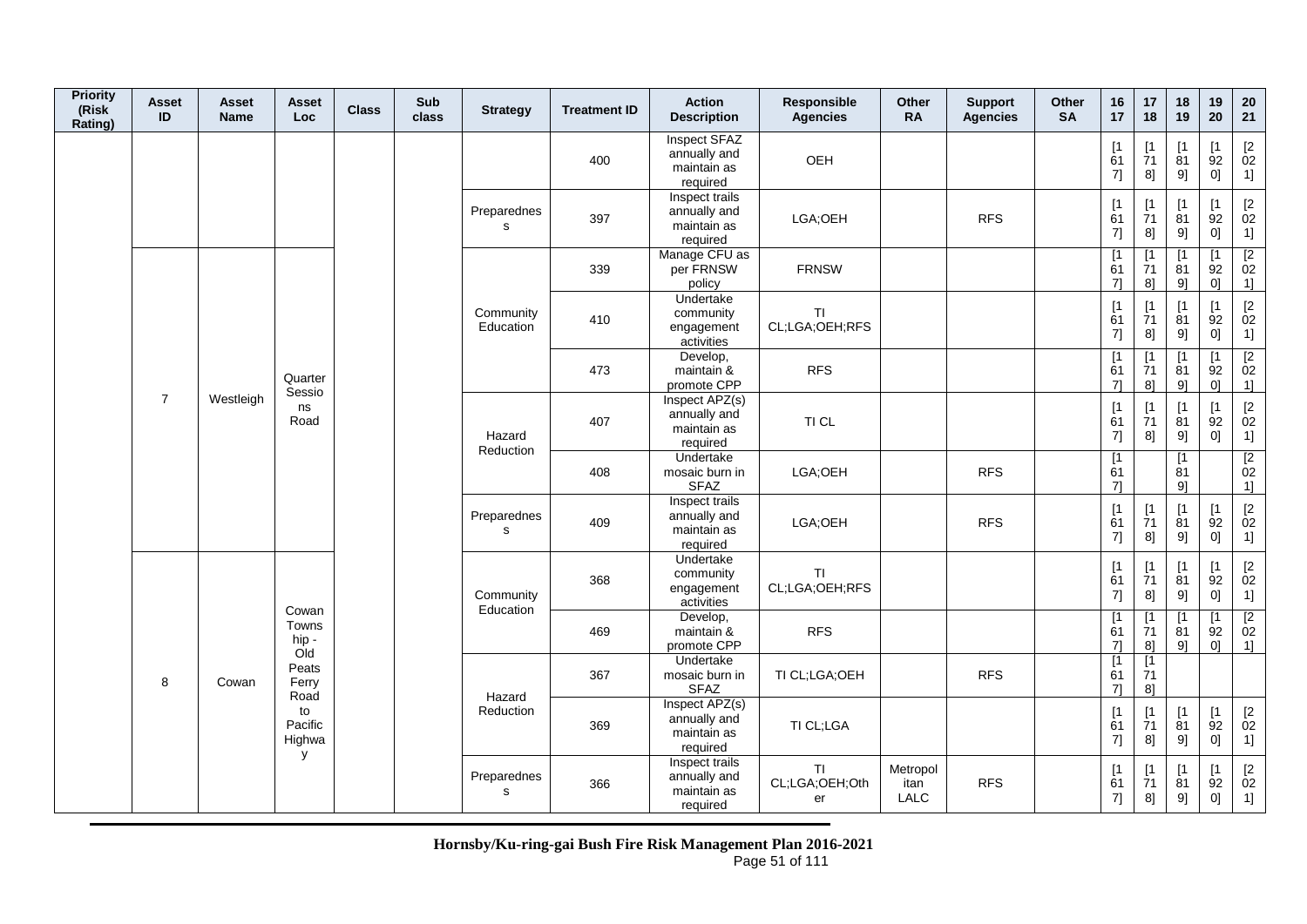| Priority (Risk Rating) | Asset ID | Asset Name | Asset Loc | Class | Sub class | Strategy | Treatment ID | Action Description | Responsible Agencies | Other RA | Support Agencies | Other SA | 16 17 | 17 18 | 18 19 | 19 20 | 20 21 |
|---|---|---|---|---|---|---|---|---|---|---|---|---|---|---|---|---|---|
| | | | | | | | 400 | Inspect SFAZ annually and maintain as required | OEH | | | | [1617] | [1718] | [1819] | [1920] | [2021] |
| | | | | | | Preparedness | 397 | Inspect trails annually and maintain as required | LGA;OEH | | RFS | | [1617] | [1718] | [1819] | [1920] | [2021] |
| | 7 | Westleigh | Quarter Sessions Road | | | Community Education | 339 | Manage CFU as per FRNSW policy | FRNSW | | | | [1617] | [1718] | [1819] | [1920] | [2021] |
| | | | | | | | 410 | Undertake community engagement activities | TI CL;LGA;OEH;RFS | | | | [1617] | [1718] | [1819] | [1920] | [2021] |
| | | | | | | | 473 | Develop, maintain & promote CPP | RFS | | | | [1617] | [1718] | [1819] | [1920] | [2021] |
| | | | | | | Hazard Reduction | 407 | Inspect APZ(s) annually and maintain as required | TI CL | | | | [1617] | [1718] | [1819] | [1920] | [2021] |
| | | | | | | | 408 | Undertake mosaic burn in SFAZ | LGA;OEH | | RFS | | [1617] | | [1819] | | [2021] |
| | | | | | | Preparedness | 409 | Inspect trails annually and maintain as required | LGA;OEH | | RFS | | [1617] | [1718] | [1819] | [1920] | [2021] |
| | 8 | Cowan | Cowan Township - Old Peats Ferry Road to Pacific Highway | | | Community Education | 368 | Undertake community engagement activities | TI CL;LGA;OEH;RFS | | | | [1617] | [1718] | [1819] | [1920] | [2021] |
| | | | | | | | 469 | Develop, maintain & promote CPP | RFS | | | | [1617] | [1718] | [1819] | [1920] | [2021] |
| | | | | | | Hazard Reduction | 367 | Undertake mosaic burn in SFAZ | TI CL;LGA;OEH | | RFS | | [1617] | [1718] | | | |
| | | | | | | | 369 | Inspect APZ(s) annually and maintain as required | TI CL;LGA | | | | [1617] | [1718] | [1819] | [1920] | [2021] |
| | | | | | | Preparedness | 366 | Inspect trails annually and maintain as required | TI CL;LGA;OEH;Other | Metropolitan LALC | RFS | | [1617] | [1718] | [1819] | [1920] | [2021] |

**Hornsby/Ku-ring-gai Bush Fire Risk Management Plan 2016-2021**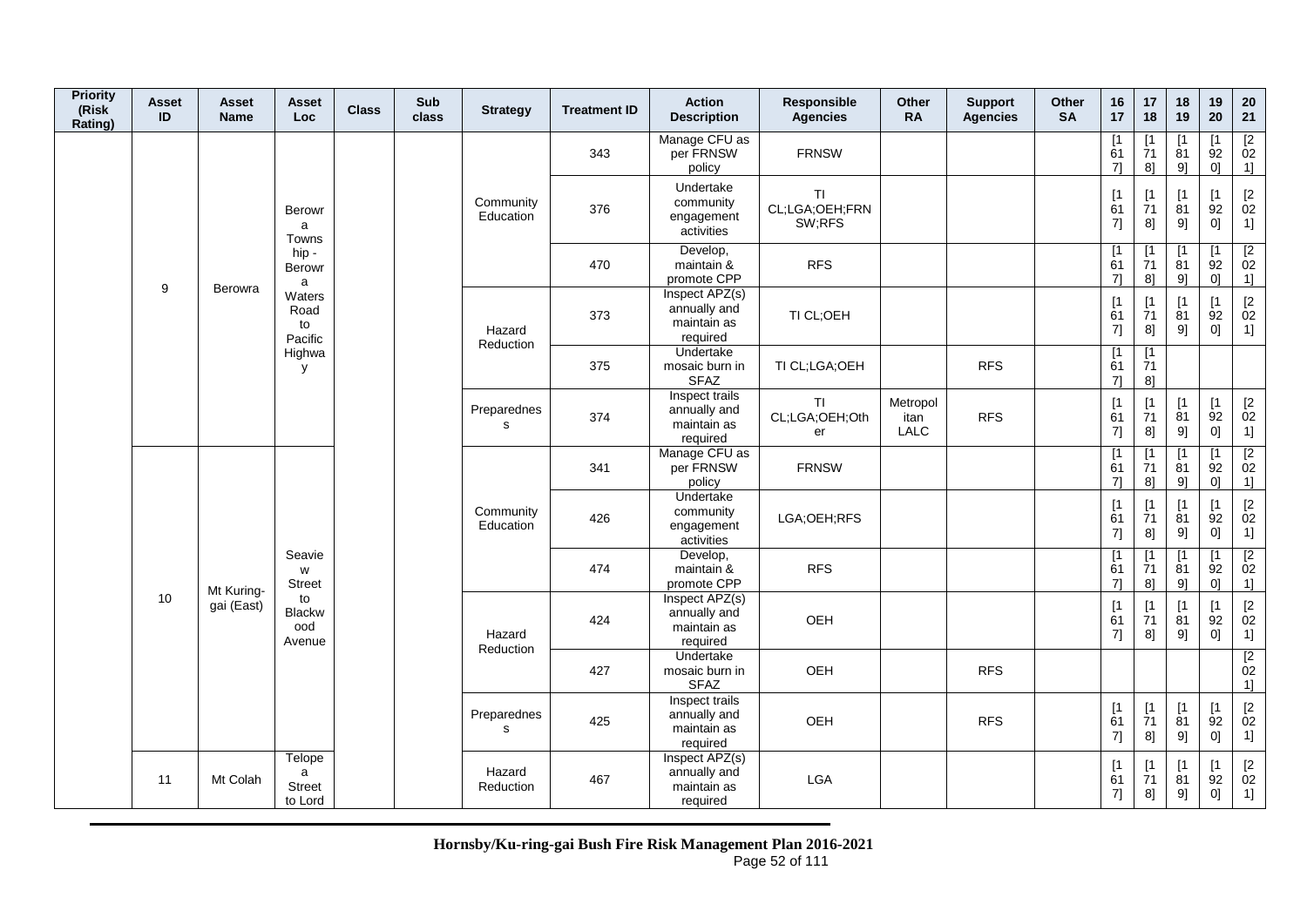| Priority (Risk Rating) | Asset ID | Asset Name | Asset Loc | Class | Sub class | Strategy | Treatment ID | Action Description | Responsible Agencies | Other RA | Support Agencies | Other SA | 16 17 | 17 18 | 18 19 | 19 20 | 20 21 |
|---|---|---|---|---|---|---|---|---|---|---|---|---|---|---|---|---|---|
| | 9 | Berowra | Berowra Township - Berowra Waters Road to Pacific Highway | | | Community Education | 343 | Manage CFU as per FRNSW policy | FRNSW | | | | [1617] | [1718] | [1819] | [1920] | [2021] |
| | | | | | | | 376 | Undertake community engagement activities | TI CL;LGA;OEH;FRNSW;RFS | | | | [1617] | [1718] | [1819] | [1920] | [2021] |
| | | | | | | | 470 | Develop, maintain & promote CPP | RFS | | | | [1617] | [1718] | [1819] | [1920] | [2021] |
| | | | | | | Hazard Reduction | 373 | Inspect APZ(s) annually and maintain as required | TI CL;OEH | | | | [1617] | [1718] | [1819] | [1920] | [2021] |
| | | | | | | | 375 | Undertake mosaic burn in SFAZ | TI CL;LGA;OEH | | RFS | | [1617] | [1718] | | | |
| | | | | | | Preparedness | 374 | Inspect trails annually and maintain as required | TI CL;LGA;OEH;Other | Metropolitan LALC | RFS | | [1617] | [1718] | [1819] | [1920] | [2021] |
| | 10 | Mt Kuring-gai (East) | Seaview Street to Blackwood Avenue | | | Community Education | 341 | Manage CFU as per FRNSW policy | FRNSW | | | | [1617] | [1718] | [1819] | [1920] | [2021] |
| | | | | | | | 426 | Undertake community engagement activities | LGA;OEH;RFS | | | | [1617] | [1718] | [1819] | [1920] | [2021] |
| | | | | | | | 474 | Develop, maintain & promote CPP | RFS | | | | [1617] | [1718] | [1819] | [1920] | [2021] |
| | | | | | | Hazard Reduction | 424 | Inspect APZ(s) annually and maintain as required | OEH | | | | [1617] | [1718] | [1819] | [1920] | [2021] |
| | | | | | | | 427 | Undertake mosaic burn in SFAZ | OEH | | RFS | | | | | | [2021] |
| | | | | | | Preparedness | 425 | Inspect trails annually and maintain as required | OEH | | RFS | | [1617] | [1718] | [1819] | [1920] | [2021] |
| | 11 | Mt Colah | Telopea Street to Lord | | | Hazard Reduction | 467 | Inspect APZ(s) annually and maintain as required | LGA | | | | [1617] | [1718] | [1819] | [1920] | [2021] |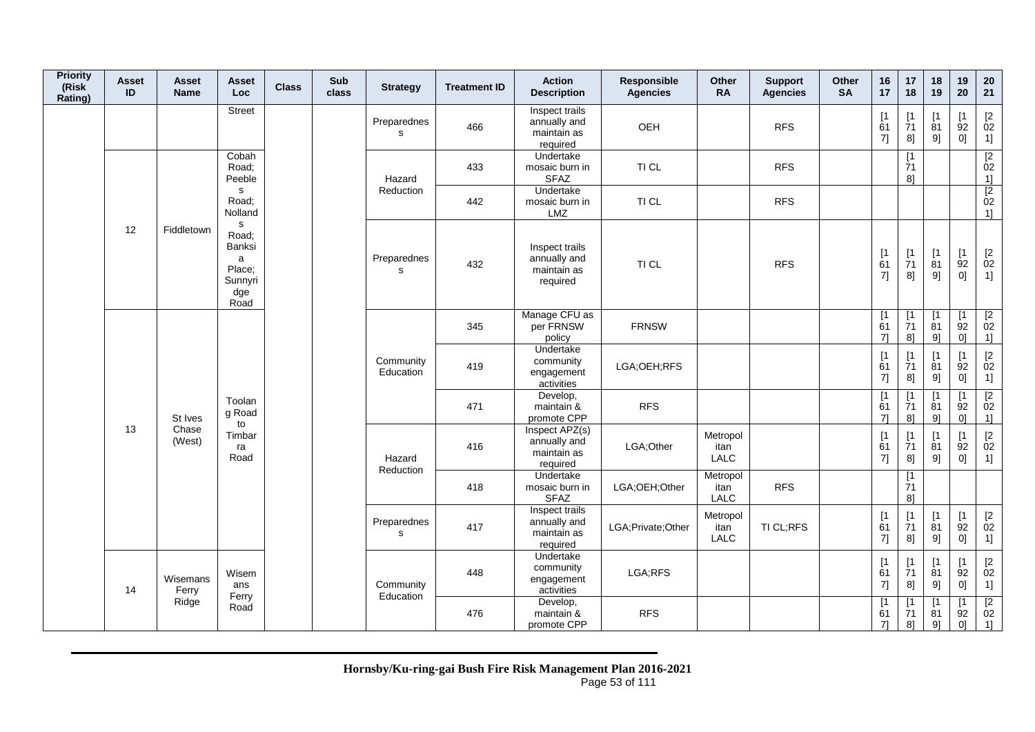| Priority (Risk Rating) | Asset ID | Asset Name | Asset Loc | Class | Sub class | Strategy | Treatment ID | Action Description | Responsible Agencies | Other RA | Support Agencies | Other SA | 16 17 | 17 18 | 18 19 | 19 20 | 20 21 |
|---|---|---|---|---|---|---|---|---|---|---|---|---|---|---|---|---|---|
| | | | Street | | | Preparedness | 466 | Inspect trails annually and maintain as required | OEH | | RFS | | [1617] | [1718] | [1819] | [1920] | [2021] |
| | 12 | Fiddletown | Cobah Road; Peebles Road; Nollands Road; Banksia Place; Sunnyridge Road | | | Hazard Reduction | 433 | Undertake mosaic burn in SFAZ | TI CL | | RFS | | | [1718] | | | [2021] |
| | | | | | | | 442 | Undertake mosaic burn in LMZ | TI CL | | RFS | | | | | | [2021] |
| | | | | | | Preparedness | 432 | Inspect trails annually and maintain as required | TI CL | | RFS | | [1617] | [1718] | [1819] | [1920] | [2021] |
| | 13 | St Ives Chase (West) | Toolang Road to Timbarra Road | | | Community Education | 345 | Manage CFU as per FRNSW policy | FRNSW | | | | [1617] | [1718] | [1819] | [1920] | [2021] |
| | | | | | | | 419 | Undertake community engagement activities | LGA;OEH;RFS | | | | [1617] | [1718] | [1819] | [1920] | [2021] |
| | | | | | | | 471 | Develop, maintain & promote CPP | RFS | | | | [1617] | [1718] | [1819] | [1920] | [2021] |
| | | | | | | Hazard Reduction | 416 | Inspect APZ(s) annually and maintain as required | LGA;Other | Metropolitan LALC | | | [1617] | [1718] | [1819] | [1920] | [2021] |
| | | | | | | | 418 | Undertake mosaic burn in SFAZ | LGA;OEH;Other | Metropolitan LALC | RFS | | | [1718] | | | |
| | | | | | | Preparedness | 417 | Inspect trails annually and maintain as required | LGA;Private;Other | Metropolitan LALC | TI CL;RFS | | [1617] | [1718] | [1819] | [1920] | [2021] |
| | 14 | Wisemans Ferry Ridge | Wisemans Ferry Road | | | Community Education | 448 | Undertake community engagement activities | LGA;RFS | | | | [1617] | [1718] | [1819] | [1920] | [2021] |
| | | | | | | | 476 | Develop, maintain & promote CPP | RFS | | | | [1617] | [1718] | [1819] | [1920] | [2021] |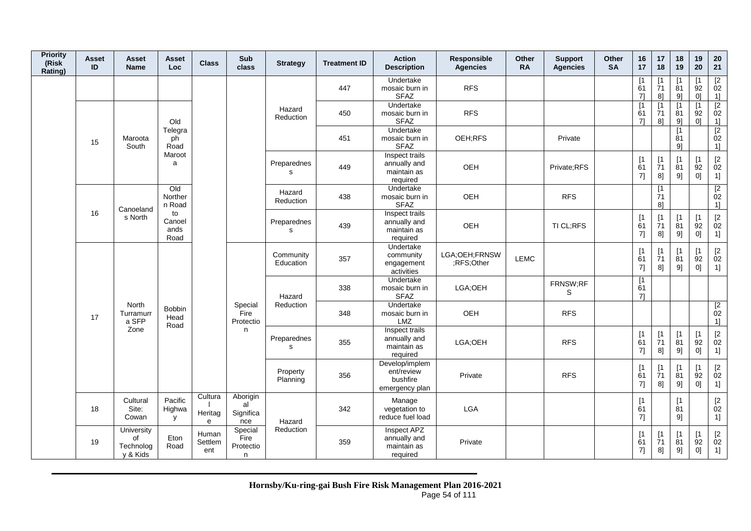| Priority (Risk Rating) | Asset ID | Asset Name | Asset Loc | Class | Sub class | Strategy | Treatment ID | Action Description | Responsible Agencies | Other RA | Support Agencies | Other SA | 16 17 | 17 18 | 18 19 | 19 20 | 20 21 |
|---|---|---|---|---|---|---|---|---|---|---|---|---|---|---|---|---|---|
| | | | | | | | 447 | Undertake mosaic burn in SFAZ | RFS | | | | [1617] | [1718] | [1819] | [1920] | [2021] |
| | 15 | Maroota South | Old Telegraph Road Maroota | | | Hazard Reduction | 450 | Undertake mosaic burn in SFAZ | RFS | | | | [1617] | [1718] | [1819] | [1920] | [2021] |
| | | | | | | | 451 | Undertake mosaic burn in SFAZ | OEH;RFS | | Private | | | | [1819] | | [2021] |
| | | | | | | Preparedness | 449 | Inspect trails annually and maintain as required | OEH | | Private;RFS | | [1617] | [1718] | [1819] | [1920] | [2021] |
| | 16 | Canoelands North | Old Northern Road to Canoelands Road | | | Hazard Reduction | 438 | Undertake mosaic burn in SFAZ | OEH | | RFS | | | [1718] | | | [2021] |
| | | | | | | Preparedness | 439 | Inspect trails annually and maintain as required | OEH | | TI CL;RFS | | [1617] | [1718] | [1819] | [1920] | [2021] |
| | 17 | North Turramurra SFP Zone | Bobbin Head Road | | Special Fire Protection | Community Education | 357 | Undertake community engagement activities | LGA;OEH;FRNSW;RFS;Other | LEMC | | | [1617] | [1718] | [1819] | [1920] | [2021] |
| | | | | | | Hazard Reduction | 338 | Undertake mosaic burn in SFAZ | LGA;OEH | | FRNSW;RFS | | [1617] | | | | |
| | | | | | | | 348 | Undertake mosaic burn in LMZ | OEH | | RFS | | | | | | [2021] |
| | | | | | | Preparedness | 355 | Inspect trails annually and maintain as required | LGA;OEH | | RFS | | [1617] | [1718] | [1819] | [1920] | [2021] |
| | | | | | | Property Planning | 356 | Develop/implement/review bushfire emergency plan | Private | | RFS | | [1617] | [1718] | [1819] | [1920] | [2021] |
| | 18 | Cultural Site: Cowan | Pacific Highway | Cultural Heritage | Aboriginal Significance | Hazard Reduction | 342 | Manage vegetation to reduce fuel load | LGA | | | | [1617] | | [1819] | | [2021] |
| | 19 | University of Technology & Kids | Eton Road | Human Settlement | Special Fire Protection | | 359 | Inspect APZ annually and maintain as required | Private | | | | [1617] | [1718] | [1819] | [1920] | [2021] |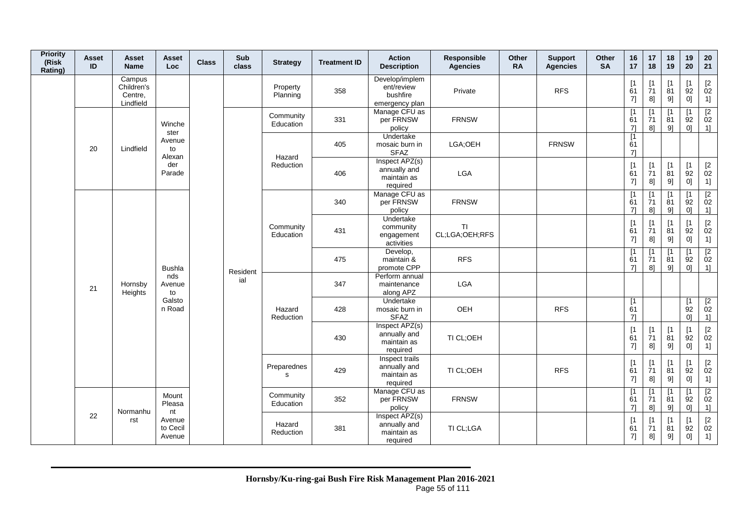| Priority (Risk Rating) | Asset ID | Asset Name | Asset Loc | Class | Sub class | Strategy | Treatment ID | Action Description | Responsible Agencies | Other RA | Support Agencies | Other SA | 16 17 | 17 18 | 18 19 | 19 20 | 20 21 |
|---|---|---|---|---|---|---|---|---|---|---|---|---|---|---|---|---|---|
| | | Campus Children's Centre, Lindfield | | | | Property Planning | 358 | Develop/implement/review bushfire emergency plan | Private | | RFS | | [1617] | [1718] | [1819] | [1920] | [2021] |
| | 20 | Lindfield | Winchester Avenue to Alexander Parade | | Residential | Community Education | 331 | Manage CFU as per FRNSW policy | FRNSW | | | | [1617] | [1718] | [1819] | [1920] | [2021] |
| | | | | | | Hazard Reduction | 405 | Undertake mosaic burn in SFAZ | LGA;OEH | | FRNSW | | [1617] | | | | |
| | | | | | | | 406 | Inspect APZ(s) annually and maintain as required | LGA | | | | [1617] | [1718] | [1819] | [1920] | [2021] |
| | 21 | Hornsby Heights | Bushlands Avenue to Galston Road | | | Community Education | 340 | Manage CFU as per FRNSW policy | FRNSW | | | | [1617] | [1718] | [1819] | [1920] | [2021] |
| | | | | | | | 431 | Undertake community engagement activities | TI CL;LGA;OEH;RFS | | | | [1617] | [1718] | [1819] | [1920] | [2021] |
| | | | | | | | 475 | Develop, maintain & promote CPP | RFS | | | | [1617] | [1718] | [1819] | [1920] | [2021] |
| | | | | | | Hazard Reduction | 347 | Perform annual maintenance along APZ | LGA | | | | | | | | |
| | | | | | | | 428 | Undertake mosaic burn in SFAZ | OEH | | RFS | | [1617] | | | [1920] | [2021] |
| | | | | | | | 430 | Inspect APZ(s) annually and maintain as required | TI CL;OEH | | | | [1617] | [1718] | [1819] | [1920] | [2021] |
| | | | | | | Preparedness | 429 | Inspect trails annually and maintain as required | TI CL;OEH | | RFS | | [1617] | [1718] | [1819] | [1920] | [2021] |
| | 22 | Normanhurst | Mount Pleasant Avenue to Cecil Avenue | | | Community Education | 352 | Manage CFU as per FRNSW policy | FRNSW | | | | [1617] | [1718] | [1819] | [1920] | [2021] |
| | | | | | | Hazard Reduction | 381 | Inspect APZ(s) annually and maintain as required | TI CL;LGA | | | | [1617] | [1718] | [1819] | [1920] | [2021] |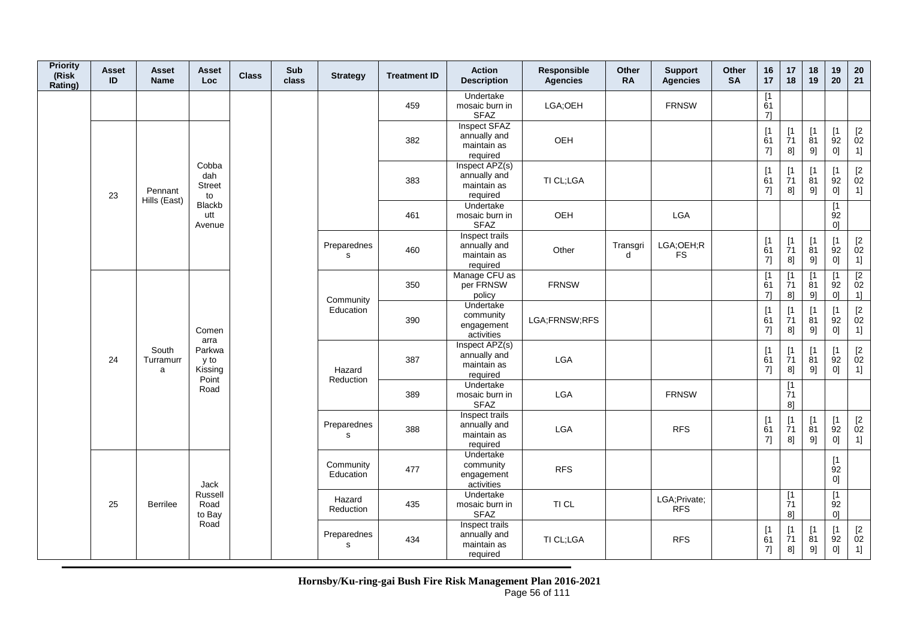| Priority (Risk Rating) | Asset ID | Asset Name | Asset Loc | Class | Sub class | Strategy | Treatment ID | Action Description | Responsible Agencies | Other RA | Support Agencies | Other SA | 16 17 | 17 18 | 18 19 | 19 20 | 20 21 |
|---|---|---|---|---|---|---|---|---|---|---|---|---|---|---|---|---|---|
| | | | | | | | 459 | Undertake mosaic burn in SFAZ | LGA;OEH | | FRNSW | | [1617] | | | | |
| | 23 | Pennant Hills (East) | Cobbadah Street to Blackbutt Avenue | | | | 382 | Inspect SFAZ annually and maintain as required | OEH | | | | [1617] | [1718] | [1819] | [1920] | [2021] |
| | | | | | | | 383 | Inspect APZ(s) annually and maintain as required | TI CL;LGA | | | | [1617] | [1718] | [1819] | [1920] | [2021] |
| | | | | | | | 461 | Undertake mosaic burn in SFAZ | OEH | | LGA | | | | | [1920] | |
| | | | | | | Preparedness | 460 | Inspect trails annually and maintain as required | Other | Transgrid | LGA;OEH;RFS | | [1617] | [1718] | [1819] | [1920] | [2021] |
| | 24 | South Turramurra | Comenarra Parkway to Kissing Point Road | | | Community Education | 350 | Manage CFU as per FRNSW policy | FRNSW | | | | [1617] | [1718] | [1819] | [1920] | [2021] |
| | | | | | | | 390 | Undertake community engagement activities | LGA;FRNSW;RFS | | | | [1617] | [1718] | [1819] | [1920] | [2021] |
| | | | | | | Hazard Reduction | 387 | Inspect APZ(s) annually and maintain as required | LGA | | | | [1617] | [1718] | [1819] | [1920] | [2021] |
| | | | | | | | 389 | Undertake mosaic burn in SFAZ | LGA | | FRNSW | | | [1718] | | | |
| | | | | | | Preparedness | 388 | Inspect trails annually and maintain as required | LGA | | RFS | | [1617] | [1718] | [1819] | [1920] | [2021] |
| | 25 | Berrilee | Jack Russell Road to Bay Road | | | Community Education | 477 | Undertake community engagement activities | RFS | | | | | | | [1920] | |
| | | | | | | Hazard Reduction | 435 | Undertake mosaic burn in SFAZ | TI CL | | LGA;Private;RFS | | | [1718] | | [1920] | |
| | | | | | | Preparedness | 434 | Inspect trails annually and maintain as required | TI CL;LGA | | RFS | | [1617] | [1718] | [1819] | [1920] | [2021] |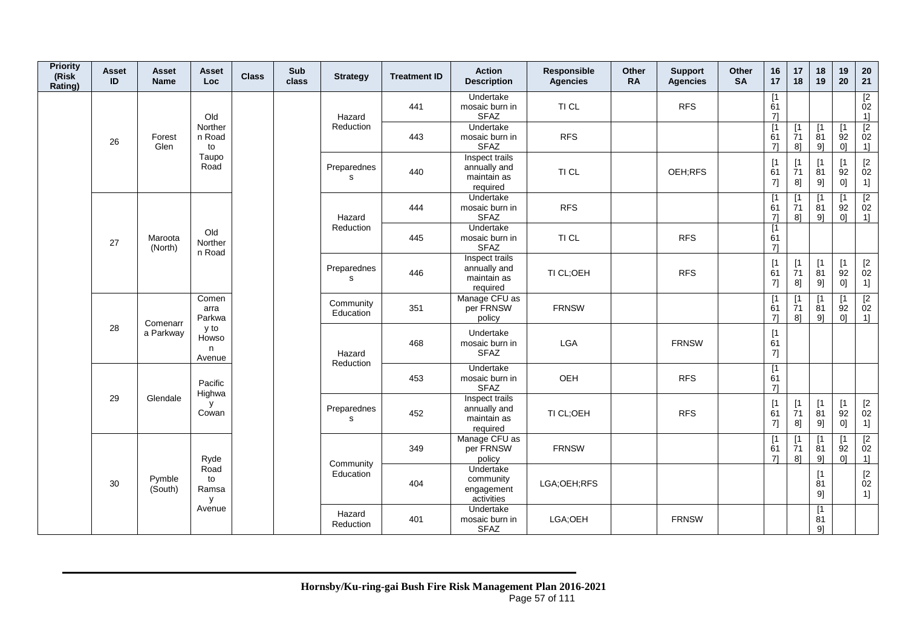| Priority (Risk Rating) | Asset ID | Asset Name | Asset Loc | Class | Sub class | Strategy | Treatment ID | Action Description | Responsible Agencies | Other RA | Support Agencies | Other SA | 16 17 | 17 18 | 18 19 | 19 20 | 20 21 |
|---|---|---|---|---|---|---|---|---|---|---|---|---|---|---|---|---|---|
| | 26 | Forest Glen | Old Northern Road to Taupo Road | | | Hazard Reduction | 441 | Undertake mosaic burn in SFAZ | TI CL | | RFS | | [1617] | | | | [2021] |
| | | | | | | | 443 | Undertake mosaic burn in SFAZ | RFS | | | | [1617] | [1718] | [1819] | [1920] | [2021] |
| | | | | | | Preparedness | 440 | Inspect trails annually and maintain as required | TI CL | | OEH;RFS | | [1617] | [1718] | [1819] | [1920] | [2021] |
| | 27 | Maroota (North) | Old Northern Road | | | Hazard Reduction | 444 | Undertake mosaic burn in SFAZ | RFS | | | | [1617] | [1718] | [1819] | [1920] | [2021] |
| | | | | | | | 445 | Undertake mosaic burn in SFAZ | TI CL | | RFS | | [1617] | | | | |
| | | | | | | Preparedness | 446 | Inspect trails annually and maintain as required | TI CL;OEH | | RFS | | [1617] | [1718] | [1819] | [1920] | [2021] |
| | 28 | Comenarra Parkway | Comenarra Parkway to Howson Avenue | | | Community Education | 351 | Manage CFU as per FRNSW policy | FRNSW | | | | [1617] | [1718] | [1819] | [1920] | [2021] |
| | | | | | | Hazard Reduction | 468 | Undertake mosaic burn in SFAZ | LGA | | FRNSW | | [1617] | | | | |
| | 29 | Glendale | Pacific Highway Cowan | | | | 453 | Undertake mosaic burn in SFAZ | OEH | | RFS | | [1617] | | | | |
| | | | | | | Preparedness | 452 | Inspect trails annually and maintain as required | TI CL;OEH | | RFS | | [1617] | [1718] | [1819] | [1920] | [2021] |
| | 30 | Pymble (South) | Ryde Road to Ramsay Avenue | | | Community Education | 349 | Manage CFU as per FRNSW policy | FRNSW | | | | [1617] | [1718] | [1819] | [1920] | [2021] |
| | | | | | | | 404 | Undertake community engagement activities | LGA;OEH;RFS | | | | | | [1819] | | [2021] |
| | | | | | | Hazard Reduction | 401 | Undertake mosaic burn in SFAZ | LGA;OEH | | FRNSW | | | | [1819] | | |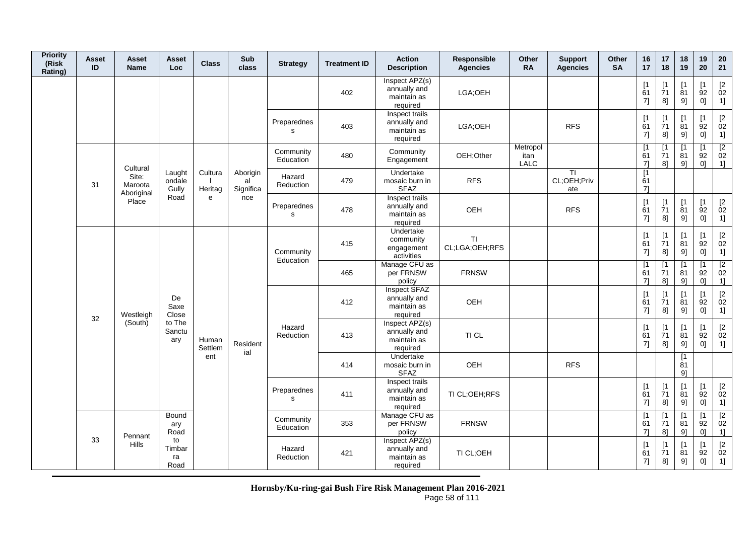| Priority (Risk Rating) | Asset ID | Asset Name | Asset Loc | Class | Sub class | Strategy | Treatment ID | Action Description | Responsible Agencies | Other RA | Support Agencies | Other SA | 16 17 | 17 18 | 18 19 | 19 20 | 20 21 |
|---|---|---|---|---|---|---|---|---|---|---|---|---|---|---|---|---|---|
| | | | | | | | 402 | Inspect APZ(s) annually and maintain as required | LGA;OEH | | | | [1617] | [1718] | [1819] | [1920] | [2021] |
| | | | | | | Preparedness | 403 | Inspect trails annually and maintain as required | LGA;OEH | | RFS | | [1617] | [1718] | [1819] | [1920] | [2021] |
| | 31 | Cultural Site: Maroota Aboriginal Place | Laughtondale Gully Road | Cultural Heritage | Aboriginal Significance | Community Education | 480 | Community Engagement | OEH;Other | Metropolitan LALC | | | [1617] | [1718] | [1819] | [1920] | [2021] |
| | | | | | | Hazard Reduction | 479 | Undertake mosaic burn in SFAZ | RFS | | TI CL;OEH;Private | | [1617] | | | | |
| | | | | | | Preparedness | 478 | Inspect trails annually and maintain as required | OEH | | RFS | | [1617] | [1718] | [1819] | [1920] | [2021] |
| | 32 | Westleigh (South) | De Saxe Close to The Sanctuary | Human Settlement | Residential | Community Education | 415 | Undertake community engagement activities | TI CL;LGA;OEH;RFS | | | | [1617] | [1718] | [1819] | [1920] | [2021] |
| | | | | | | | 465 | Manage CFU as per FRNSW policy | FRNSW | | | | [1617] | [1718] | [1819] | [1920] | [2021] |
| | | | | | | Hazard Reduction | 412 | Inspect SFAZ annually and maintain as required | OEH | | | | [1617] | [1718] | [1819] | [1920] | [2021] |
| | | | | | | | 413 | Inspect APZ(s) annually and maintain as required | TI CL | | | | [1617] | [1718] | [1819] | [1920] | [2021] |
| | | | | | | | 414 | Undertake mosaic burn in SFAZ | OEH | | RFS | | | | [1819] | | |
| | | | | | | Preparedness | 411 | Inspect trails annually and maintain as required | TI CL;OEH;RFS | | | | [1617] | [1718] | [1819] | [1920] | [2021] |
| | 33 | Pennant Hills | Boundary Road to Timbarra Road | | | Community Education | 353 | Manage CFU as per FRNSW policy | FRNSW | | | | [1617] | [1718] | [1819] | [1920] | [2021] |
| | | | | | | Hazard Reduction | 421 | Inspect APZ(s) annually and maintain as required | TI CL;OEH | | | | [1617] | [1718] | [1819] | [1920] | [2021] |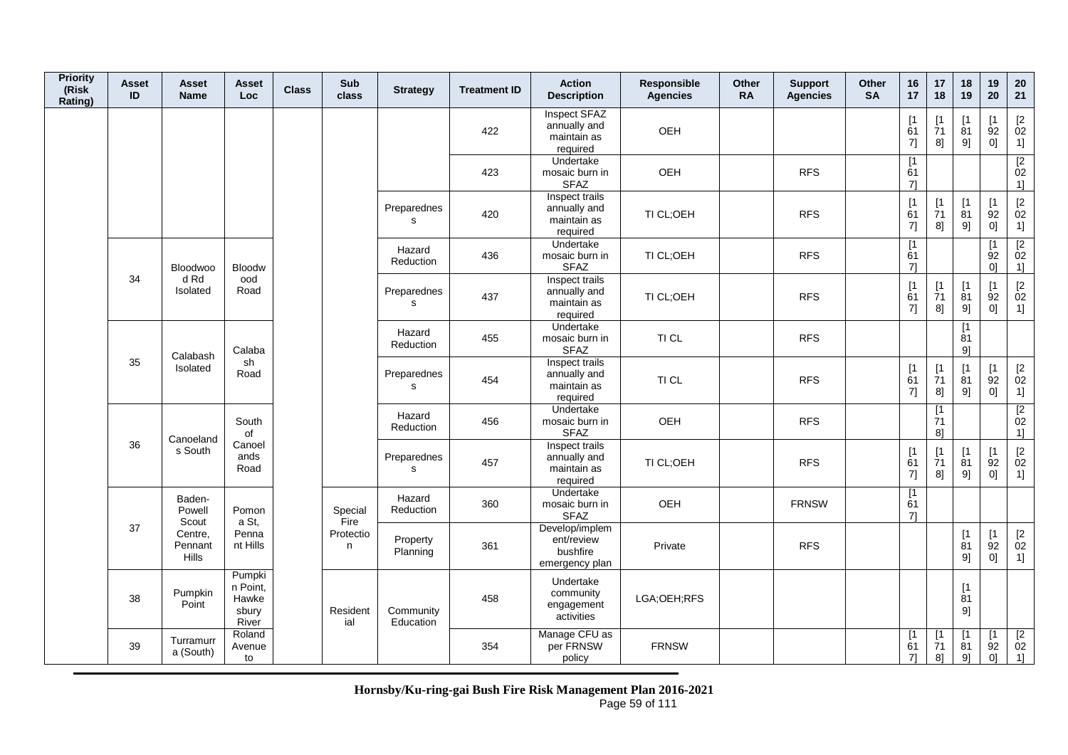| Priority (Risk Rating) | Asset ID | Asset Name | Asset Loc | Class | Sub class | Strategy | Treatment ID | Action Description | Responsible Agencies | Other RA | Support Agencies | Other SA | 16 17 | 17 18 | 18 19 | 19 20 | 20 21 |
|---|---|---|---|---|---|---|---|---|---|---|---|---|---|---|---|---|---|
| | | | | | | | 422 | Inspect SFAZ annually and maintain as required | OEH | | | | [1617] | [1718] | [1819] | [1920] | [2021] |
| | | | | | | | 423 | Undertake mosaic burn in SFAZ | OEH | | RFS | | [1617] | | | | [2021] |
| | | | | | | Preparedness | 420 | Inspect trails annually and maintain as required | TI CL;OEH | | RFS | | [1617] | [1718] | [1819] | [1920] | [2021] |
| | 34 | Bloodwood Rd Isolated | Bloodwood Road | | | Hazard Reduction | 436 | Undertake mosaic burn in SFAZ | TI CL;OEH | | RFS | | [1617] | | | [1920] | [2021] |
| | | | | | | Preparedness | 437 | Inspect trails annually and maintain as required | TI CL;OEH | | RFS | | [1617] | [1718] | [1819] | [1920] | [2021] |
| | 35 | Calabash Isolated | Calabash Road | | | Hazard Reduction | 455 | Undertake mosaic burn in SFAZ | TI CL | | RFS | | | | [1819] | | |
| | | | | | | Preparedness | 454 | Inspect trails annually and maintain as required | TI CL | | RFS | | [1617] | [1718] | [1819] | [1920] | [2021] |
| | 36 | Canoelands South | South of Canoelands Road | | | Hazard Reduction | 456 | Undertake mosaic burn in SFAZ | OEH | | RFS | | | [1718] | | | [2021] |
| | | | | | | Preparedness | 457 | Inspect trails annually and maintain as required | TI CL;OEH | | RFS | | [1617] | [1718] | [1819] | [1920] | [2021] |
| | 37 | Baden-Powell Scout Centre, Pennant Hills | Pomona St, Pennant Hills | | Special Fire Protection | Hazard Reduction | 360 | Undertake mosaic burn in SFAZ | OEH | | FRNSW | | [1617] | | | | |
| | | | | | | Property Planning | 361 | Develop/implement/review bushfire emergency plan | Private | | RFS | | | | [1819] | [1920] | [2021] |
| | 38 | Pumpkin Point | Pumpkin Point, Hawkesbury River | | Residential | Community Education | 458 | Undertake community engagement activities | LGA;OEH;RFS | | | | | | [1819] | | |
| | 39 | Turramurra (South) | Roland Avenue to | | | | 354 | Manage CFU as per FRNSW policy | FRNSW | | | | [1617] | [1718] | [1819] | [1920] | [2021] |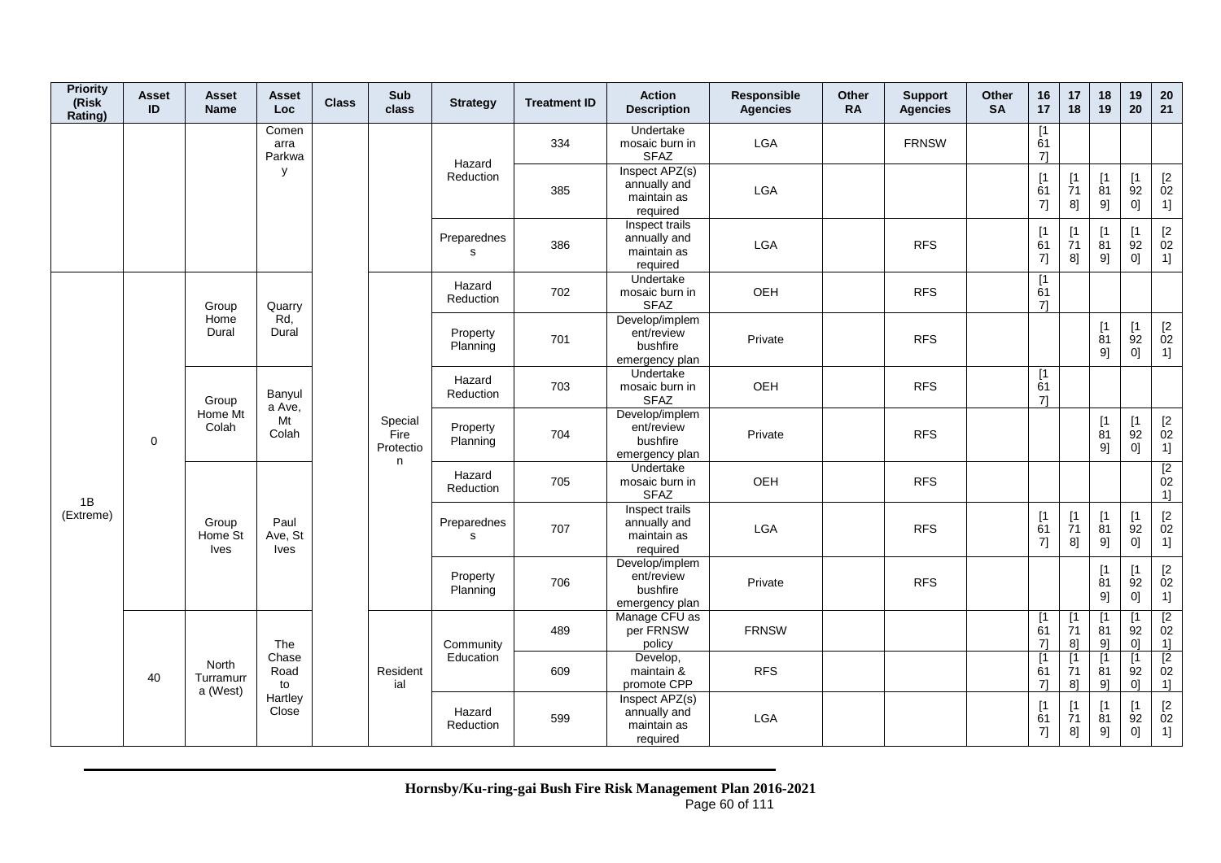| Priority (Risk Rating) | Asset ID | Asset Name | Asset Loc | Class | Sub class | Strategy | Treatment ID | Action Description | Responsible Agencies | Other RA | Support Agencies | Other SA | 16 17 | 17 18 | 18 19 | 19 20 | 20 21 |
|---|---|---|---|---|---|---|---|---|---|---|---|---|---|---|---|---|---|
| | | | Comenarra Parkway | | | Hazard Reduction | 334 | Undertake mosaic burn in SFAZ | LGA | | FRNSW | | [1617] | | | | |
| | | | | | | | 385 | Inspect APZ(s) annually and maintain as required | LGA | | | | [1617] | [1718] | [1819] | [1920] | [2021] |
| | | | | | | Preparedness | 386 | Inspect trails annually and maintain as required | LGA | | RFS | | [1617] | [1718] | [1819] | [1920] | [2021] |
| 1B (Extreme) | 0 | Group Home Dural | Quarry Rd, Dural | | Special Fire Protection | Hazard Reduction | 702 | Undertake mosaic burn in SFAZ | OEH | | RFS | | [1617] | | | | |
| | | | | | | Property Planning | 701 | Develop/implement/review bushfire emergency plan | Private | | RFS | | | | [1819] | [1920] | [2021] |
| | | Group Home Mt Colah | Banyula Ave, Mt Colah | | | Hazard Reduction | 703 | Undertake mosaic burn in SFAZ | OEH | | RFS | | [1617] | | | | |
| | | | | | | Property Planning | 704 | Develop/implement/review bushfire emergency plan | Private | | RFS | | | | [1819] | [1920] | [2021] |
| | | Group Home St Ives | Paul Ave, St Ives | | | Hazard Reduction | 705 | Undertake mosaic burn in SFAZ | OEH | | RFS | | | | | | [2021] |
| | | | | | | Preparedness | 707 | Inspect trails annually and maintain as required | LGA | | RFS | | [1617] | [1718] | [1819] | [1920] | [2021] |
| | | | | | | Property Planning | 706 | Develop/implement/review bushfire emergency plan | Private | | RFS | | | | [1819] | [1920] | [2021] |
| | 40 | North Turramurra (West) | The Chase Road to Hartley Close | | Residential | Community Education | 489 | Manage CFU as per FRNSW policy | FRNSW | | | | [1617] | [1718] | [1819] | [1920] | [2021] |
| | | | | | | | 609 | Develop, maintain & promote CPP | RFS | | | | [1617] | [1718] | [1819] | [1920] | [2021] |
| | | | | | | Hazard Reduction | 599 | Inspect APZ(s) annually and maintain as required | LGA | | | | [1617] | [1718] | [1819] | [1920] | [2021] |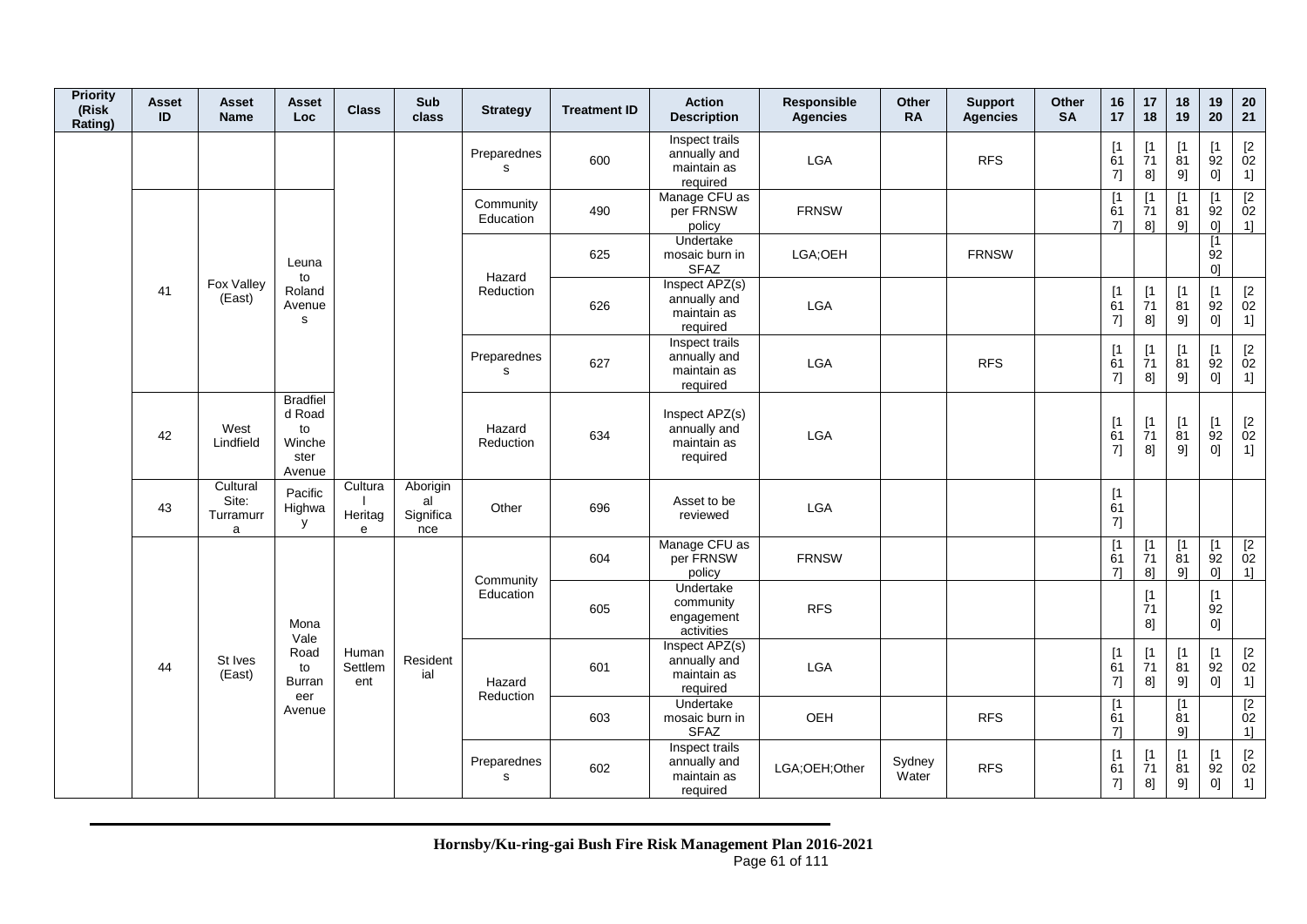| Priority (Risk Rating) | Asset ID | Asset Name | Asset Loc | Class | Sub class | Strategy | Treatment ID | Action Description | Responsible Agencies | Other RA | Support Agencies | Other SA | 16 17 | 17 18 | 18 19 | 19 20 | 20 21 |
|---|---|---|---|---|---|---|---|---|---|---|---|---|---|---|---|---|---|
| | | | | | | Preparedness | 600 | Inspect trails annually and maintain as required | LGA | | RFS | | [1617] | [1718] | [1819] | [1920] | [2021] |
| | 41 | Fox Valley (East) | Leuna to Roland Avenues | | | Community Education | 490 | Manage CFU as per FRNSW policy | FRNSW | | | | [1617] | [1718] | [1819] | [1920] | [2021] |
| | | | | | | Hazard Reduction | 625 | Undertake mosaic burn in SFAZ | LGA;OEH | | FRNSW | | | | | [1920] | |
| | | | | | | | 626 | Inspect APZ(s) annually and maintain as required | LGA | | | | [1617] | [1718] | [1819] | [1920] | [2021] |
| | | | | | | Preparedness | 627 | Inspect trails annually and maintain as required | LGA | | RFS | | [1617] | [1718] | [1819] | [1920] | [2021] |
| | 42 | West Lindfield | Bradfield Road to Winchester Avenue | | | Hazard Reduction | 634 | Inspect APZ(s) annually and maintain as required | LGA | | | | [1617] | [1718] | [1819] | [1920] | [2021] |
| | 43 | Cultural Site: Turramurra | Pacific Highway | Cultural Heritage | Aboriginal Significance | Other | 696 | Asset to be reviewed | LGA | | | | [1617] | | | | |
| | 44 | St Ives (East) | Mona Vale Road to Burraneer Avenue | Human Settlement | Residential | Community Education | 604 | Manage CFU as per FRNSW policy | FRNSW | | | | [1617] | [1718] | [1819] | [1920] | [2021] |
| | | | | | | | 605 | Undertake community engagement activities | RFS | | | | | [1718] | | [1920] | |
| | | | | | | Hazard Reduction | 601 | Inspect APZ(s) annually and maintain as required | LGA | | | | [1617] | [1718] | [1819] | [1920] | [2021] |
| | | | | | | | 603 | Undertake mosaic burn in SFAZ | OEH | | RFS | | [1617] | | [1819] | | [2021] |
| | | | | | | Preparedness | 602 | Inspect trails annually and maintain as required | LGA;OEH;Other | Sydney Water | RFS | | [1617] | [1718] | [1819] | [1920] | [2021] |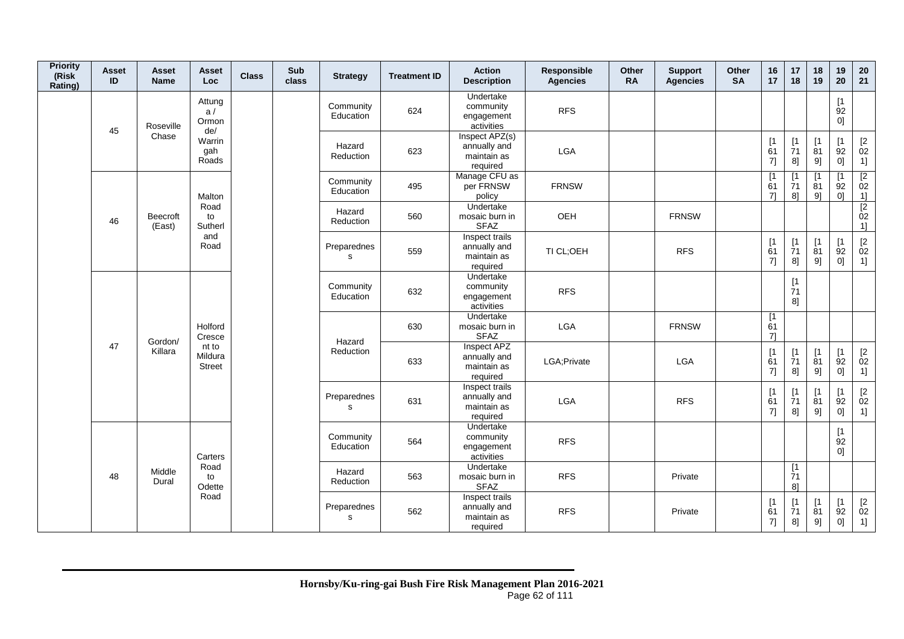| Priority (Risk Rating) | Asset ID | Asset Name | Asset Loc | Class | Sub class | Strategy | Treatment ID | Action Description | Responsible Agencies | Other RA | Support Agencies | Other SA | 16 17 | 17 18 | 18 19 | 19 20 | 20 21 |
|---|---|---|---|---|---|---|---|---|---|---|---|---|---|---|---|---|---|
| | 45 | Roseville Chase | Attunga / Ormonde/ Warringah Roads | | | Community Education | 624 | Undertake community engagement activities | RFS | | | | | | | [1920] | |
| | | | | | | Hazard Reduction | 623 | Inspect APZ(s) annually and maintain as required | LGA | | | | [1617] | [1718] | [1819] | [1920] | [2021] |
| | 46 | Beecroft (East) | Malton Road to Sutherland Road | | | Community Education | 495 | Manage CFU as per FRNSW policy | FRNSW | | | | [1617] | [1718] | [1819] | [1920] | [2021] |
| | | | | | | Hazard Reduction | 560 | Undertake mosaic burn in SFAZ | OEH | | FRNSW | | | | | | [2021] |
| | | | | | | Preparedness | 559 | Inspect trails annually and maintain as required | TI CL;OEH | | RFS | | [1617] | [1718] | [1819] | [1920] | [2021] |
| | 47 | Gordon/ Killara | Holford Crescent to Mildura Street | | | Community Education | 632 | Undertake community engagement activities | RFS | | | | | [1718] | | | |
| | | | | | | Hazard Reduction | 630 | Undertake mosaic burn in SFAZ | LGA | | FRNSW | | [1617] | | | | |
| | | | | | | | 633 | Inspect APZ annually and maintain as required | LGA;Private | | LGA | | [1617] | [1718] | [1819] | [1920] | [2021] |
| | | | | | | Preparedness | 631 | Inspect trails annually and maintain as required | LGA | | RFS | | [1617] | [1718] | [1819] | [1920] | [2021] |
| | 48 | Middle Dural | Carters Road to Odette Road | | | Community Education | 564 | Undertake community engagement activities | RFS | | | | | | | [1920] | |
| | | | | | | Hazard Reduction | 563 | Undertake mosaic burn in SFAZ | RFS | | Private | | | [1718] | | | |
| | | | | | | Preparedness | 562 | Inspect trails annually and maintain as required | RFS | | Private | | [1617] | [1718] | [1819] | [1920] | [2021] |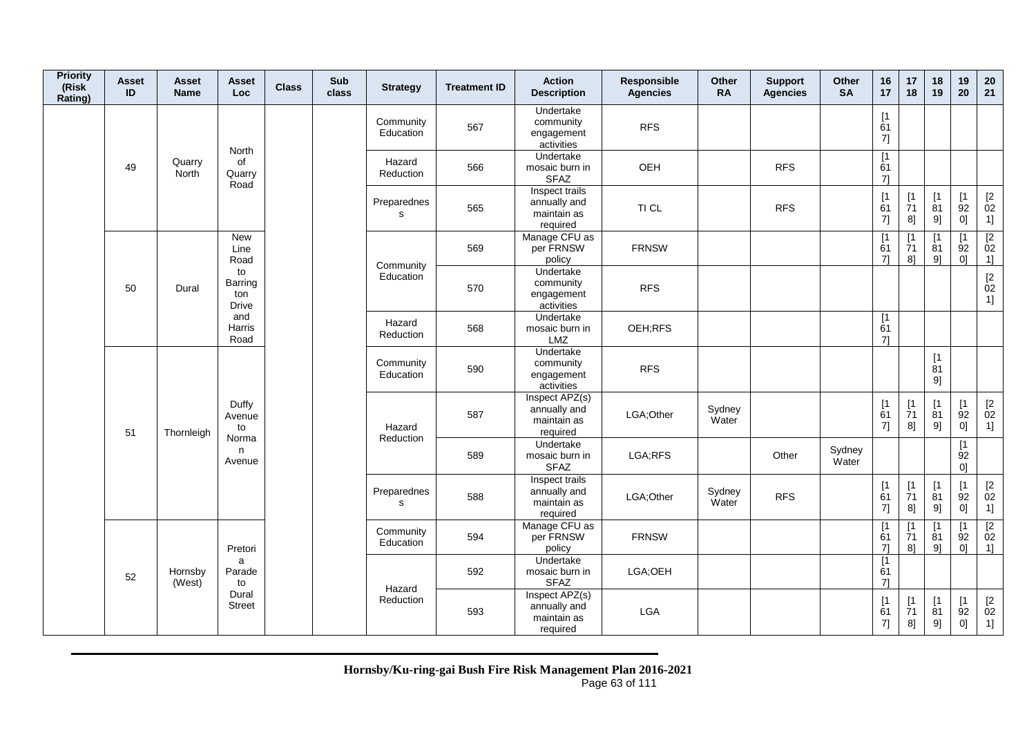| Priority (Risk Rating) | Asset ID | Asset Name | Asset Loc | Class | Sub class | Strategy | Treatment ID | Action Description | Responsible Agencies | Other RA | Support Agencies | Other SA | 16 17 | 17 18 | 18 19 | 19 20 | 20 21 |
|---|---|---|---|---|---|---|---|---|---|---|---|---|---|---|---|---|---|
| | 49 | Quarry North | North of Quarry Road | | | Community Education | 567 | Undertake community engagement activities | RFS | | | | [1617] | | | | |
| | | | | | | Hazard Reduction | 566 | Undertake mosaic burn in SFAZ | OEH | | RFS | | [1617] | | | | |
| | | | | | | Preparedness | 565 | Inspect trails annually and maintain as required | TI CL | | RFS | | [1617] | [1718] | [1819] | [1920] | [2021] |
| | 50 | Dural | New Line Road to Barrington Drive and Harris Road | | | Community Education | 569 | Manage CFU as per FRNSW policy | FRNSW | | | | [1617] | [1718] | [1819] | [1920] | [2021] |
| | | | | | | | 570 | Undertake community engagement activities | RFS | | | | | | | | [2021] |
| | | | | | | Hazard Reduction | 568 | Undertake mosaic burn in LMZ | OEH;RFS | | | | [1617] | | | | |
| | 51 | Thornleigh | Duffy Avenue to Norman Avenue | | | Community Education | 590 | Undertake community engagement activities | RFS | | | | | | [1819] | | |
| | | | | | | Hazard Reduction | 587 | Inspect APZ(s) annually and maintain as required | LGA;Other | Sydney Water | | | [1617] | [1718] | [1819] | [1920] | [2021] |
| | | | | | | | 589 | Undertake mosaic burn in SFAZ | LGA;RFS | | Other | Sydney Water | | | | [1920] | |
| | | | | | | Preparedness | 588 | Inspect trails annually and maintain as required | LGA;Other | Sydney Water | RFS | | [1617] | [1718] | [1819] | [1920] | [2021] |
| | 52 | Hornsby (West) | Pretoria Parade to Dural Street | | | Community Education | 594 | Manage CFU as per FRNSW policy | FRNSW | | | | [1617] | [1718] | [1819] | [1920] | [2021] |
| | | | | | | Hazard Reduction | 592 | Undertake mosaic burn in SFAZ | LGA;OEH | | | | [1617] | | | | |
| | | | | | | | 593 | Inspect APZ(s) annually and maintain as required | LGA | | | | [1617] | [1718] | [1819] | [1920] | [2021] |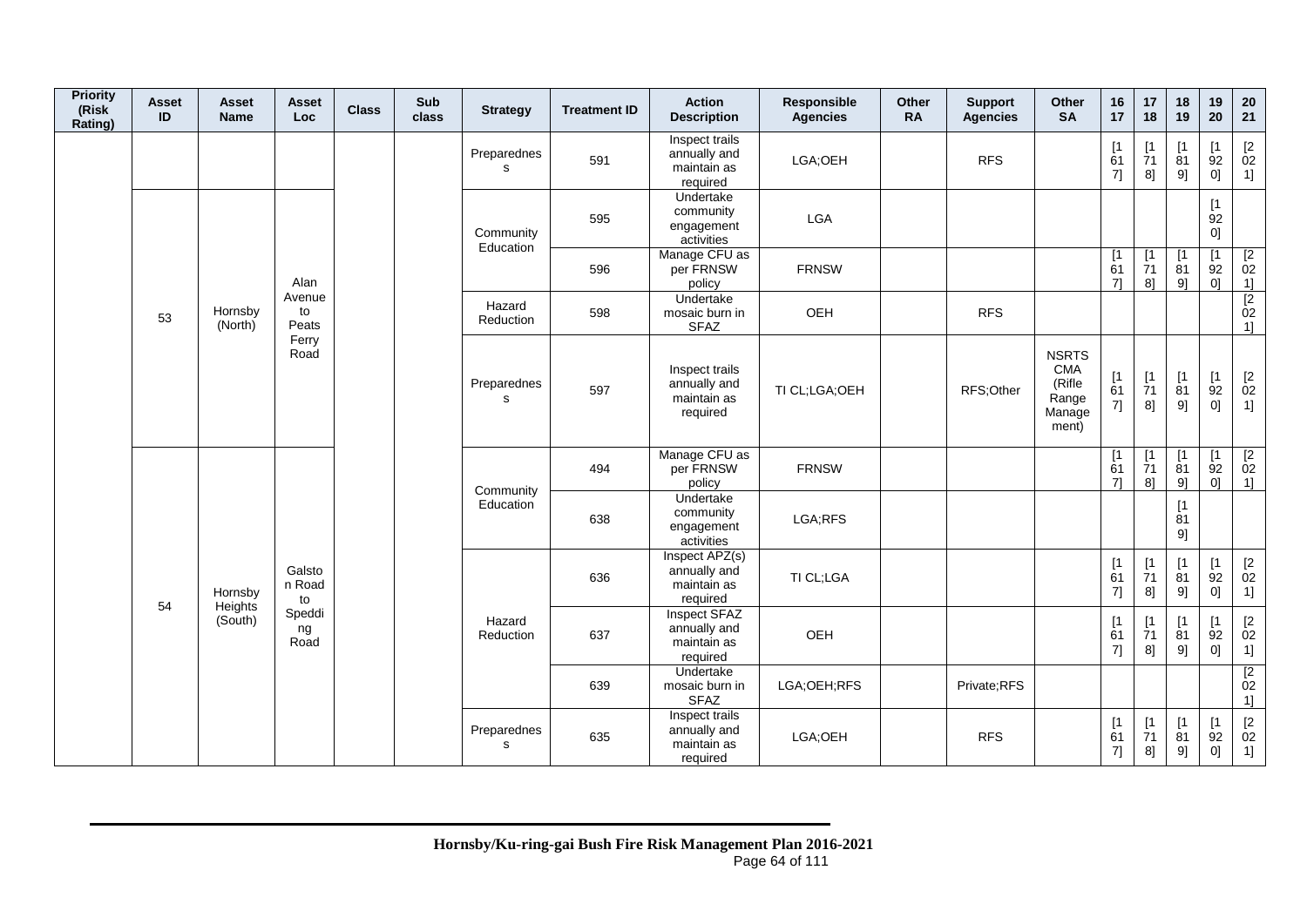| Priority (Risk Rating) | Asset ID | Asset Name | Asset Loc | Class | Sub class | Strategy | Treatment ID | Action Description | Responsible Agencies | Other RA | Support Agencies | Other SA | 16 17 | 17 18 | 18 19 | 19 20 | 20 21 |
|---|---|---|---|---|---|---|---|---|---|---|---|---|---|---|---|---|---|
| | | | | | | Preparedness | 591 | Inspect trails annually and maintain as required | LGA;OEH | | RFS | | [1617] | [1718] | [1819] | [1920] | [2021] |
| | 53 | Hornsby (North) | Alan Avenue to Peats Ferry Road | | | Community Education | 595 | Undertake community engagement activities | LGA | | | | | | | [1920] | |
| | | | | | | | 596 | Manage CFU as per FRNSW policy | FRNSW | | | | [1617] | [1718] | [1819] | [1920] | [2021] |
| | | | | | | Hazard Reduction | 598 | Undertake mosaic burn in SFAZ | OEH | | RFS | | | | | | [2021] |
| | | | | | | Preparedness | 597 | Inspect trails annually and maintain as required | TI CL;LGA;OEH | | RFS;Other | NSRTS CMA (Rifle Range Management) | [1617] | [1718] | [1819] | [1920] | [2021] |
| | 54 | Hornsby Heights (South) | Galston Road to Speddi ng Road | | | Community Education | 494 | Manage CFU as per FRNSW policy | FRNSW | | | | [1617] | [1718] | [1819] | [1920] | [2021] |
| | | | | | | | 638 | Undertake community engagement activities | LGA;RFS | | | | | | [1819] | | |
| | | | | | | Hazard Reduction | 636 | Inspect APZ(s) annually and maintain as required | TI CL;LGA | | | | [1617] | [1718] | [1819] | [1920] | [2021] |
| | | | | | | | 637 | Inspect SFAZ annually and maintain as required | OEH | | | | [1617] | [1718] | [1819] | [1920] | [2021] |
| | | | | | | | 639 | Undertake mosaic burn in SFAZ | LGA;OEH;RFS | | Private;RFS | | | | | | [2021] |
| | | | | | | Preparedness | 635 | Inspect trails annually and maintain as required | LGA;OEH | | RFS | | [1617] | [1718] | [1819] | [1920] | [2021] |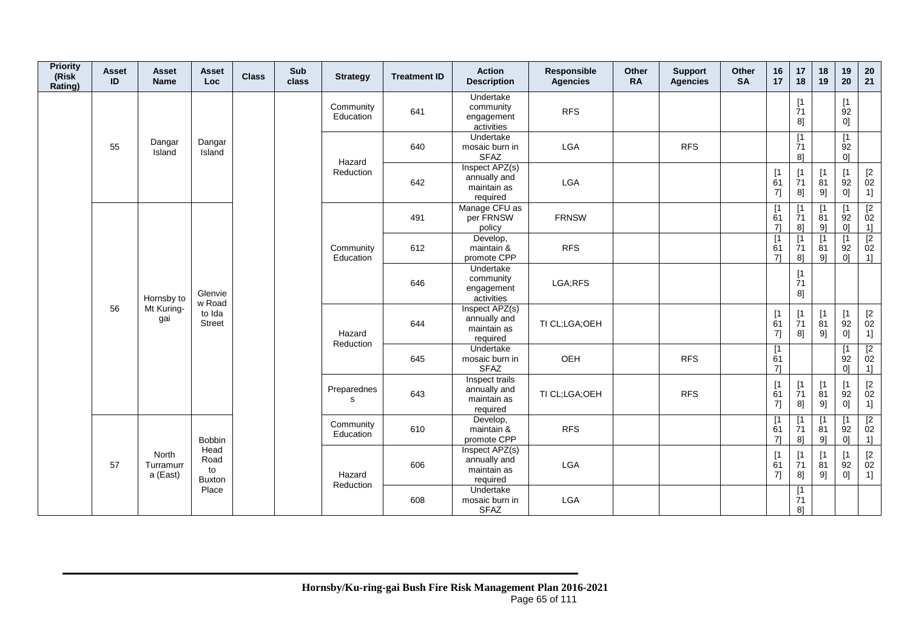| Priority (Risk Rating) | Asset ID | Asset Name | Asset Loc | Class | Sub class | Strategy | Treatment ID | Action Description | Responsible Agencies | Other RA | Support Agencies | Other SA | 16 17 | 17 18 | 18 19 | 19 20 | 20 21 |
|---|---|---|---|---|---|---|---|---|---|---|---|---|---|---|---|---|---|
| | 55 | Dangar Island | Dangar Island | | | Community Education | 641 | Undertake community engagement activities | RFS | | | | | [1718] | | [1920] | |
| | | | | | | Hazard Reduction | 640 | Undertake mosaic burn in SFAZ | LGA | | RFS | | | [1718] | | [1920] | |
| | | | | | | | 642 | Inspect APZ(s) annually and maintain as required | LGA | | | | [1617] | [1718] | [1819] | [1920] | [2021] |
| | 56 | Hornsby to Mt Kuring-gai | Glenview Road to Ida Street | | | Community Education | 491 | Manage CFU as per FRNSW policy | FRNSW | | | | [1617] | [1718] | [1819] | [1920] | [2021] |
| | | | | | | | 612 | Develop, maintain & promote CPP | RFS | | | | [1617] | [1718] | [1819] | [1920] | [2021] |
| | | | | | | | 646 | Undertake community engagement activities | LGA;RFS | | | | | [1718] | | | |
| | | | | | | Hazard Reduction | 644 | Inspect APZ(s) annually and maintain as required | TI CL;LGA;OEH | | | | [1617] | [1718] | [1819] | [1920] | [2021] |
| | | | | | | | 645 | Undertake mosaic burn in SFAZ | OEH | | RFS | | [1617] | | | [1920] | [2021] |
| | | | | | | Preparedness | 643 | Inspect trails annually and maintain as required | TI CL;LGA;OEH | | RFS | | [1617] | [1718] | [1819] | [1920] | [2021] |
| | 57 | North Turramurra (East) | Bobbin Head Road to Buxton Place | | | Community Education | 610 | Develop, maintain & promote CPP | RFS | | | | [1617] | [1718] | [1819] | [1920] | [2021] |
| | | | | | | Hazard Reduction | 606 | Inspect APZ(s) annually and maintain as required | LGA | | | | [1617] | [1718] | [1819] | [1920] | [2021] |
| | | | | | | | 608 | Undertake mosaic burn in SFAZ | LGA | | | | | [1718] | | | |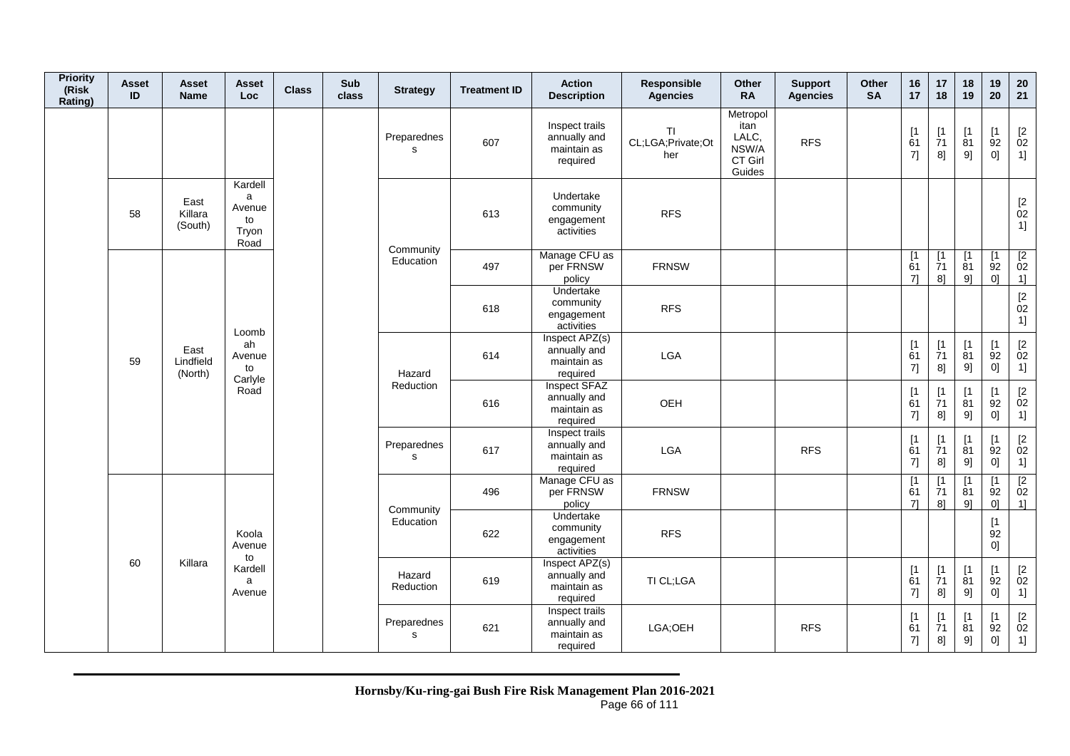| Priority (Risk Rating) | Asset ID | Asset Name | Asset Loc | Class | Sub class | Strategy | Treatment ID | Action Description | Responsible Agencies | Other RA | Support Agencies | Other SA | 16 17 | 17 18 | 18 19 | 19 20 | 20 21 |
|---|---|---|---|---|---|---|---|---|---|---|---|---|---|---|---|---|---|
| | | | | | | Preparedness | 607 | Inspect trails annually and maintain as required | TI CL;LGA;Private;Other | Metropolitan LALC, NSW/ACT Girl Guides | RFS | | [1617] | [1718] | [1819] | [1920] | [2021] |
| | 58 | East Killara (South) | Kardella Avenue to Tryon Road | | | Community Education | 613 | Undertake community engagement activities | RFS | | | | | | | | [2021] |
| | 59 | East Lindfield (North) | Loombah Avenue to Carlyle Road | | | Community Education | 497 | Manage CFU as per FRNSW policy | FRNSW | | | | [1617] | [1718] | [1819] | [1920] | [2021] |
| | | | | | | | 618 | Undertake community engagement activities | RFS | | | | | | | | [2021] |
| | | | | | | Hazard Reduction | 614 | Inspect APZ(s) annually and maintain as required | LGA | | | | [1617] | [1718] | [1819] | [1920] | [2021] |
| | | | | | | | 616 | Inspect SFAZ annually and maintain as required | OEH | | | | [1617] | [1718] | [1819] | [1920] | [2021] |
| | | | | | | Preparedness | 617 | Inspect trails annually and maintain as required | LGA | | RFS | | [1617] | [1718] | [1819] | [1920] | [2021] |
| | 60 | Killara | Koola Avenue to Kardella Avenue | | | Community Education | 496 | Manage CFU as per FRNSW policy | FRNSW | | | | [1617] | [1718] | [1819] | [1920] | [2021] |
| | | | | | | | 622 | Undertake community engagement activities | RFS | | | | | | | [1920] | |
| | | | | | | Hazard Reduction | 619 | Inspect APZ(s) annually and maintain as required | TI CL;LGA | | | | [1617] | [1718] | [1819] | [1920] | [2021] |
| | | | | | | Preparedness | 621 | Inspect trails annually and maintain as required | LGA;OEH | | RFS | | [1617] | [1718] | [1819] | [1920] | [2021] |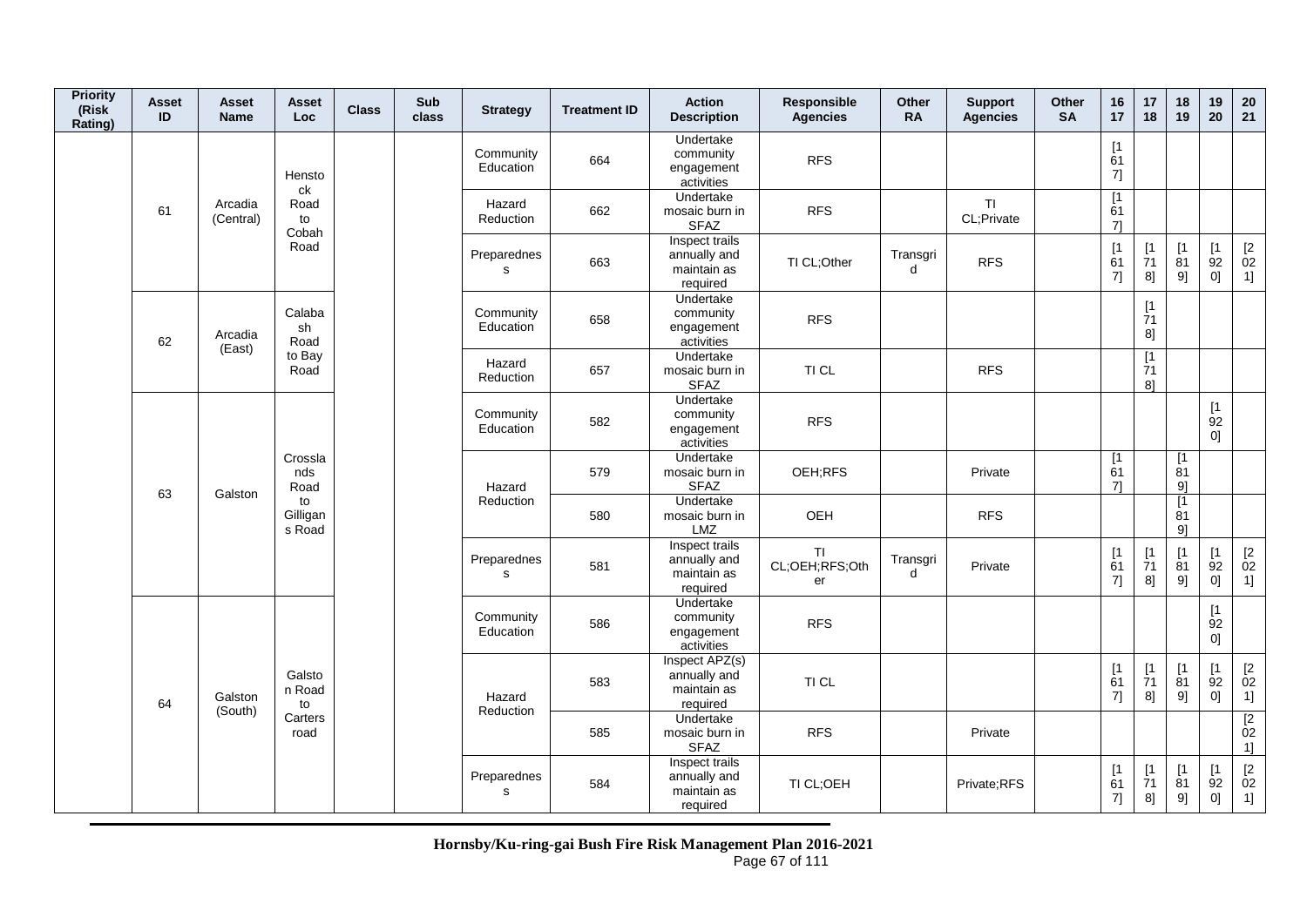| Priority (Risk Rating) | Asset ID | Asset Name | Asset Loc | Class | Sub class | Strategy | Treatment ID | Action Description | Responsible Agencies | Other RA | Support Agencies | Other SA | 16 17 | 17 18 | 18 19 | 19 20 | 20 21 |
|---|---|---|---|---|---|---|---|---|---|---|---|---|---|---|---|---|---|
| | 61 | Arcadia (Central) | Henstock Road to Cobah Road | | | Community Education | 664 | Undertake community engagement activities | RFS | | | | [1617] | | | | |
| | | | | | | Hazard Reduction | 662 | Undertake mosaic burn in SFAZ | RFS | | TI CL;Private | | [1617] | | | | |
| | | | | | | Preparedness | 663 | Inspect trails annually and maintain as required | TI CL;Other | Transgrid | RFS | | [1617] | [1718] | [1819] | [1920] | [2021] |
| | 62 | Arcadia (East) | Calabash Road to Bay Road | | | Community Education | 658 | Undertake community engagement activities | RFS | | | | | [1718] | | | |
| | | | | | | Hazard Reduction | 657 | Undertake mosaic burn in SFAZ | TI CL | | RFS | | | [1718] | | | |
| | 63 | Galston | Crosslands Road to Gilligans Road | | | Community Education | 582 | Undertake community engagement activities | RFS | | | | | | | [1920] | |
| | | | | | | Hazard Reduction | 579 | Undertake mosaic burn in SFAZ | OEH;RFS | | Private | | [1617] | | [1819] | | |
| | | | | | | | 580 | Undertake mosaic burn in LMZ | OEH | | RFS | | | | [1819] | | |
| | | | | | | Preparedness | 581 | Inspect trails annually and maintain as required | TI CL;OEH;RFS;Other | Transgrid | Private | | [1617] | [1718] | [1819] | [1920] | [2021] |
| | 64 | Galston (South) | Galston Road to Carters road | | | Community Education | 586 | Undertake community engagement activities | RFS | | | | | | | [1920] | |
| | | | | | | Hazard Reduction | 583 | Inspect APZ(s) annually and maintain as required | TI CL | | | | [1617] | [1718] | [1819] | [1920] | [2021] |
| | | | | | | | 585 | Undertake mosaic burn in SFAZ | RFS | | Private | | | | | | [2021] |
| | | | | | | Preparedness | 584 | Inspect trails annually and maintain as required | TI CL;OEH | | Private;RFS | | [1617] | [1718] | [1819] | [1920] | [2021] |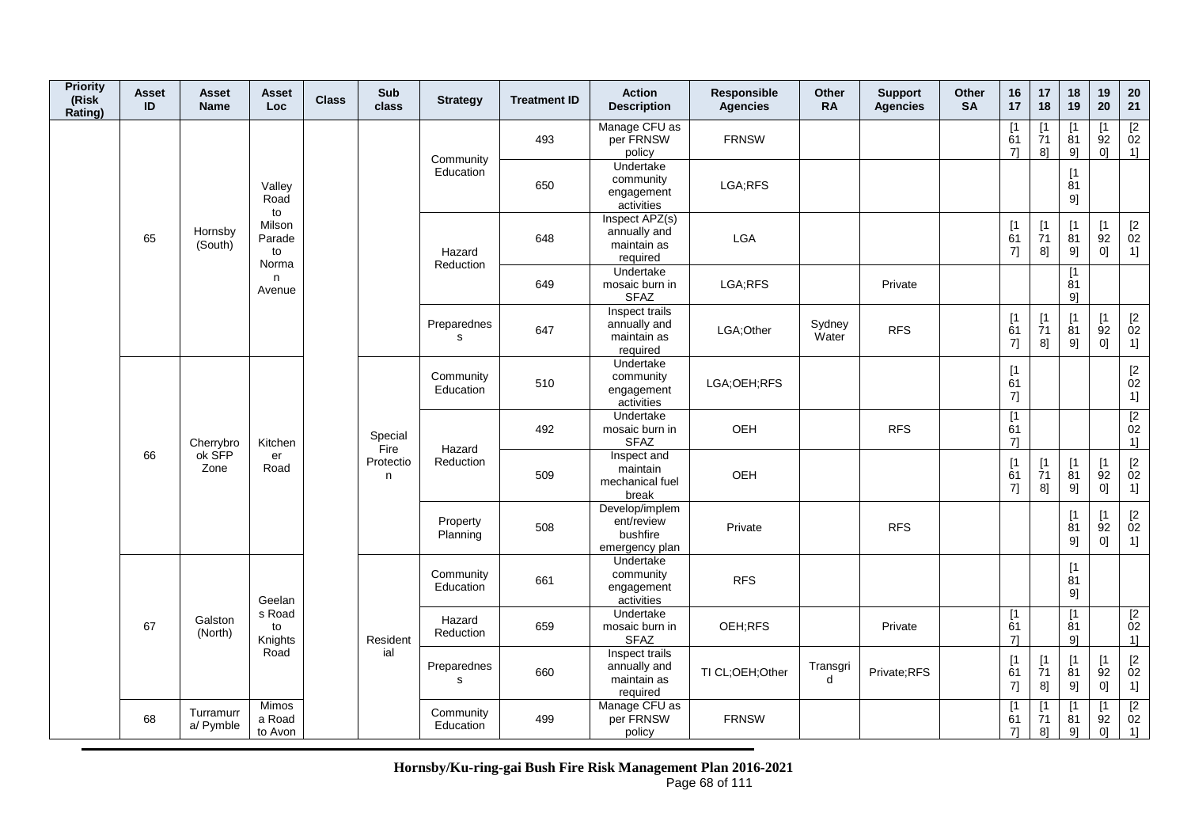| Priority (Risk Rating) | Asset ID | Asset Name | Asset Loc | Class | Sub class | Strategy | Treatment ID | Action Description | Responsible Agencies | Other RA | Support Agencies | Other SA | 16 17 | 17 18 | 18 19 | 19 20 | 20 21 |
|---|---|---|---|---|---|---|---|---|---|---|---|---|---|---|---|---|---|
| | 65 | Hornsby (South) | Valley Road to Milson Parade to Norman Avenue | | | Community Education | 493 | Manage CFU as per FRNSW policy | FRNSW | | | | [1617] | [1718] | [1819] | [1920] | [2021] |
| | | | | | | | 650 | Undertake community engagement activities | LGA;RFS | | | | | | [1819] | | |
| | | | | | | Hazard Reduction | 648 | Inspect APZ(s) annually and maintain as required | LGA | | | | [1617] | [1718] | [1819] | [1920] | [2021] |
| | | | | | | | 649 | Undertake mosaic burn in SFAZ | LGA;RFS | | Private | | | | [1819] | | |
| | | | | | | Preparedness | 647 | Inspect trails annually and maintain as required | LGA;Other | Sydney Water | RFS | | [1617] | [1718] | [1819] | [1920] | [2021] |
| | 66 | Cherrybrook SFP Zone | Kitchener Road | | Special Fire Protection | Community Education | 510 | Undertake community engagement activities | LGA;OEH;RFS | | | | [1617] | | | | [2021] |
| | | | | | | Hazard Reduction | 492 | Undertake mosaic burn in SFAZ | OEH | | RFS | | [1617] | | | | [2021] |
| | | | | | | | 509 | Inspect and maintain mechanical fuel break | OEH | | | | [1617] | [1718] | [1819] | [1920] | [2021] |
| | | | | | | Property Planning | 508 | Develop/implement/review bushfire emergency plan | Private | | RFS | | | | [1819] | [1920] | [2021] |
| | 67 | Galston (North) | Geelans Road to Knights Road | | Residential | Community Education | 661 | Undertake community engagement activities | RFS | | | | | | [1819] | | |
| | | | | | | Hazard Reduction | 659 | Undertake mosaic burn in SFAZ | OEH;RFS | | Private | | [1617] | | [1819] | | [2021] |
| | | | | | | Preparedness | 660 | Inspect trails annually and maintain as required | TI CL;OEH;Other | Transgrid | Private;RFS | | [1617] | [1718] | [1819] | [1920] | [2021] |
| | 68 | Turramurra/ Pymble | Mimosa Road to Avon | | | Community Education | 499 | Manage CFU as per FRNSW policy | FRNSW | | | | [1617] | [1718] | [1819] | [1920] | [2021] |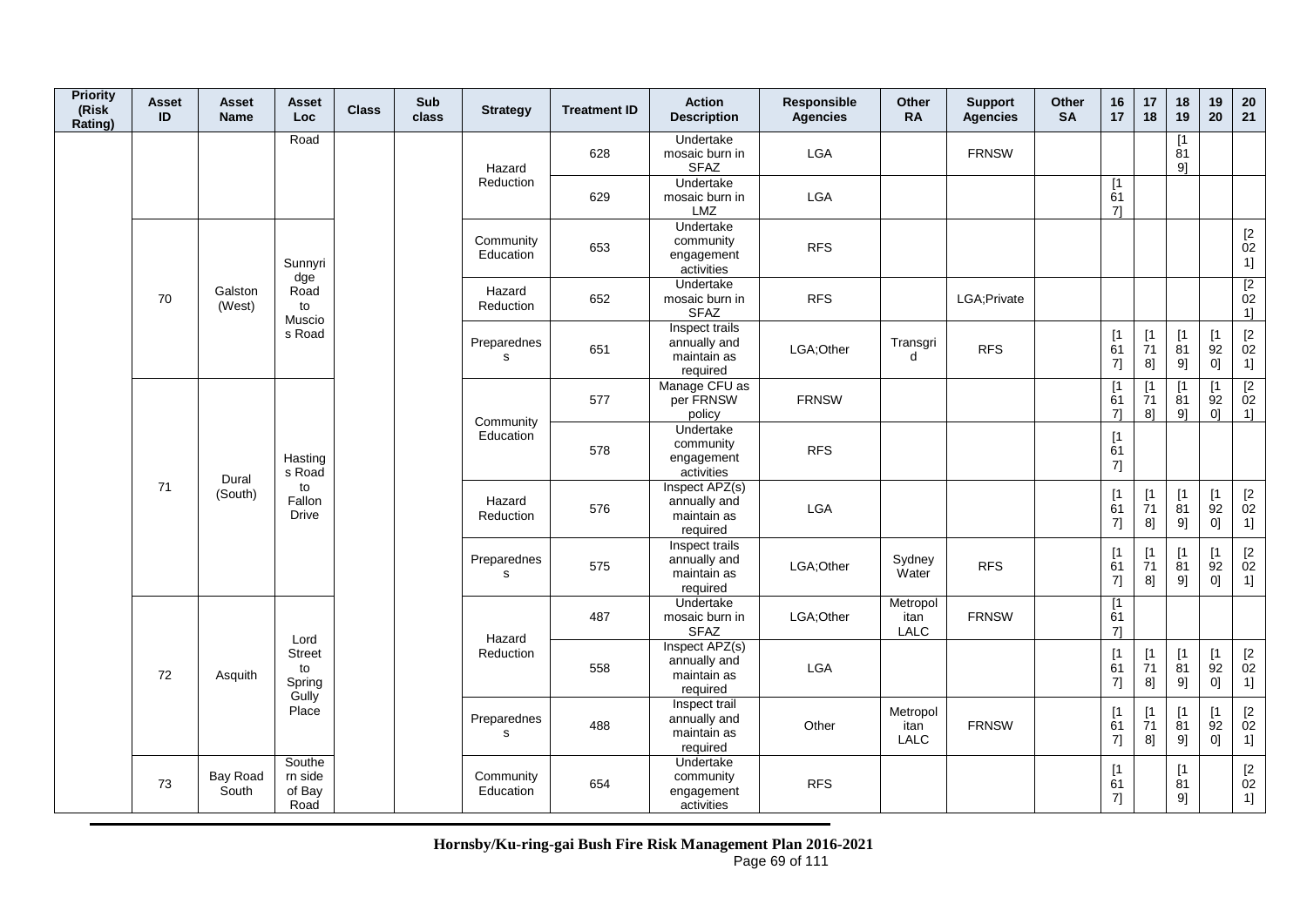| Priority (Risk Rating) | Asset ID | Asset Name | Asset Loc | Class | Sub class | Strategy | Treatment ID | Action Description | Responsible Agencies | Other RA | Support Agencies | Other SA | 16 17 | 17 18 | 18 19 | 19 20 | 20 21 |
|---|---|---|---|---|---|---|---|---|---|---|---|---|---|---|---|---|---|
| | | | Road | | | Hazard Reduction | 628 | Undertake mosaic burn in SFAZ | LGA | | FRNSW | | | | [1819] | | |
| | | | | | | | 629 | Undertake mosaic burn in LMZ | LGA | | | | [1617] | | | | |
| | 70 | Galston (West) | Sunnyridge Road to Muscios Road | | | Community Education | 653 | Undertake community engagement activities | RFS | | | | | | | | [2021] |
| | | | | | | Hazard Reduction | 652 | Undertake mosaic burn in SFAZ | RFS | | LGA;Private | | | | | | [2021] |
| | | | | | | Preparedness | 651 | Inspect trails annually and maintain as required | LGA;Other | Transgrid | RFS | | [1617] | [1718] | [1819] | [1920] | [2021] |
| | 71 | Dural (South) | Hastings Road to Fallon Drive | | | Community Education | 577 | Manage CFU as per FRNSW policy | FRNSW | | | | [1617] | [1718] | [1819] | [1920] | [2021] |
| | | | | | | | 578 | Undertake community engagement activities | RFS | | | | [1617] | | | | |
| | | | | | | Hazard Reduction | 576 | Inspect APZ(s) annually and maintain as required | LGA | | | | [1617] | [1718] | [1819] | [1920] | [2021] |
| | | | | | | Preparedness | 575 | Inspect trails annually and maintain as required | LGA;Other | Sydney Water | RFS | | [1617] | [1718] | [1819] | [1920] | [2021] |
| | 72 | Asquith | Lord Street to Spring Gully Place | | | Hazard Reduction | 487 | Undertake mosaic burn in SFAZ | LGA;Other | Metropolitan LALC | FRNSW | | [1617] | | | | |
| | | | | | | | 558 | Inspect APZ(s) annually and maintain as required | LGA | | | | [1617] | [1718] | [1819] | [1920] | [2021] |
| | | | | | | Preparedness | 488 | Inspect trail annually and maintain as required | Other | Metropolitan LALC | FRNSW | | [1617] | [1718] | [1819] | [1920] | [2021] |
| | 73 | Bay Road South | Southern side of Bay Road | | | Community Education | 654 | Undertake community engagement activities | RFS | | | | [1617] | | [1819] | | [2021] |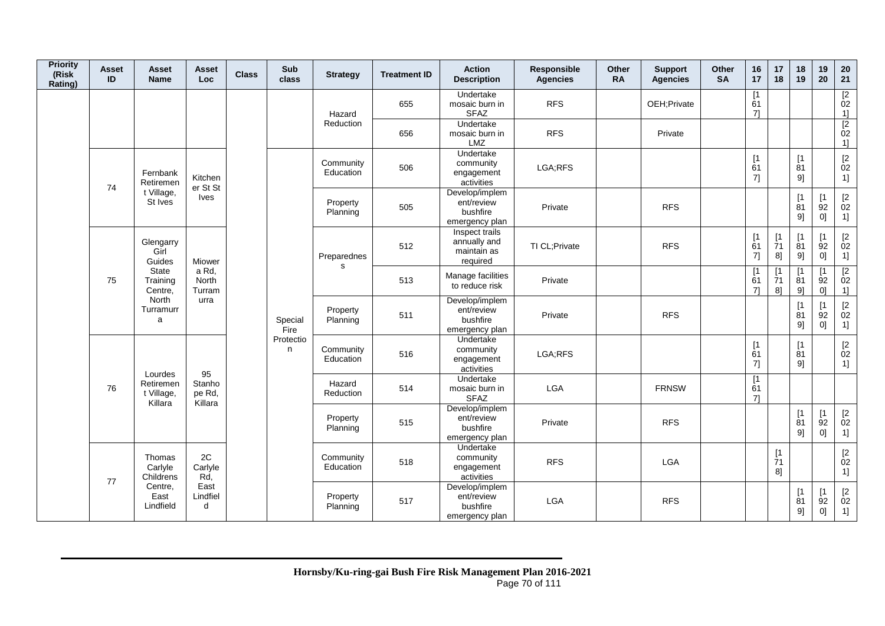| Priority (Risk Rating) | Asset ID | Asset Name | Asset Loc | Class | Sub class | Strategy | Treatment ID | Action Description | Responsible Agencies | Other RA | Support Agencies | Other SA | 16 17 | 17 18 | 18 19 | 19 20 | 20 21 |
|---|---|---|---|---|---|---|---|---|---|---|---|---|---|---|---|---|---|
| | | | | | | Hazard Reduction | 655 | Undertake mosaic burn in SFAZ | RFS | | OEH;Private | | [1617] | | | | [2021] |
| | | | | | | | 656 | Undertake mosaic burn in LMZ | RFS | | Private | | | | | | [2021] |
| | 74 | Fernbank Retirement Village, St Ives | Kitchener St St Ives | | Special Fire Protection | Community Education | 506 | Undertake community engagement activities | LGA;RFS | | | | [1617] | | [1819] | | [2021] |
| | | | | | | Property Planning | 505 | Develop/implement/review bushfire emergency plan | Private | | RFS | | | | [1819] | [1920] | [2021] |
| | 75 | Glengarry Girl Guides State Training Centre, North Turramurra | Miowera Rd, North Turramurra | | | Preparedness | 512 | Inspect trails annually and maintain as required | TI CL;Private | | RFS | | [1617] | [1718] | [1819] | [1920] | [2021] |
| | | | | | | | 513 | Manage facilities to reduce risk | Private | | | | [1617] | [1718] | [1819] | [1920] | [2021] |
| | | | | | | Property Planning | 511 | Develop/implement/review bushfire emergency plan | Private | | RFS | | | | [1819] | [1920] | [2021] |
| | 76 | Lourdes Retirement Village, Killara | 95 Stanhope Rd, Killara | | | Community Education | 516 | Undertake community engagement activities | LGA;RFS | | | | [1617] | | [1819] | | [2021] |
| | | | | | | Hazard Reduction | 514 | Undertake mosaic burn in SFAZ | LGA | | FRNSW | | [1617] | | | | |
| | | | | | | Property Planning | 515 | Develop/implement/review bushfire emergency plan | Private | | RFS | | | | [1819] | [1920] | [2021] |
| | 77 | Thomas Carlyle Childrens Centre, East Lindfield | 2C Carlyle Rd, East Lindfield | | | Community Education | 518 | Undertake community engagement activities | RFS | | LGA | | | [1718] | | | [2021] |
| | | | | | | Property Planning | 517 | Develop/implement/review bushfire emergency plan | LGA | | RFS | | | | [1819] | [1920] | [2021] |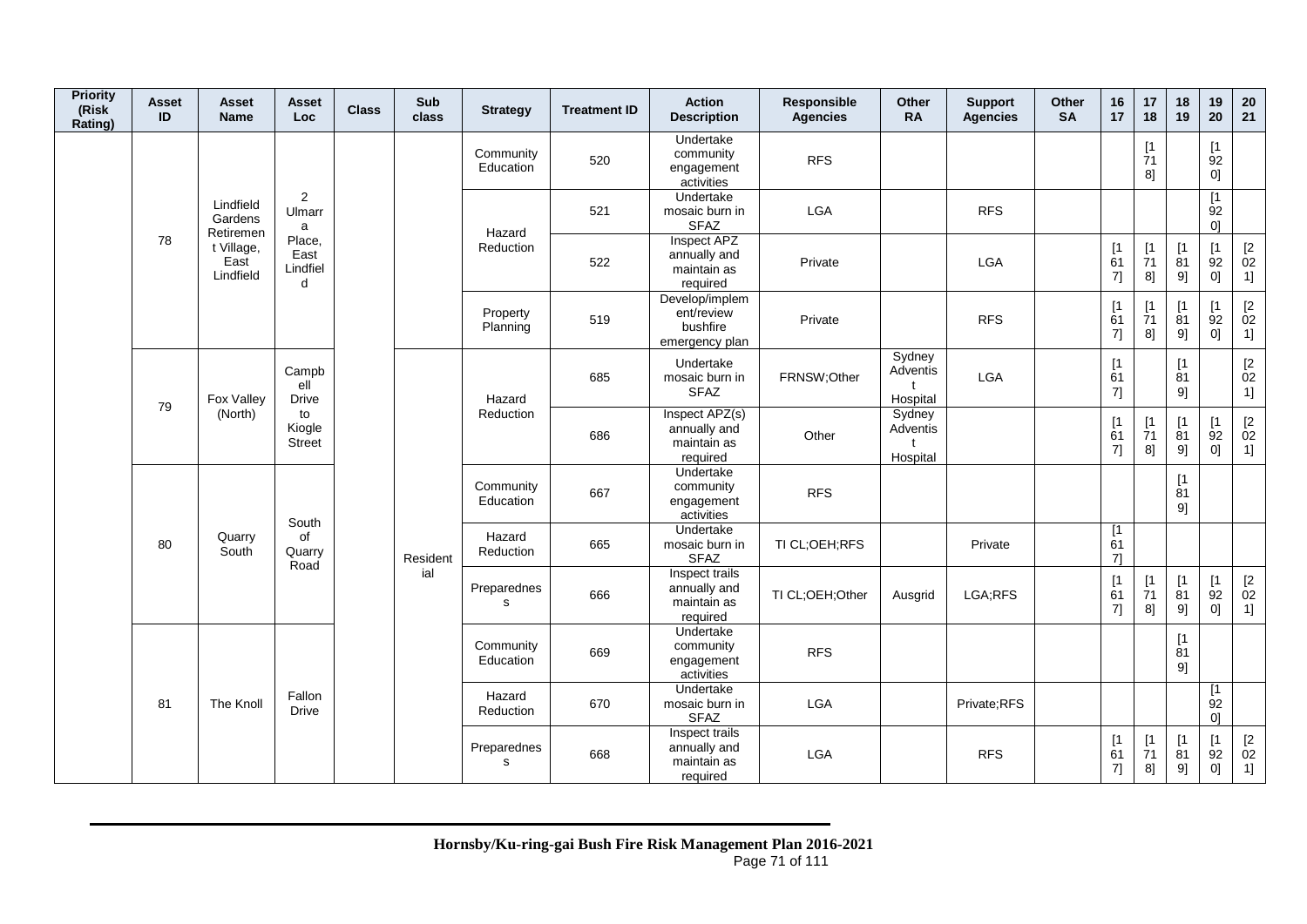| Priority (Risk Rating) | Asset ID | Asset Name | Asset Loc | Class | Sub class | Strategy | Treatment ID | Action Description | Responsible Agencies | Other RA | Support Agencies | Other SA | 16 17 | 17 18 | 18 19 | 19 20 | 20 21 |
|---|---|---|---|---|---|---|---|---|---|---|---|---|---|---|---|---|---|
| | 78 | Lindfield Gardens Retirement Village, East Lindfield | 2 Ulmarra Place, East Lindfield | | | Community Education | 520 | Undertake community engagement activities | RFS | | | | | [1718] | | [1920] | |
| | | | | | | Hazard Reduction | 521 | Undertake mosaic burn in SFAZ | LGA | | RFS | | | | | [1920] | |
| | | | | | | | 522 | Inspect APZ annually and maintain as required | Private | | LGA | | [1617] | [1718] | [1819] | [1920] | [2021] |
| | | | | | | Property Planning | 519 | Develop/implement/review bushfire emergency plan | Private | | RFS | | [1617] | [1718] | [1819] | [1920] | [2021] |
| | 79 | Fox Valley (North) | Campbell Drive to Kiogle Street | | Residential | Hazard Reduction | 685 | Undertake mosaic burn in SFAZ | FRNSW;Other | Sydney Adventist Hospital | LGA | | [1617] | | [1819] | | [2021] |
| | | | | | | | 686 | Inspect APZ(s) annually and maintain as required | Other | Sydney Adventist Hospital | | | [1617] | [1718] | [1819] | [1920] | [2021] |
| | 80 | Quarry South | South of Quarry Road | | | Community Education | 667 | Undertake community engagement activities | RFS | | | | | | [1819] | | |
| | | | | | | Hazard Reduction | 665 | Undertake mosaic burn in SFAZ | TI CL;OEH;RFS | | Private | | [1617] | | | | |
| | | | | | | Preparedness | 666 | Inspect trails annually and maintain as required | TI CL;OEH;Other | Ausgrid | LGA;RFS | | [1617] | [1718] | [1819] | [1920] | [2021] |
| | 81 | The Knoll | Fallon Drive | | | Community Education | 669 | Undertake community engagement activities | RFS | | | | | | [1819] | | |
| | | | | | | Hazard Reduction | 670 | Undertake mosaic burn in SFAZ | LGA | | Private;RFS | | | | | [1920] | |
| | | | | | | Preparedness | 668 | Inspect trails annually and maintain as required | LGA | | RFS | | [1617] | [1718] | [1819] | [1920] | [2021] |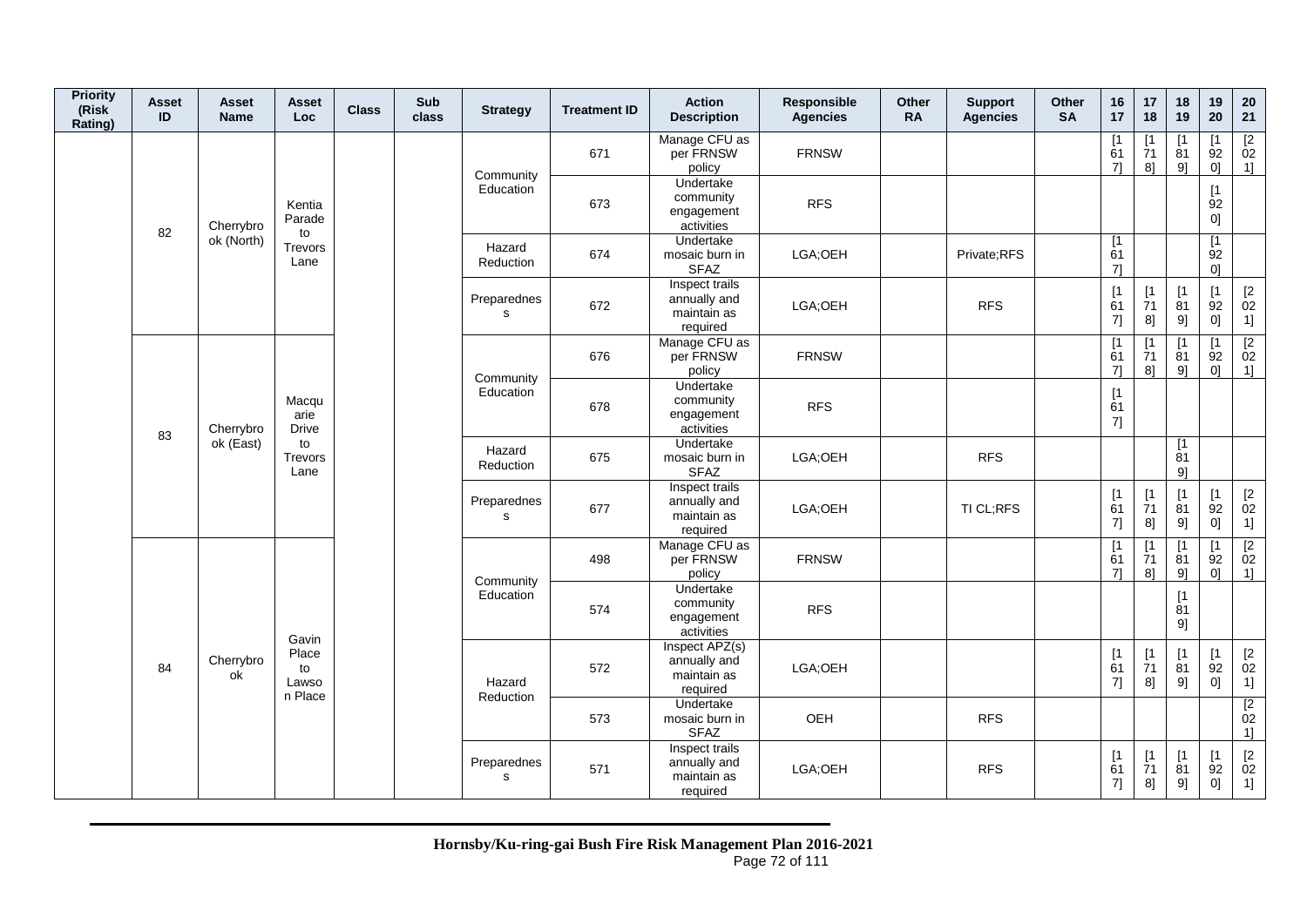| Priority (Risk Rating) | Asset ID | Asset Name | Asset Loc | Class | Sub class | Strategy | Treatment ID | Action Description | Responsible Agencies | Other RA | Support Agencies | Other SA | 16 17 | 17 18 | 18 19 | 19 20 | 20 21 |
|---|---|---|---|---|---|---|---|---|---|---|---|---|---|---|---|---|---|
| | 82 | Cherrybrook (North) | Kentia Parade to Trevors Lane | | | Community Education | 671 | Manage CFU as per FRNSW policy | FRNSW | | | | [1617] | [1718] | [1819] | [1920] | [2021] |
| | | | | | | | 673 | Undertake community engagement activities | RFS | | | | | | | [1920] | |
| | | | | | | Hazard Reduction | 674 | Undertake mosaic burn in SFAZ | LGA;OEH | | Private;RFS | | [1617] | | | [1920] | |
| | | | | | | Preparedness | 672 | Inspect trails annually and maintain as required | LGA;OEH | | RFS | | [1617] | [1718] | [1819] | [1920] | [2021] |
| | 83 | Cherrybrook (East) | Macquarie Drive to Trevors Lane | | | Community Education | 676 | Manage CFU as per FRNSW policy | FRNSW | | | | [1617] | [1718] | [1819] | [1920] | [2021] |
| | | | | | | | 678 | Undertake community engagement activities | RFS | | | | [1617] | | | | |
| | | | | | | Hazard Reduction | 675 | Undertake mosaic burn in SFAZ | LGA;OEH | | RFS | | | | [1819] | | |
| | | | | | | Preparedness | 677 | Inspect trails annually and maintain as required | LGA;OEH | | TI CL;RFS | | [1617] | [1718] | [1819] | [1920] | [2021] |
| | 84 | Cherrybrook | Gavin Place to Lawson Place | | | Community Education | 498 | Manage CFU as per FRNSW policy | FRNSW | | | | [1617] | [1718] | [1819] | [1920] | [2021] |
| | | | | | | | 574 | Undertake community engagement activities | RFS | | | | | | [1819] | | |
| | | | | | | Hazard Reduction | 572 | Inspect APZ(s) annually and maintain as required | LGA;OEH | | | | [1617] | [1718] | [1819] | [1920] | [2021] |
| | | | | | | | 573 | Undertake mosaic burn in SFAZ | OEH | | RFS | | | | | | [2021] |
| | | | | | | Preparedness | 571 | Inspect trails annually and maintain as required | LGA;OEH | | RFS | | [1617] | [1718] | [1819] | [1920] | [2021] |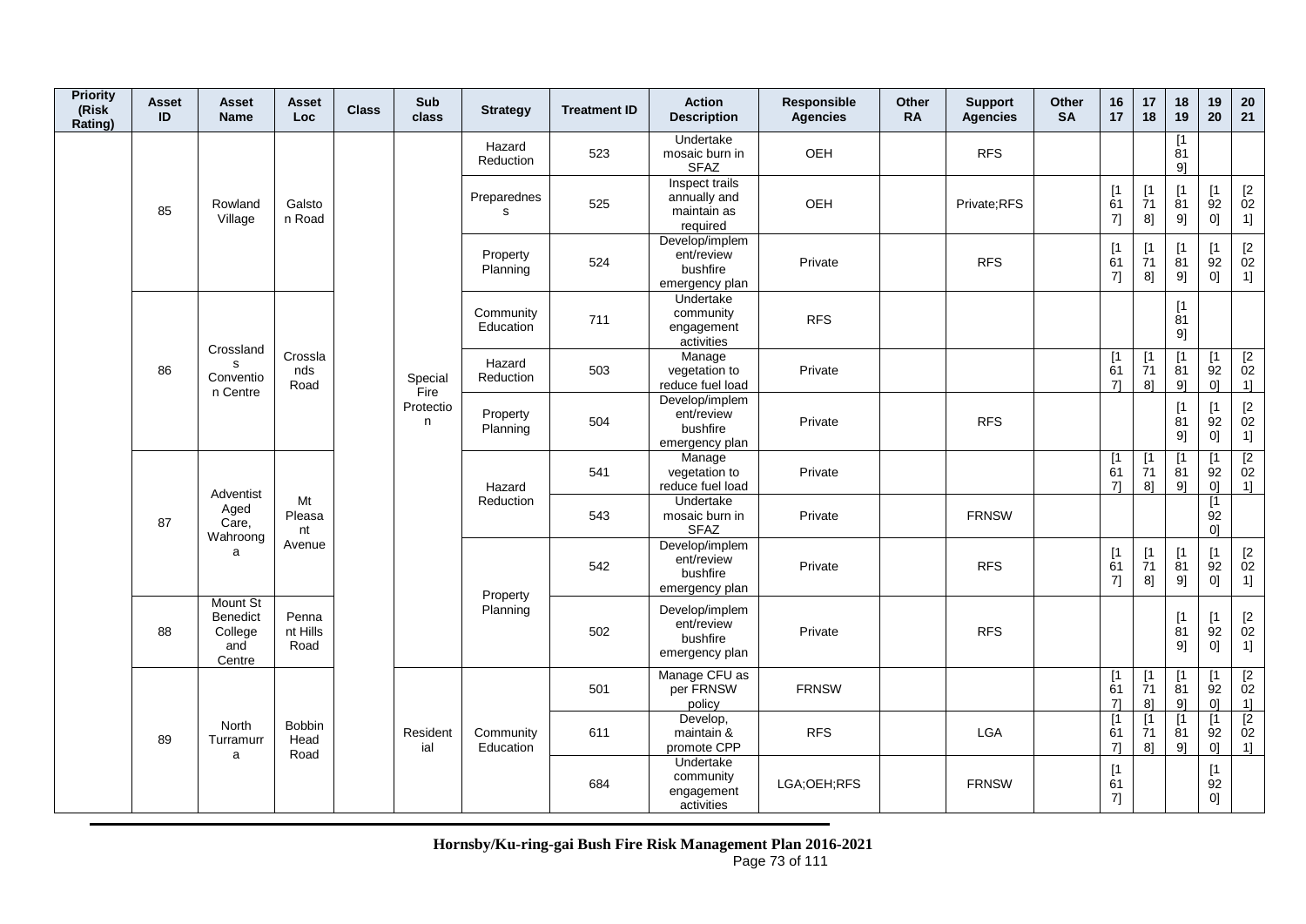| Priority (Risk Rating) | Asset ID | Asset Name | Asset Loc | Class | Sub class | Strategy | Treatment ID | Action Description | Responsible Agencies | Other RA | Support Agencies | Other SA | 16 17 | 17 18 | 18 19 | 19 20 | 20 21 |
|---|---|---|---|---|---|---|---|---|---|---|---|---|---|---|---|---|---|
| | 85 | Rowland Village | Galston Road | | Special Fire Protection | Hazard Reduction | 523 | Undertake mosaic burn in SFAZ | OEH | | RFS | | | | [1819] | | |
| | | | | | | Preparedness | 525 | Inspect trails annually and maintain as required | OEH | | Private;RFS | | [1617] | [1718] | [1819] | [1920] | [2021] |
| | | | | | | Property Planning | 524 | Develop/implement/review bushfire emergency plan | Private | | RFS | | [1617] | [1718] | [1819] | [1920] | [2021] |
| | 86 | Crosslands Convention Centre | Crosslands Road | | | Community Education | 711 | Undertake community engagement activities | RFS | | | | | | [1819] | | |
| | | | | | | Hazard Reduction | 503 | Manage vegetation to reduce fuel load | Private | | | | [1617] | [1718] | [1819] | [1920] | [2021] |
| | | | | | | Property Planning | 504 | Develop/implement/review bushfire emergency plan | Private | | RFS | | | | [1819] | [1920] | [2021] |
| | 87 | Adventist Aged Care, Wahroonga | Mt Pleasant Avenue | | | Hazard Reduction | 541 | Manage vegetation to reduce fuel load | Private | | | | [1617] | [1718] | [1819] | [1920] | [2021] |
| | | | | | | | 543 | Undertake mosaic burn in SFAZ | Private | | FRNSW | | | | | [1920] | |
| | | | | | | Property Planning | 542 | Develop/implement/review bushfire emergency plan | Private | | RFS | | [1617] | [1718] | [1819] | [1920] | [2021] |
| | 88 | Mount St Benedict College and Centre | Pennant Hills Road | | | | 502 | Develop/implement/review bushfire emergency plan | Private | | RFS | | | | [1819] | [1920] | [2021] |
| | 89 | North Turramurra | Bobbin Head Road | | Residential | Community Education | 501 | Manage CFU as per FRNSW policy | FRNSW | | | | [1617] | [1718] | [1819] | [1920] | [2021] |
| | | | | | | | 611 | Develop, maintain & promote CPP | RFS | | LGA | | [1617] | [1718] | [1819] | [1920] | [2021] |
| | | | | | | | 684 | Undertake community engagement activities | LGA;OEH;RFS | | FRNSW | | [1617] | | | [1920] | |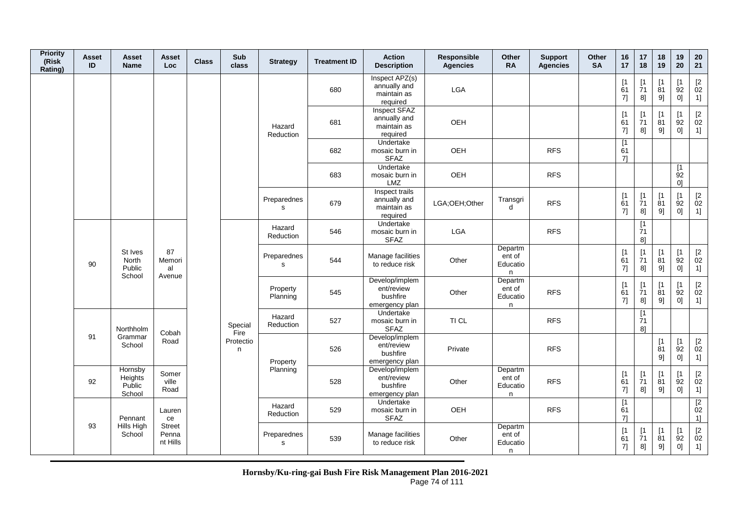| Priority (Risk Rating) | Asset ID | Asset Name | Asset Loc | Class | Sub class | Strategy | Treatment ID | Action Description | Responsible Agencies | Other RA | Support Agencies | Other SA | 16 17 | 17 18 | 18 19 | 19 20 | 20 21 |
|---|---|---|---|---|---|---|---|---|---|---|---|---|---|---|---|---|---|
| | | | | | | Hazard Reduction | 680 | Inspect APZ(s) annually and maintain as required | LGA | | | | [1617] | [1718] | [1819] | [1920] | [2021] |
| | | | | | | | 681 | Inspect SFAZ annually and maintain as required | OEH | | | | [1617] | [1718] | [1819] | [1920] | [2021] |
| | | | | | | | 682 | Undertake mosaic burn in SFAZ | OEH | | RFS | | [1617] | | | | |
| | | | | | | | 683 | Undertake mosaic burn in LMZ | OEH | | RFS | | | | | [1920] | |
| | | | | | | Preparedness | 679 | Inspect trails annually and maintain as required | LGA;OEH;Other | Transgrid | RFS | | [1617] | [1718] | [1819] | [1920] | [2021] |
| | 90 | St Ives North Public School | 87 Memorial Avenue | | Special Fire Protection | Hazard Reduction | 546 | Undertake mosaic burn in SFAZ | LGA | | RFS | | | [1718] | | | |
| | | | | | | Preparedness | 544 | Manage facilities to reduce risk | Other | Department of Education | | | [1617] | [1718] | [1819] | [1920] | [2021] |
| | | | | | | Property Planning | 545 | Develop/implement/review bushfire emergency plan | Other | Department of Education | RFS | | [1617] | [1718] | [1819] | [1920] | [2021] |
| | 91 | Northholm Grammar School | Cobah Road | | | Hazard Reduction | 527 | Undertake mosaic burn in SFAZ | TI CL | | RFS | | | [1718] | | | |
| | | | | | | Property Planning | 526 | Develop/implement/review bushfire emergency plan | Private | | RFS | | | | [1819] | [1920] | [2021] |
| | 92 | Hornsby Heights Public School | Somerville Road | | | | 528 | Develop/implement/review bushfire emergency plan | Other | Department of Education | RFS | | [1617] | [1718] | [1819] | [1920] | [2021] |
| | 93 | Pennant Hills High School | Laurence Street Pennant Hills | | | Hazard Reduction | 529 | Undertake mosaic burn in SFAZ | OEH | | RFS | | [1617] | | | | [2021] |
| | | | | | | Preparedness | 539 | Manage facilities to reduce risk | Other | Department of Education | | | [1617] | [1718] | [1819] | [1920] | [2021] |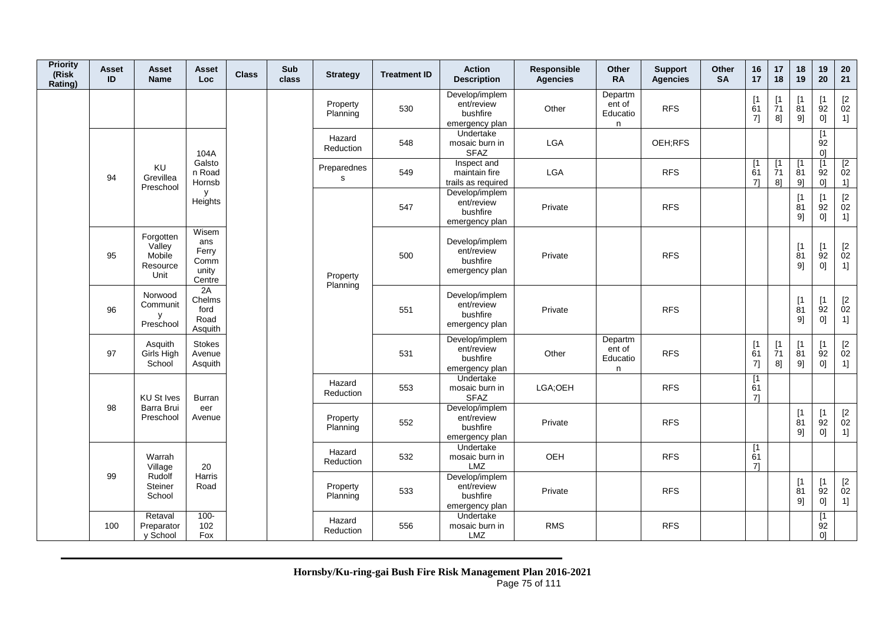| Priority (Risk Rating) | Asset ID | Asset Name | Asset Loc | Class | Sub class | Strategy | Treatment ID | Action Description | Responsible Agencies | Other RA | Support Agencies | Other SA | 16 17 | 17 18 | 18 19 | 19 20 | 20 21 |
|---|---|---|---|---|---|---|---|---|---|---|---|---|---|---|---|---|---|
| | | | | | | Property Planning | 530 | Develop/implement/review bushfire emergency plan | Other | Department of Education | RFS | | [1617] | [1718] | [1819] | [1920] | [2021] |
| | 94 | KU Grevillea Preschool | 104A Galston Road Hornsby Heights | | | Hazard Reduction | 548 | Undertake mosaic burn in SFAZ | LGA | | OEH;RFS | | | | | [1920] | |
| | | | | | | Preparedness | 549 | Inspect and maintain fire trails as required | LGA | | RFS | | [1617] | [1718] | [1819] | [1920] | [2021] |
| | | | | | | Property Planning | 547 | Develop/implement/review bushfire emergency plan | Private | | RFS | | | | [1819] | [1920] | [2021] |
| | 95 | Forgotten Valley Mobile Resource Unit | Wisemans Ferry Community Centre | | | Property Planning | 500 | Develop/implement/review bushfire emergency plan | Private | | RFS | | | | [1819] | [1920] | [2021] |
| | 96 | Norwood Community Preschool | 2A Chelmsford Road Asquith | | | Property Planning | 551 | Develop/implement/review bushfire emergency plan | Private | | RFS | | | | [1819] | [1920] | [2021] |
| | 97 | Asquith Girls High School | Stokes Avenue Asquith | | | Property Planning | 531 | Develop/implement/review bushfire emergency plan | Other | Department of Education | RFS | | [1617] | [1718] | [1819] | [1920] | [2021] |
| | 98 | KU St Ives Barra Brui Preschool | Burraneer Avenue | | | Hazard Reduction | 553 | Undertake mosaic burn in SFAZ | LGA;OEH | | RFS | | [1617] | | | | |
| | | | | | | Property Planning | 552 | Develop/implement/review bushfire emergency plan | Private | | RFS | | | | [1819] | [1920] | [2021] |
| | 99 | Warrah Village Rudolf Steiner School | 20 Harris Road | | | Hazard Reduction | 532 | Undertake mosaic burn in LMZ | OEH | | RFS | | [1617] | | | | |
| | | | | | | Property Planning | 533 | Develop/implement/review bushfire emergency plan | Private | | RFS | | | | [1819] | [1920] | [2021] |
| | 100 | Retaval Preparatory School | 100-102 Fox | | | Hazard Reduction | 556 | Undertake mosaic burn in LMZ | RMS | | RFS | | | | | [1920] | |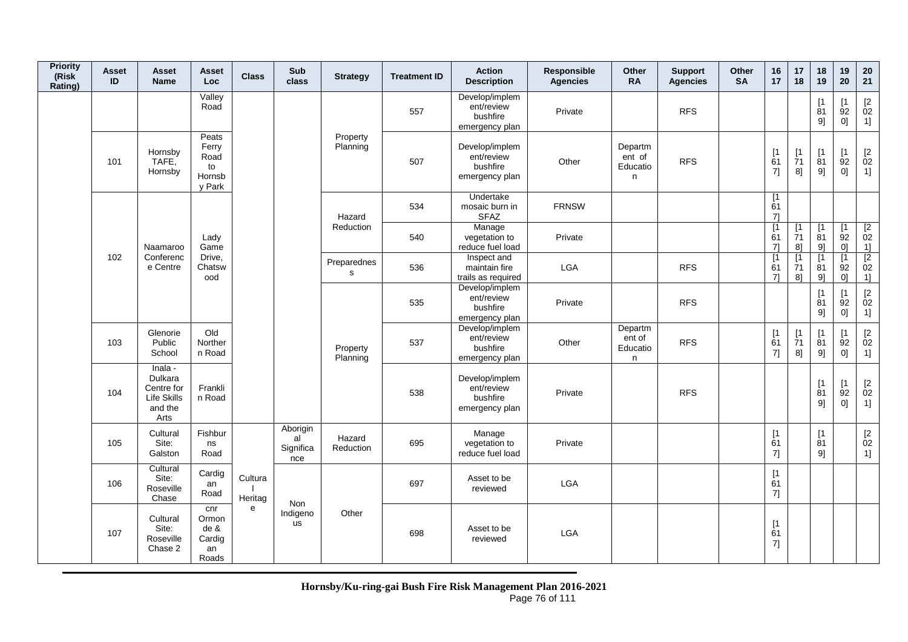| Priority (Risk Rating) | Asset ID | Asset Name | Asset Loc | Class | Sub class | Strategy | Treatment ID | Action Description | Responsible Agencies | Other RA | Support Agencies | Other SA | 16 17 | 17 18 | 18 19 | 19 20 | 20 21 |
|---|---|---|---|---|---|---|---|---|---|---|---|---|---|---|---|---|---|
| | | | Valley Road | | | Property Planning | 557 | Develop/implement/review bushfire emergency plan | Private | | RFS | | | | [1819] | [1920] | [2021] |
| | 101 | Hornsby TAFE, Hornsby | Peats Ferry Road to Hornsby Park | | | | 507 | Develop/implement/review bushfire emergency plan | Other | Department of Education | RFS | | [1617] | [1718] | [1819] | [1920] | [2021] |
| | 102 | Naamaroo Conference Centre | Lady Game Drive, Chatswood | | | Hazard Reduction | 534 | Undertake mosaic burn in SFAZ | FRNSW | | | | [1617] | | | | |
| | | | | | | | 540 | Manage vegetation to reduce fuel load | Private | | | | [1617] | [1718] | [1819] | [1920] | [2021] |
| | | | | | | Preparedness | 536 | Inspect and maintain fire trails as required | LGA | | RFS | | [1617] | [1718] | [1819] | [1920] | [2021] |
| | | | | | | Property Planning | 535 | Develop/implement/review bushfire emergency plan | Private | | RFS | | | | [1819] | [1920] | [2021] |
| | 103 | Glenorie Public School | Old Northern Road | | | | 537 | Develop/implement/review bushfire emergency plan | Other | Department of Education | RFS | | [1617] | [1718] | [1819] | [1920] | [2021] |
| | 104 | Inala - Dulkara Centre for Life Skills and the Arts | Franklin Road | | | | 538 | Develop/implement/review bushfire emergency plan | Private | | RFS | | | | [1819] | [1920] | [2021] |
| | 105 | Cultural Site: Galston | Fishburns Road | Cultural Heritage | Aboriginal Significance | Hazard Reduction | 695 | Manage vegetation to reduce fuel load | Private | | | | [1617] | | [1819] | | [2021] |
| | 106 | Cultural Site: Roseville Chase | Cardigan Road | | Non Indigenous | Other | 697 | Asset to be reviewed | LGA | | | | [1617] | | | | |
| | 107 | Cultural Site: Roseville Chase 2 | cnr Ormonde & Cardigan Roads | | | | 698 | Asset to be reviewed | LGA | | | | [1617] | | | | |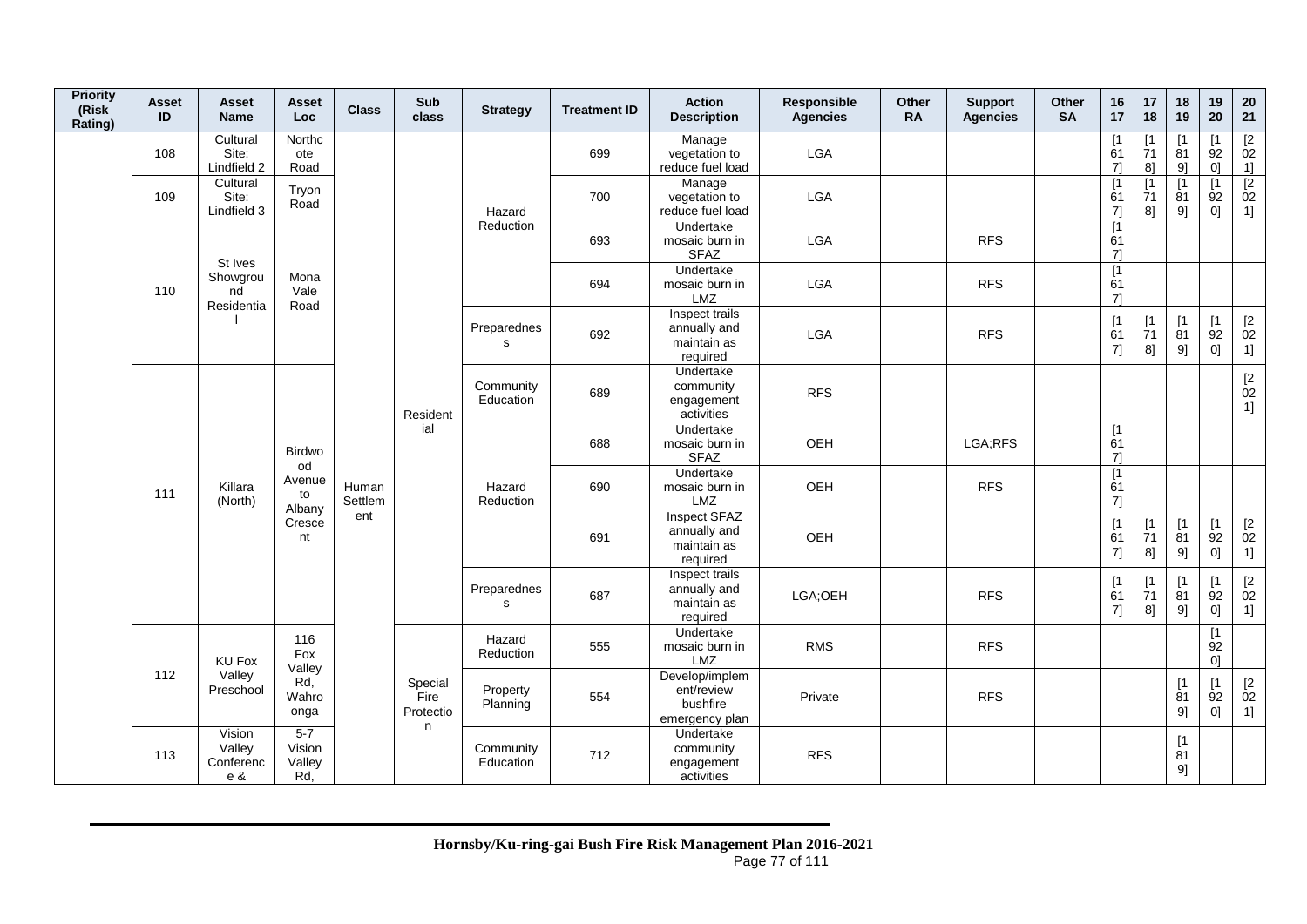| Priority (Risk Rating) | Asset ID | Asset Name | Asset Loc | Class | Sub class | Strategy | Treatment ID | Action Description | Responsible Agencies | Other RA | Support Agencies | Other SA | 16 17 | 17 18 | 18 19 | 19 20 | 20 21 |
|---|---|---|---|---|---|---|---|---|---|---|---|---|---|---|---|---|---|
| | 108 | Cultural Site: Lindfield 2 | Northcote Road | | | Hazard Reduction | 699 | Manage vegetation to reduce fuel load | LGA | | | | [1617] | [1718] | [1819] | [1920] | [2021] |
| | 109 | Cultural Site: Lindfield 3 | Tryon Road | | | Hazard Reduction | 700 | Manage vegetation to reduce fuel load | LGA | | | | [1617] | [1718] | [1819] | [1920] | [2021] |
| | 110 | St Ives Showground Residential | Mona Vale Road | Human Settlement | Residential | Hazard Reduction | 693 | Undertake mosaic burn in SFAZ | LGA | | RFS | | [1617] | | | | |
| | 110 | St Ives Showground Residential | Mona Vale Road | Human Settlement | Residential | Hazard Reduction | 694 | Undertake mosaic burn in LMZ | LGA | | RFS | | [1617] | | | | |
| | 110 | St Ives Showground Residential | Mona Vale Road | Human Settlement | Residential | Preparedness | 692 | Inspect trails annually and maintain as required | LGA | | RFS | | [1617] | [1718] | [1819] | [1920] | [2021] |
| | 111 | Killara (North) | Birdwood Avenue to Albany Crescent | Human Settlement | Residential | Community Education | 689 | Undertake community engagement activities | RFS | | | | | | | | [2021] |
| | 111 | Killara (North) | Birdwood Avenue to Albany Crescent | Human Settlement | Residential | Hazard Reduction | 688 | Undertake mosaic burn in SFAZ | OEH | | LGA;RFS | | [1617] | | | | |
| | 111 | Killara (North) | Birdwood Avenue to Albany Crescent | Human Settlement | Residential | Hazard Reduction | 690 | Undertake mosaic burn in LMZ | OEH | | RFS | | [1617] | | | | |
| | 111 | Killara (North) | Birdwood Avenue to Albany Crescent | Human Settlement | Residential | Hazard Reduction | 691 | Inspect SFAZ annually and maintain as required | OEH | | | | [1617] | [1718] | [1819] | [1920] | [2021] |
| | 111 | Killara (North) | Birdwood Avenue to Albany Crescent | Human Settlement | Residential | Preparedness | 687 | Inspect trails annually and maintain as required | LGA;OEH | | RFS | | [1617] | [1718] | [1819] | [1920] | [2021] |
| | 112 | KU Fox Valley Preschool | 116 Fox Valley Rd, Wahroonga | Human Settlement | Special Fire Protection | Hazard Reduction | 555 | Undertake mosaic burn in LMZ | RMS | | RFS | | | | | [1920] | |
| | 112 | KU Fox Valley Preschool | 116 Fox Valley Rd, Wahroonga | Human Settlement | Special Fire Protection | Property Planning | 554 | Develop/implement/review bushfire emergency plan | Private | | RFS | | | | [1819] | [1920] | [2021] |
| | 113 | Vision Valley Conference & | 5-7 Vision Valley Rd, | Human Settlement | Special Fire Protection | Community Education | 712 | Undertake community engagement activities | RFS | | | | | | [1819] | | |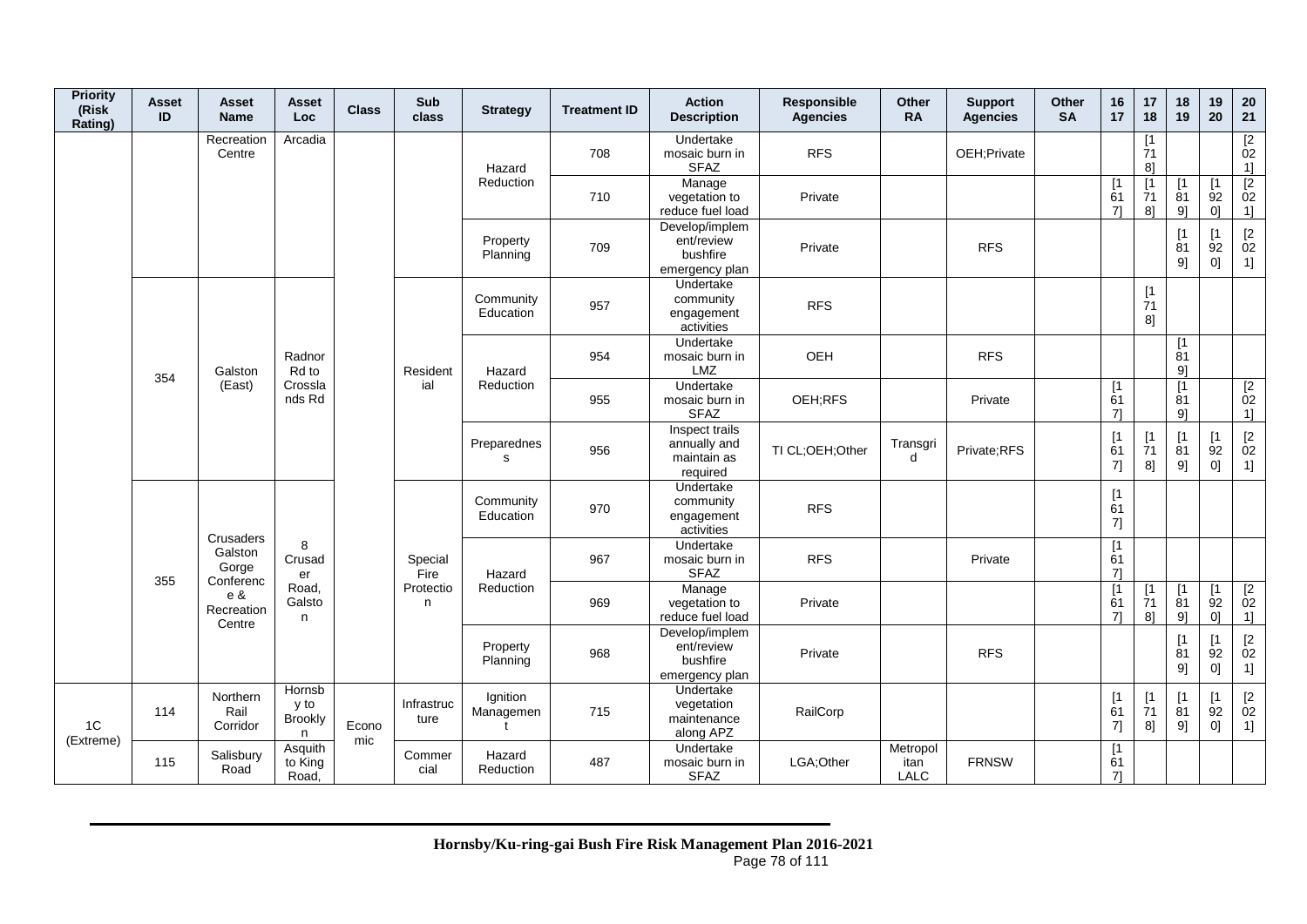| Priority (Risk Rating) | Asset ID | Asset Name | Asset Loc | Class | Sub class | Strategy | Treatment ID | Action Description | Responsible Agencies | Other RA | Support Agencies | Other SA | 16 17 | 17 18 | 18 19 | 19 20 | 20 21 |
|---|---|---|---|---|---|---|---|---|---|---|---|---|---|---|---|---|---|
| | | Recreation Centre | Arcadia | | | Hazard Reduction | 708 | Undertake mosaic burn in SFAZ | RFS | | OEH;Private | | | [1718] | | | [2021] |
| | | | | | | | 710 | Manage vegetation to reduce fuel load | Private | | | | [1617] | [1718] | [1819] | [1920] | [2021] |
| | | | | | | Property Planning | 709 | Develop/implement/review bushfire emergency plan | Private | | RFS | | | | [1819] | [1920] | [2021] |
| | 354 | Galston (East) | Radnor Rd to Crosslands Rd | | Residential | Community Education | 957 | Undertake community engagement activities | RFS | | | | | [1718] | | | |
| | | | | | | Hazard Reduction | 954 | Undertake mosaic burn in LMZ | OEH | | RFS | | | | [1819] | | |
| | | | | | | | 955 | Undertake mosaic burn in SFAZ | OEH;RFS | | Private | | [1617] | | [1819] | | [2021] |
| | | | | | | Preparedness | 956 | Inspect trails annually and maintain as required | TI CL;OEH;Other | Transgrid | Private;RFS | | [1617] | [1718] | [1819] | [1920] | [2021] |
| | 355 | Crusaders Galston Gorge Conference & Recreation Centre | 8 Crusader Road, Galston | | Special Fire Protection | Community Education | 970 | Undertake community engagement activities | RFS | | | | [1617] | | | | |
| | | | | | | Hazard Reduction | 967 | Undertake mosaic burn in SFAZ | RFS | | Private | | [1617] | | | | |
| | | | | | | | 969 | Manage vegetation to reduce fuel load | Private | | | | [1617] | [1718] | [1819] | [1920] | [2021] |
| | | | | | | Property Planning | 968 | Develop/implement/review bushfire emergency plan | Private | | RFS | | | | [1819] | [1920] | [2021] |
| 1C (Extreme) | 114 | Northern Rail Corridor | Hornsby to Brooklyn | Economic | Infrastructure | Ignition Management | 715 | Undertake vegetation maintenance along APZ | RailCorp | | | | [1617] | [1718] | [1819] | [1920] | [2021] |
| | 115 | Salisbury Road | Asquith to King Road, | | Commercial | Hazard Reduction | 487 | Undertake mosaic burn in SFAZ | LGA;Other | Metropolitan LALC | FRNSW | | [1617] | | | | |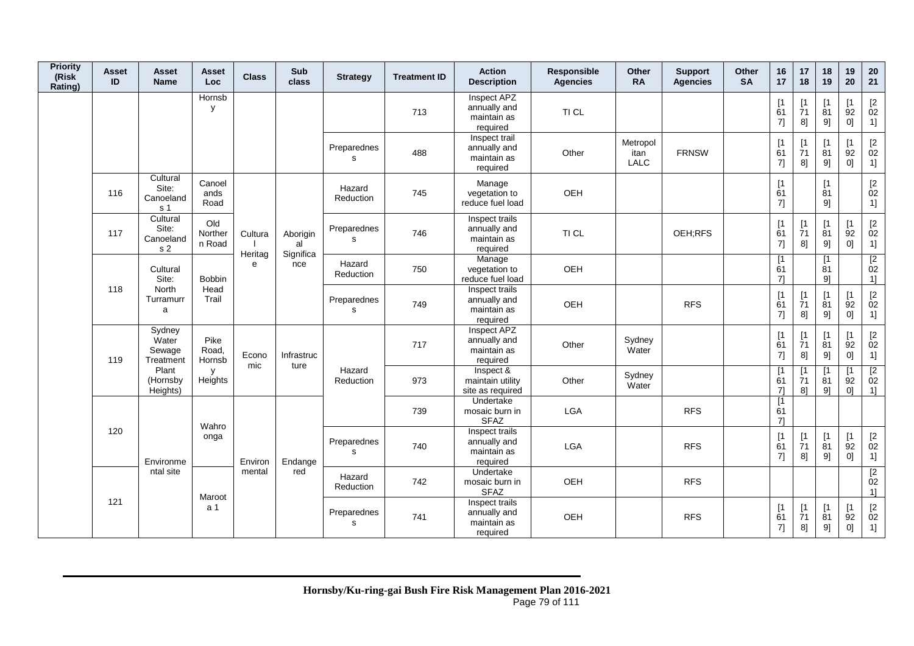| Priority (Risk Rating) | Asset ID | Asset Name | Asset Loc | Class | Sub class | Strategy | Treatment ID | Action Description | Responsible Agencies | Other RA | Support Agencies | Other SA | 16 17 | 17 18 | 18 19 | 19 20 | 20 21 |
|---|---|---|---|---|---|---|---|---|---|---|---|---|---|---|---|---|---|
| | | | Hornsby | | | | 713 | Inspect APZ annually and maintain as required | TI CL | | | | [1617] | [1718] | [1819] | [1920] | [2021] |
| | | | | | | Preparedness | 488 | Inspect trail annually and maintain as required | Other | Metropolitan LALC | FRNSW | | [1617] | [1718] | [1819] | [1920] | [2021] |
| | 116 | Cultural Site: Canoelands 1 | Canoelands Road | Cultural Heritage | Aboriginal Significance | Hazard Reduction | 745 | Manage vegetation to reduce fuel load | OEH | | | | [1617] | | [1819] | | [2021] |
| | 117 | Cultural Site: Canoelands 2 | Old Northern Road | Cultural Heritage | Aboriginal Significance | Preparedness | 746 | Inspect trails annually and maintain as required | TI CL | | OEH;RFS | | [1617] | [1718] | [1819] | [1920] | [2021] |
| | 118 | Cultural Site: North Turramurra | Bobbin Head Trail | Cultural Heritage | Aboriginal Significance | Hazard Reduction | 750 | Manage vegetation to reduce fuel load | OEH | | | | [1617] | | [1819] | | [2021] |
| | 118 | Cultural Site: North Turramurra | Bobbin Head Trail | Cultural Heritage | Aboriginal Significance | Preparedness | 749 | Inspect trails annually and maintain as required | OEH | | RFS | | [1617] | [1718] | [1819] | [1920] | [2021] |
| | 119 | Sydney Water Sewage Treatment Plant (Hornsby Heights) | Pike Road, Hornsby Heights | Economic | Infrastructure | Hazard Reduction | 717 | Inspect APZ annually and maintain as required | Other | Sydney Water | | | [1617] | [1718] | [1819] | [1920] | [2021] |
| | 119 | Sydney Water Sewage Treatment Plant (Hornsby Heights) | Pike Road, Hornsby Heights | Economic | Infrastructure | Hazard Reduction | 973 | Inspect & maintain utility site as required | Other | Sydney Water | | | [1617] | [1718] | [1819] | [1920] | [2021] |
| | 120 | Environmental site | Wahroonga | Environmental | Endangered | Hazard Reduction | 739 | Undertake mosaic burn in SFAZ | LGA | | RFS | | [1617] | | | | |
| | 120 | Environmental site | Wahroonga | Environmental | Endangered | Preparedness | 740 | Inspect trails annually and maintain as required | LGA | | RFS | | [1617] | [1718] | [1819] | [1920] | [2021] |
| | 121 | Environmental site | Maroota 1 | Environmental | Endangered | Hazard Reduction | 742 | Undertake mosaic burn in SFAZ | OEH | | RFS | | | | | | [2021] |
| | 121 | Environmental site | Maroota 1 | Environmental | Endangered | Preparedness | 741 | Inspect trails annually and maintain as required | OEH | | RFS | | [1617] | [1718] | [1819] | [1920] | [2021] |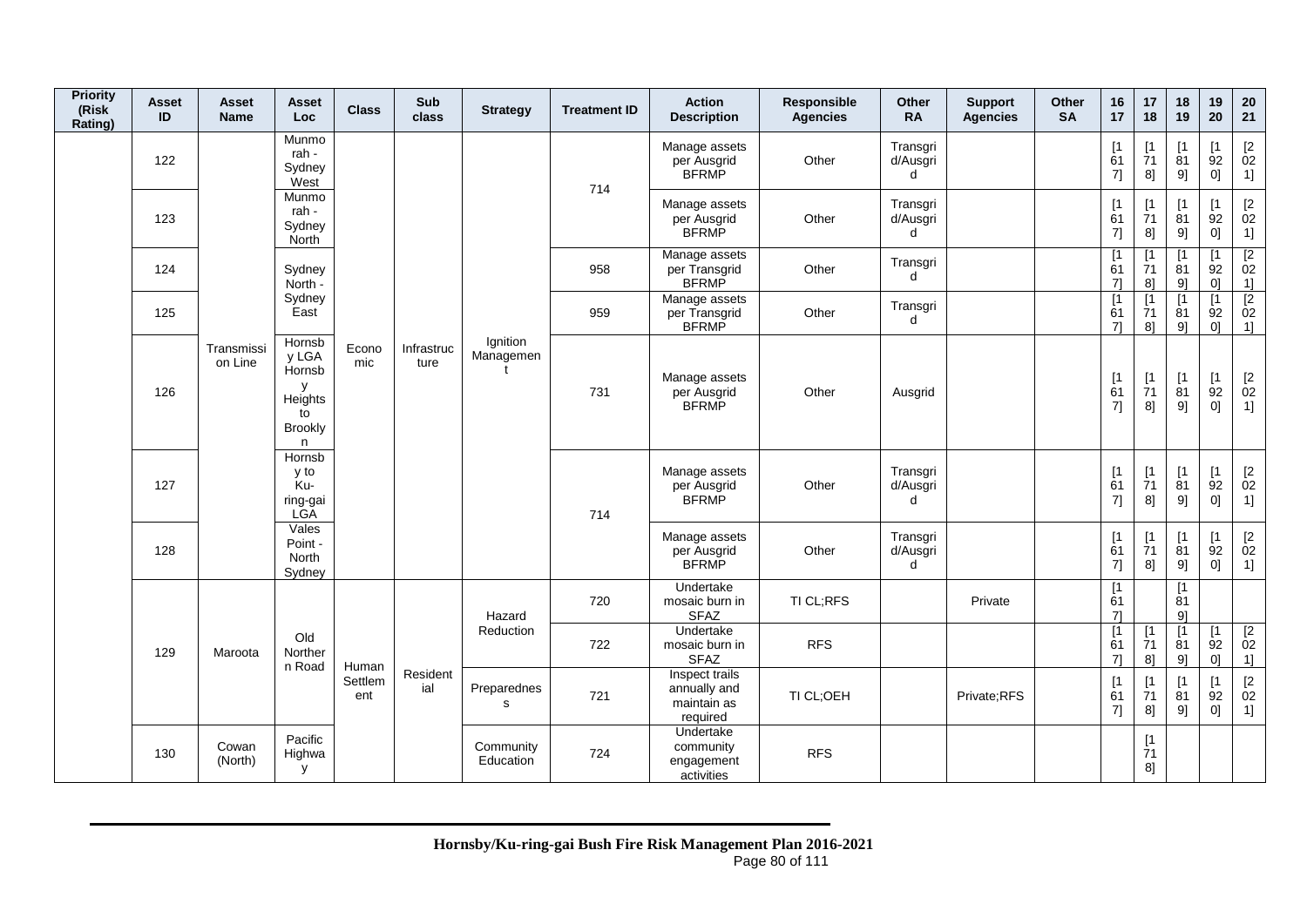| Priority (Risk Rating) | Asset ID | Asset Name | Asset Loc | Class | Sub class | Strategy | Treatment ID | Action Description | Responsible Agencies | Other RA | Support Agencies | Other SA | 16 17 | 17 18 | 18 19 | 19 20 | 20 21 |
|---|---|---|---|---|---|---|---|---|---|---|---|---|---|---|---|---|---|
| | 122 | Transmission Line | Munmorah - Sydney West | Economic | Infrastructure | Ignition Management | 714 | Manage assets per Ausgrid BFRMP | Other | Transgrid/Ausgrid | | | [1617] | [1718] | [1819] | [1920] | [2021] |
| | 123 | Transmission Line | Munmorah - Sydney North | Economic | Infrastructure | Ignition Management | 714 | Manage assets per Ausgrid BFRMP | Other | Transgrid/Ausgrid | | | [1617] | [1718] | [1819] | [1920] | [2021] |
| | 124 | Transmission Line | Sydney North - Sydney East | Economic | Infrastructure | Ignition Management | 958 | Manage assets per Transgrid BFRMP | Other | Transgrid | | | [1617] | [1718] | [1819] | [1920] | [2021] |
| | 125 | Transmission Line | Sydney North - Sydney East | Economic | Infrastructure | Ignition Management | 959 | Manage assets per Transgrid BFRMP | Other | Transgrid | | | [1617] | [1718] | [1819] | [1920] | [2021] |
| | 126 | Transmission Line | Hornsby LGA Hornsby Heights to Brooklyn | Economic | Infrastructure | Ignition Management | 731 | Manage assets per Ausgrid BFRMP | Other | Ausgrid | | | [1617] | [1718] | [1819] | [1920] | [2021] |
| | 127 | Transmission Line | Hornsby to Ku-ring-gai LGA | Economic | Infrastructure | Ignition Management | 714 | Manage assets per Ausgrid BFRMP | Other | Transgrid/Ausgrid | | | [1617] | [1718] | [1819] | [1920] | [2021] |
| | 128 | Transmission Line | Vales Point - North Sydney | Economic | Infrastructure | Ignition Management | 714 | Manage assets per Ausgrid BFRMP | Other | Transgrid/Ausgrid | | | [1617] | [1718] | [1819] | [1920] | [2021] |
| | 129 | Maroota | Old Northern Road | Human Settlement | Residential | Hazard Reduction | 720 | Undertake mosaic burn in SFAZ | TI CL;RFS | | Private | | [1617] | | [1819] | | |
| | 129 | Maroota | Old Northern Road | Human Settlement | Residential | Hazard Reduction | 722 | Undertake mosaic burn in SFAZ | RFS | | | | [1617] | [1718] | [1819] | [1920] | [2021] |
| | 129 | Maroota | Old Northern Road | Human Settlement | Residential | Preparedness | 721 | Inspect trails annually and maintain as required | TI CL;OEH | | Private;RFS | | [1617] | [1718] | [1819] | [1920] | [2021] |
| | 130 | Cowan (North) | Pacific Highway | Human Settlement | Residential | Community Education | 724 | Undertake community engagement activities | RFS | | | | | [1718] | | | |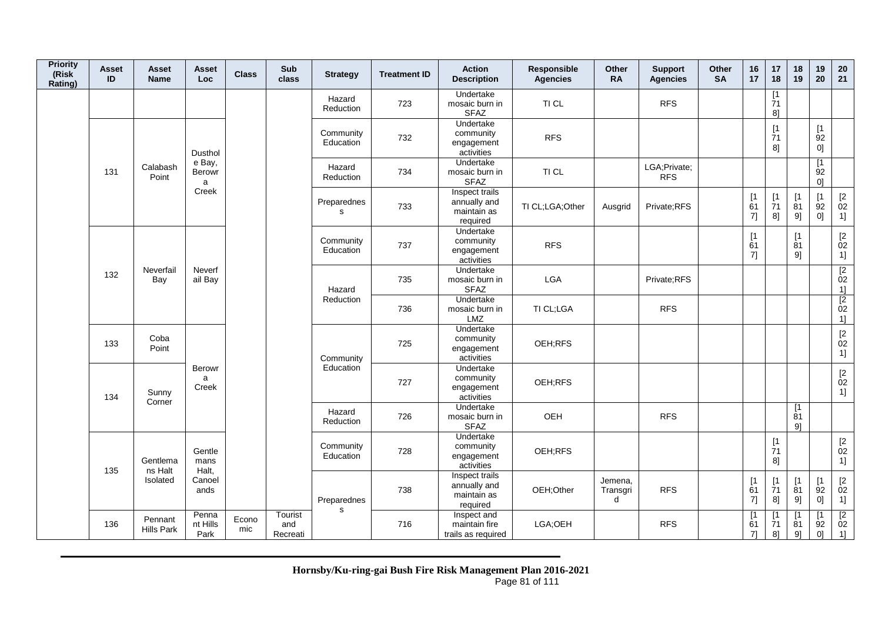| Priority (Risk Rating) | Asset ID | Asset Name | Asset Loc | Class | Sub class | Strategy | Treatment ID | Action Description | Responsible Agencies | Other RA | Support Agencies | Other SA | 16 17 | 17 18 | 18 19 | 19 20 | 20 21 |
|---|---|---|---|---|---|---|---|---|---|---|---|---|---|---|---|---|---|
| | | | | | | Hazard Reduction | 723 | Undertake mosaic burn in SFAZ | TI CL | | RFS | | | [1718] | | | |
| | 131 | Calabash Point | Dusthole Bay, Berowra Creek | | | Community Education | 732 | Undertake community engagement activities | RFS | | | | | [1718] | | [1920] | |
| | | | | | | Hazard Reduction | 734 | Undertake mosaic burn in SFAZ | TI CL | | LGA;Private;RFS | | | | | [1920] | |
| | | | | | | Preparedness | 733 | Inspect trails annually and maintain as required | TI CL;LGA;Other | Ausgrid | Private;RFS | | [1617] | [1718] | [1819] | [1920] | [2021] |
| | 132 | Neverfail Bay | Neverfail Bay | | | Community Education | 737 | Undertake community engagement activities | RFS | | | | [1617] | | [1819] | | [2021] |
| | | | | | | Hazard Reduction | 735 | Undertake mosaic burn in SFAZ | LGA | | Private;RFS | | | | | | [2021] |
| | | | | | | | 736 | Undertake mosaic burn in LMZ | TI CL;LGA | | RFS | | | | | | [2021] |
| | 133 | Coba Point | Berowra Creek | | | Community Education | 725 | Undertake community engagement activities | OEH;RFS | | | | | | | | [2021] |
| | 134 | Sunny Corner | | | | | 727 | Undertake community engagement activities | OEH;RFS | | | | | | | | [2021] |
| | | | | | | Hazard Reduction | 726 | Undertake mosaic burn in SFAZ | OEH | | RFS | | | | [1819] | | |
| | 135 | Gentlemans Halt Isolated | Gentlemans Halt, Canoelands | | | Community Education | 728 | Undertake community engagement activities | OEH;RFS | | | | | [1718] | | | [2021] |
| | | | | | | Preparedness | 738 | Inspect trails annually and maintain as required | OEH;Other | Jemena, Transgrid | RFS | | [1617] | [1718] | [1819] | [1920] | [2021] |
| | 136 | Pennant Hills Park | Pennant Hills Park | Economic | Tourist and Recreati | | 716 | Inspect and maintain fire trails as required | LGA;OEH | | RFS | | [1617] | [1718] | [1819] | [1920] | [2021] |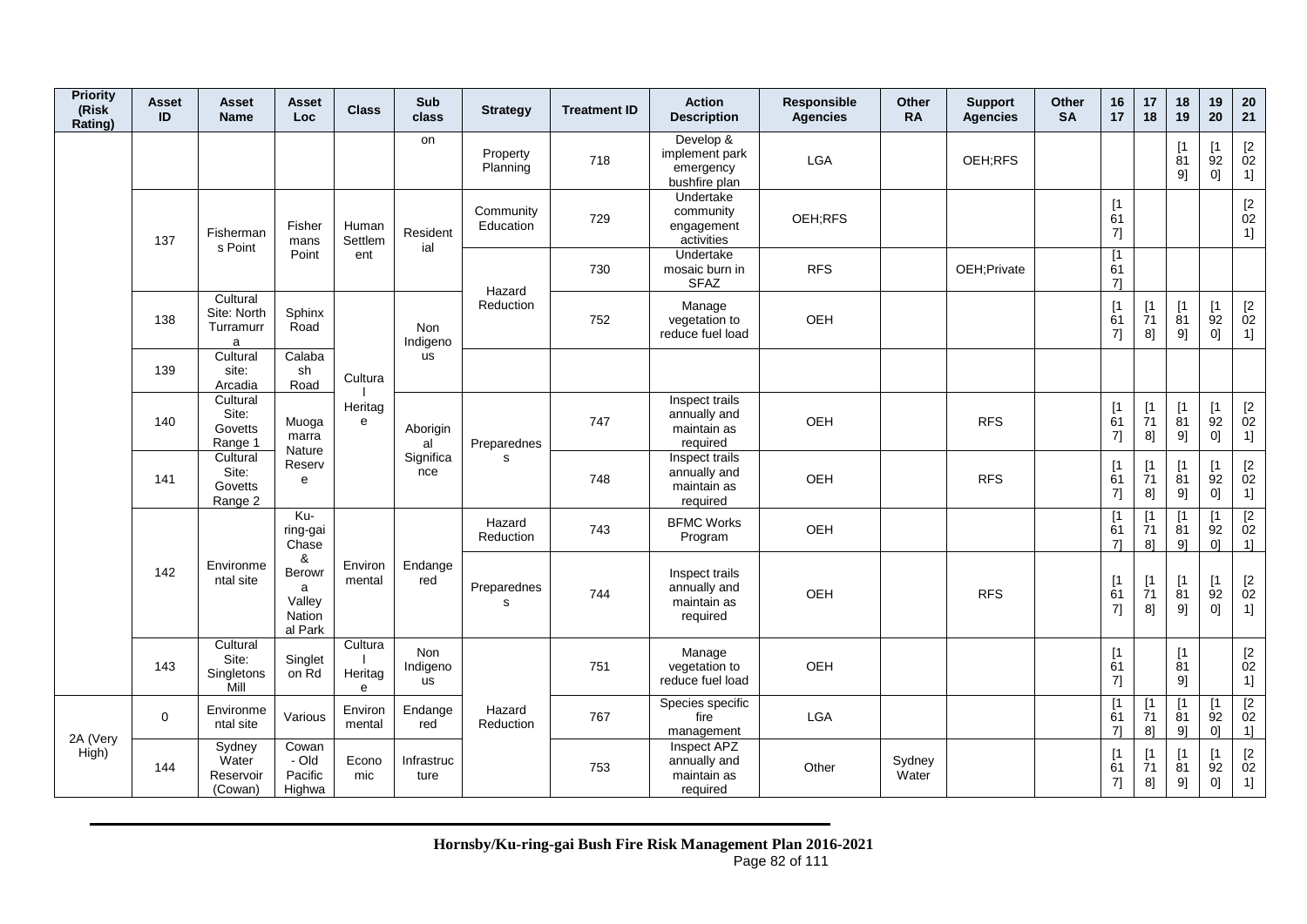| Priority (Risk Rating) | Asset ID | Asset Name | Asset Loc | Class | Sub class | Strategy | Treatment ID | Action Description | Responsible Agencies | Other RA | Support Agencies | Other SA | 16 17 | 17 18 | 18 19 | 19 20 | 20 21 |
|---|---|---|---|---|---|---|---|---|---|---|---|---|---|---|---|---|---|
| | | | | | on | Property Planning | 718 | Develop & implement park emergency bushfire plan | LGA | | OEH;RFS | | | | [1819] | [1920] | [2021] |
| | 137 | Fishermans Point | Fishermans Point | Human Settlement | Residential | Community Education | 729 | Undertake community engagement activities | OEH;RFS | | | | [1617] | | | | [2021] |
| | | | | | | Hazard Reduction | 730 | Undertake mosaic burn in SFAZ | RFS | | OEH;Private | | [1617] | | | | |
| | 138 | Cultural Site: North Turramurra | Sphinx Road | Cultural Heritage | Non Indigenous | | 752 | Manage vegetation to reduce fuel load | OEH | | | | [1617] | [1718] | [1819] | [1920] | [2021] |
| | 139 | Cultural site: Arcadia | Calabash Road | | | | | | | | | | | | | | |
| | 140 | Cultural Site: Govetts Range 1 | Muogamarra Nature Reserve | | Aboriginal Significance | Preparedness | 747 | Inspect trails annually and maintain as required | OEH | | RFS | | [1617] | [1718] | [1819] | [1920] | [2021] |
| | 141 | Cultural Site: Govetts Range 2 | | | | | 748 | Inspect trails annually and maintain as required | OEH | | RFS | | [1617] | [1718] | [1819] | [1920] | [2021] |
| | 142 | Environmental site | Ku-ring-gai Chase & Berowra Valley National Park | Environmental | Endangered | Hazard Reduction | 743 | BFMC Works Program | OEH | | | | [1617] | [1718] | [1819] | [1920] | [2021] |
| | | | | | | Preparedness | 744 | Inspect trails annually and maintain as required | OEH | | RFS | | [1617] | [1718] | [1819] | [1920] | [2021] |
| | 143 | Cultural Site: Singletons Mill | Singleton Rd | Cultural Heritage | Non Indigenous | Hazard Reduction | 751 | Manage vegetation to reduce fuel load | OEH | | | | [1617] | | [1819] | | [2021] |
| 2A (Very High) | 0 | Environmental site | Various | Environmental | Endangered | | 767 | Species specific fire management | LGA | | | | [1617] | [1718] | [1819] | [1920] | [2021] |
| | 144 | Sydney Water Reservoir (Cowan) | Cowan - Old Pacific Highwa | Economic | Infrastructure | | 753 | Inspect APZ annually and maintain as required | Other | Sydney Water | | | [1617] | [1718] | [1819] | [1920] | [2021] |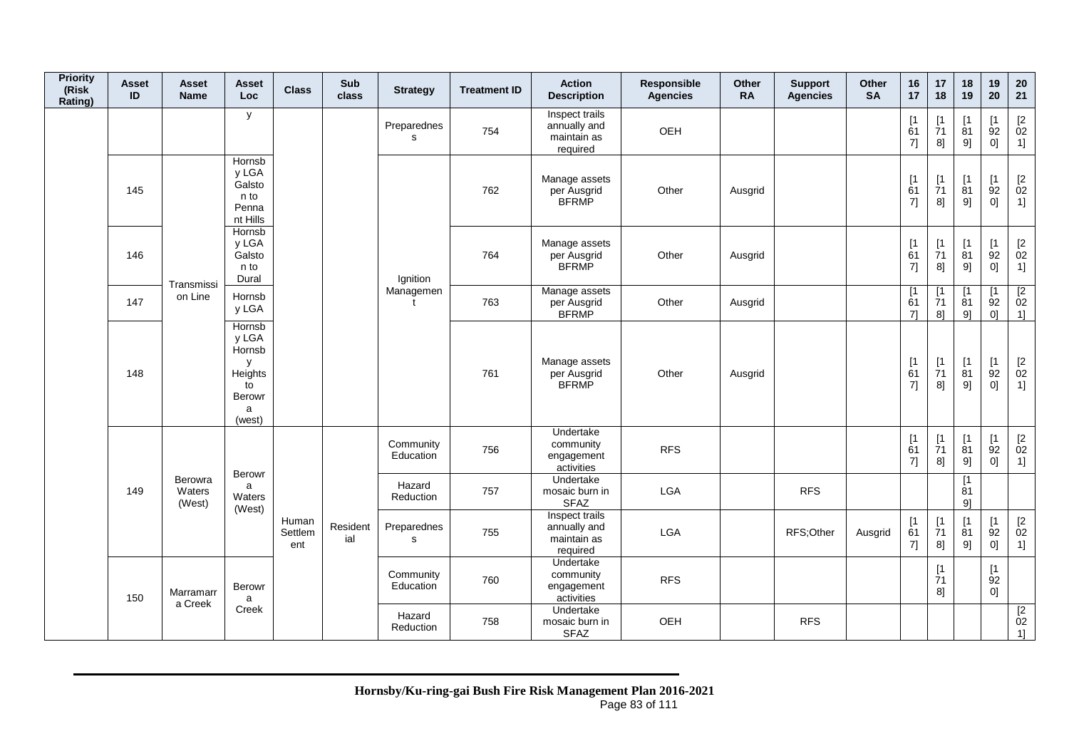| Priority (Risk Rating) | Asset ID | Asset Name | Asset Loc | Class | Sub class | Strategy | Treatment ID | Action Description | Responsible Agencies | Other RA | Support Agencies | Other SA | 16 17 | 17 18 | 18 19 | 19 20 | 20 21 |
|---|---|---|---|---|---|---|---|---|---|---|---|---|---|---|---|---|---|
| | | | y | | | Preparedness | 754 | Inspect trails annually and maintain as required | OEH | | | | [1617] | [1718] | [1819] | [1920] | [2021] |
| | 145 | Transmission Line | Hornsby LGA Galston to Pennant Hills | | | Ignition Management | 762 | Manage assets per Ausgrid BFRMP | Other | Ausgrid | | | [1617] | [1718] | [1819] | [1920] | [2021] |
| | 146 | | Hornsby LGA Galston to Dural | | | | 764 | Manage assets per Ausgrid BFRMP | Other | Ausgrid | | | [1617] | [1718] | [1819] | [1920] | [2021] |
| | 147 | | Hornsby LGA | | | | 763 | Manage assets per Ausgrid BFRMP | Other | Ausgrid | | | [1617] | [1718] | [1819] | [1920] | [2021] |
| | 148 | | Hornsby LGA Hornsby Heights to Berowra (west) | | | | 761 | Manage assets per Ausgrid BFRMP | Other | Ausgrid | | | [1617] | [1718] | [1819] | [1920] | [2021] |
| | 149 | Berowra Waters (West) | Berowra Waters (West) | Human Settlement | Residential | Community Education | 756 | Undertake community engagement activities | RFS | | | | [1617] | [1718] | [1819] | [1920] | [2021] |
| | | | | | | Hazard Reduction | 757 | Undertake mosaic burn in SFAZ | LGA | | RFS | | | | [1819] | | |
| | | | | | | Preparedness | 755 | Inspect trails annually and maintain as required | LGA | | RFS;Other | Ausgrid | [1617] | [1718] | [1819] | [1920] | [2021] |
| | 150 | Marramarra Creek | Berowra Creek | | | Community Education | 760 | Undertake community engagement activities | RFS | | | | | [1718] | | [1920] | |
| | | | | | | Hazard Reduction | 758 | Undertake mosaic burn in SFAZ | OEH | | RFS | | | | | | [2021] |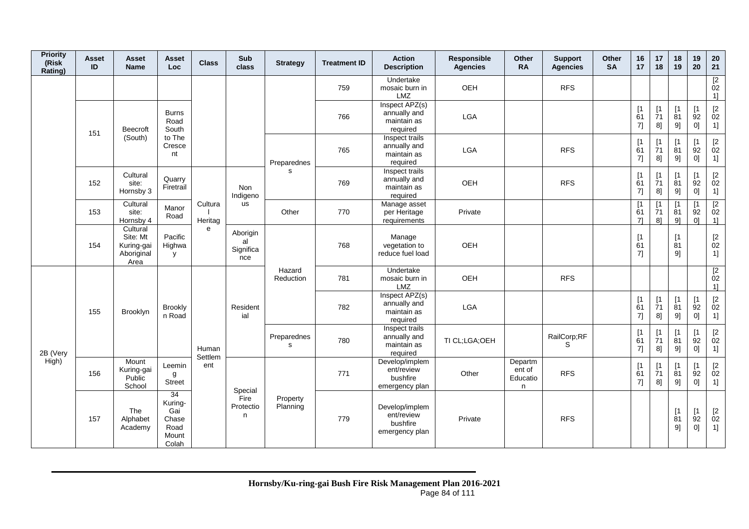| Priority (Risk Rating) | Asset ID | Asset Name | Asset Loc | Class | Sub class | Strategy | Treatment ID | Action Description | Responsible Agencies | Other RA | Support Agencies | Other SA | 16 17 | 17 18 | 18 19 | 19 20 | 20 21 |
|---|---|---|---|---|---|---|---|---|---|---|---|---|---|---|---|---|---|
| | | | | | | | 759 | Undertake mosaic burn in LMZ | OEH | | RFS | | | | | | [2021] |
| | 151 | Beecroft (South) | Burns Road South to The Crescent | | | | 766 | Inspect APZ(s) annually and maintain as required | LGA | | | | [1617] | [1718] | [1819] | [1920] | [2021] |
| | | | | | | Preparedness | 765 | Inspect trails annually and maintain as required | LGA | | RFS | | [1617] | [1718] | [1819] | [1920] | [2021] |
| | 152 | Cultural site: Hornsby 3 | Quarry Firetrail | Cultural Heritage | Non Indigenous | | 769 | Inspect trails annually and maintain as required | OEH | | RFS | | [1617] | [1718] | [1819] | [1920] | [2021] |
| | 153 | Cultural site: Hornsby 4 | Manor Road | | | Other | 770 | Manage asset per Heritage requirements | Private | | | | [1617] | [1718] | [1819] | [1920] | [2021] |
| | 154 | Cultural Site: Mt Kuring-gai Aboriginal Area | Pacific Highway | | Aboriginal Significance | Hazard Reduction | 768 | Manage vegetation to reduce fuel load | OEH | | | | [1617] | | [1819] | | [2021] |
| 2B (Very High) | 155 | Brooklyn | Brooklyn Road | Human Settlement | Residential | | 781 | Undertake mosaic burn in LMZ | OEH | | RFS | | | | | | [2021] |
| | | | | | | | 782 | Inspect APZ(s) annually and maintain as required | LGA | | | | [1617] | [1718] | [1819] | [1920] | [2021] |
| | | | | | | Preparedness | 780 | Inspect trails annually and maintain as required | TI CL;LGA;OEH | | RailCorp;RFS | | [1617] | [1718] | [1819] | [1920] | [2021] |
| | 156 | Mount Kuring-gai Public School | Leeming Street | | Special Fire Protection | Property Planning | 771 | Develop/implement/review bushfire emergency plan | Other | Department of Education | RFS | | [1617] | [1718] | [1819] | [1920] | [2021] |
| | 157 | The Alphabet Academy | 34 Kuring-Gai Chase Road Mount Colah | | | | 779 | Develop/implement/review bushfire emergency plan | Private | | RFS | | | | [1819] | [1920] | [2021] |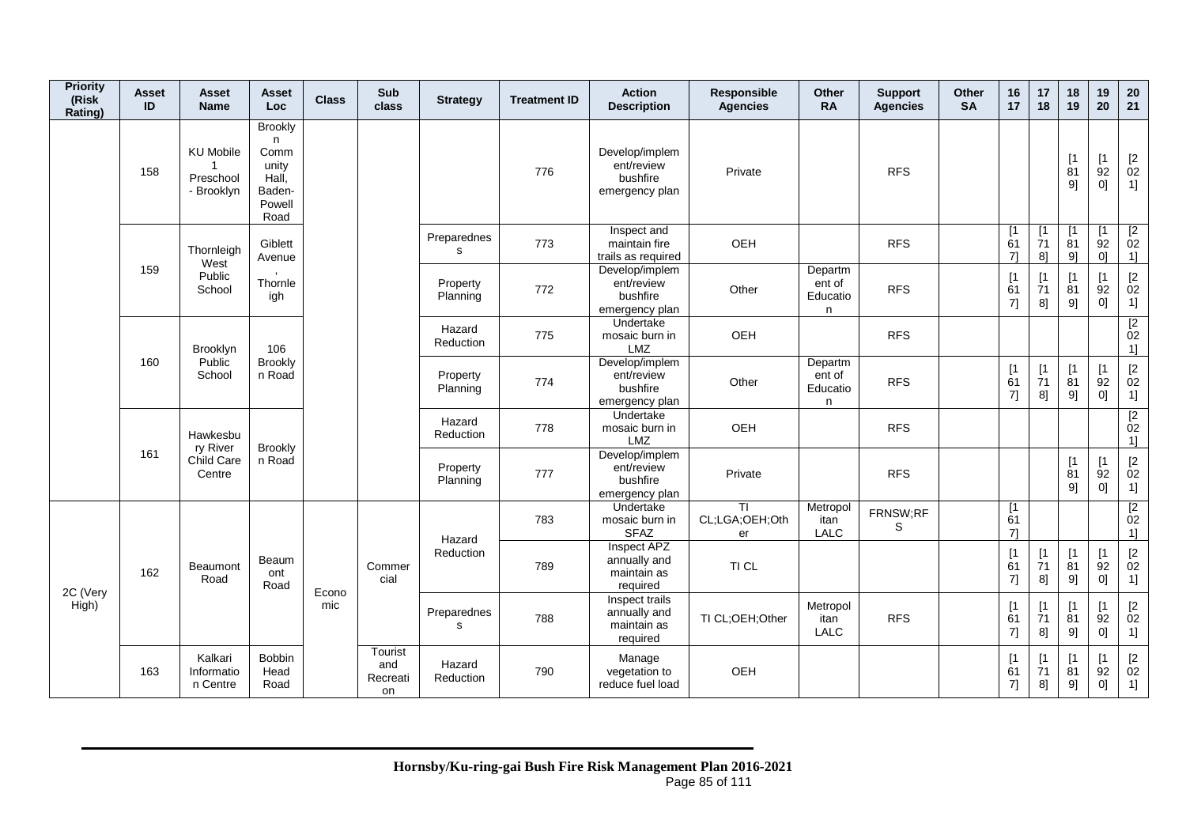| Priority (Risk Rating) | Asset ID | Asset Name | Asset Loc | Class | Sub class | Strategy | Treatment ID | Action Description | Responsible Agencies | Other RA | Support Agencies | Other SA | 16 17 | 17 18 | 18 19 | 19 20 | 20 21 |
|---|---|---|---|---|---|---|---|---|---|---|---|---|---|---|---|---|---|
| | 158 | KU Mobile 1 Preschool - Brooklyn | Brooklyn Community Hall, Baden-Powell Road | | | | 776 | Develop/implement/review bushfire emergency plan | Private | | RFS | | | | [1819] | [1920] | [2021] |
| | 159 | Thornleigh West Public School | Giblett Avenue, Thornleigh | | | Preparedness | 773 | Inspect and maintain fire trails as required | OEH | | RFS | | [1617] | [1718] | [1819] | [1920] | [2021] |
| | | | | | | Property Planning | 772 | Develop/implement/review bushfire emergency plan | Other | Department of Education | RFS | | [1617] | [1718] | [1819] | [1920] | [2021] |
| | 160 | Brooklyn Public School | 106 Brooklyn Road | | | Hazard Reduction | 775 | Undertake mosaic burn in LMZ | OEH | | RFS | | | | | | [2021] |
| | | | | | | Property Planning | 774 | Develop/implement/review bushfire emergency plan | Other | Department of Education | RFS | | [1617] | [1718] | [1819] | [1920] | [2021] |
| | 161 | Hawkesbury River Child Care Centre | Brooklyn Road | | | Hazard Reduction | 778 | Undertake mosaic burn in LMZ | OEH | | RFS | | | | | | [2021] |
| | | | | | | Property Planning | 777 | Develop/implement/review bushfire emergency plan | Private | | RFS | | | | [1819] | [1920] | [2021] |
| 2C (Very High) | 162 | Beaumont Road | Beaumont Road | Economic | Commercial | Hazard Reduction | 783 | Undertake mosaic burn in SFAZ | TI CL;LGA;OEH;Other | Metropolitan LALC | FRNSW;RFS | | [1617] | | | | [2021] |
| | | | | | | | 789 | Inspect APZ annually and maintain as required | TI CL | | | | [1617] | [1718] | [1819] | [1920] | [2021] |
| | | | | | | Preparedness | 788 | Inspect trails annually and maintain as required | TI CL;OEH;Other | Metropolitan LALC | RFS | | [1617] | [1718] | [1819] | [1920] | [2021] |
| | 163 | Kalkari Information Centre | Bobbin Head Road | | Tourist and Recreation | Hazard Reduction | 790 | Manage vegetation to reduce fuel load | OEH | | | | [1617] | [1718] | [1819] | [1920] | [2021] |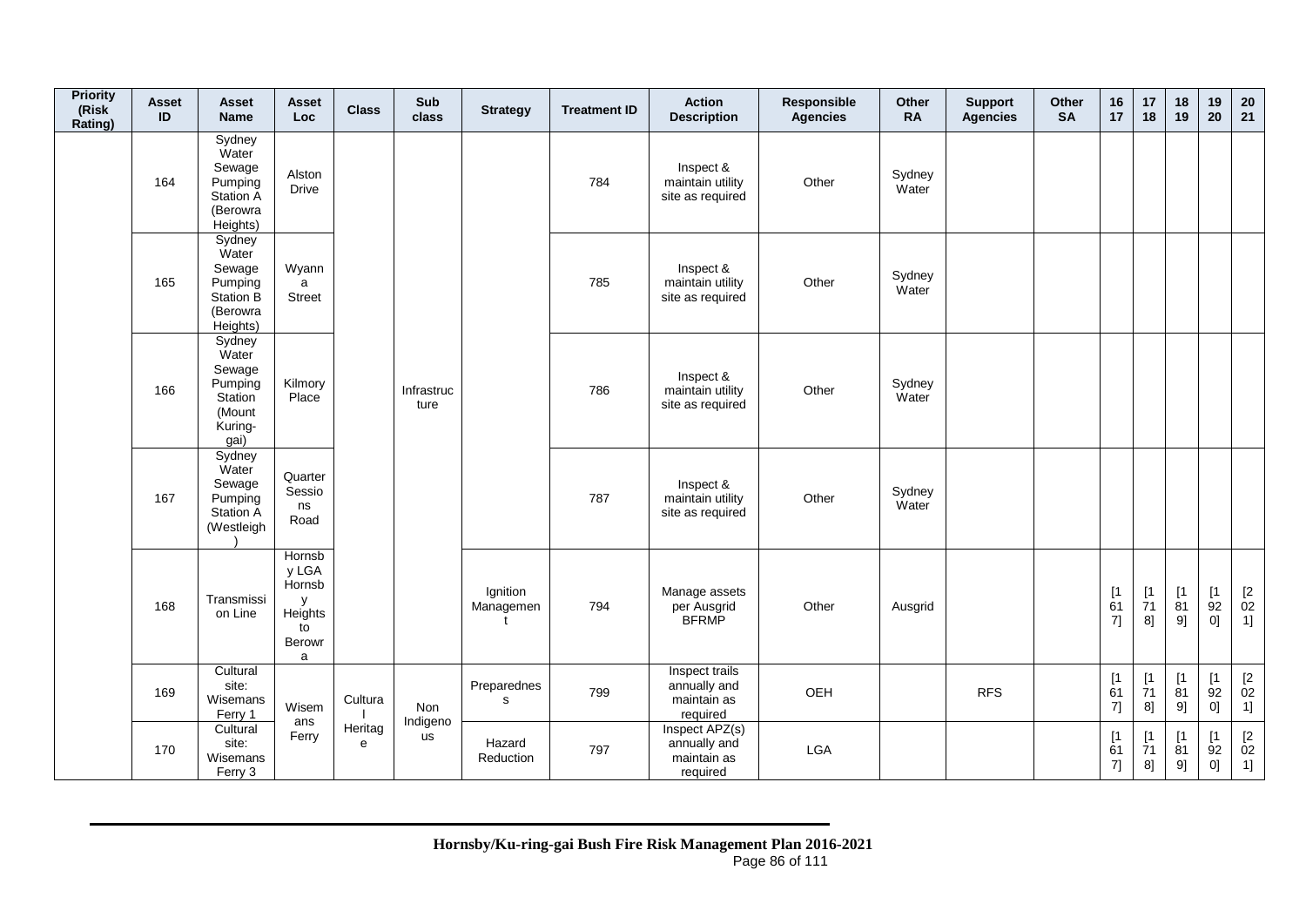| Priority (Risk Rating) | Asset ID | Asset Name | Asset Loc | Class | Sub class | Strategy | Treatment ID | Action Description | Responsible Agencies | Other RA | Support Agencies | Other SA | 16 17 | 17 18 | 18 19 | 19 20 | 20 21 |
|---|---|---|---|---|---|---|---|---|---|---|---|---|---|---|---|---|---|
| | 164 | Sydney Water Sewage Pumping Station A (Berowra Heights) | Alston Drive | | Infrastructure | | 784 | Inspect & maintain utility site as required | Other | Sydney Water | | | | | | | |
| | 165 | Sydney Water Sewage Pumping Station B (Berowra Heights) | Wyanna Street | | Infrastructure | | 785 | Inspect & maintain utility site as required | Other | Sydney Water | | | | | | | |
| | 166 | Sydney Water Sewage Pumping Station (Mount Kuring-gai) | Kilmory Place | | Infrastructure | | 786 | Inspect & maintain utility site as required | Other | Sydney Water | | | | | | | |
| | 167 | Sydney Water Sewage Pumping Station A (Westleigh) | Quarter Sessions Road | | Infrastructure | | 787 | Inspect & maintain utility site as required | Other | Sydney Water | | | | | | | |
| | 168 | Transmission Line | Hornsby LGA Hornsby Heights to Berowra | | Infrastructure | Ignition Management | 794 | Manage assets per Ausgrid BFRMP | Other | Ausgrid | | | [1617] | [1718] | [1819] | [1920] | [2021] |
| | 169 | Cultural site: Wisemans Ferry 1 | Wisemans Ferry | Cultural Heritage | Non Indigenous | Preparedness | 799 | Inspect trails annually and maintain as required | OEH | | RFS | | [1617] | [1718] | [1819] | [1920] | [2021] |
| | 170 | Cultural site: Wisemans Ferry 3 | Wisemans Ferry | Cultural Heritage | Non Indigenous | Hazard Reduction | 797 | Inspect APZ(s) annually and maintain as required | LGA | | | | [1617] | [1718] | [1819] | [1920] | [2021] |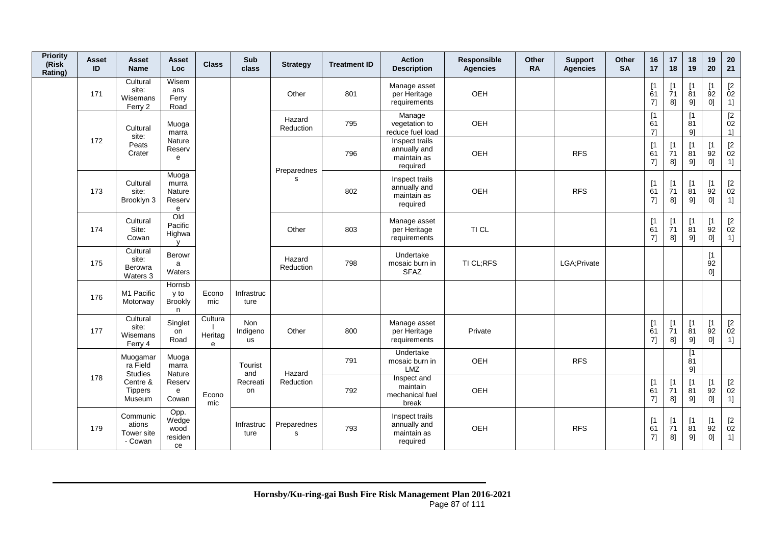| Priority (Risk Rating) | Asset ID | Asset Name | Asset Loc | Class | Sub class | Strategy | Treatment ID | Action Description | Responsible Agencies | Other RA | Support Agencies | Other SA | 16 17 | 17 18 | 18 19 | 19 20 | 20 21 |
|---|---|---|---|---|---|---|---|---|---|---|---|---|---|---|---|---|---|
| | 171 | Cultural site: Wisemans Ferry 2 | Wisemans Ferry Road | | | Other | 801 | Manage asset per Heritage requirements | OEH | | | | [1617] | [1718] | [1819] | [1920] | [2021] |
| | 172 | Cultural site: Peats Crater | Muogamarra Nature Reserve | | | Hazard Reduction | 795 | Manage vegetation to reduce fuel load | OEH | | | | [1617] | | [1819] | | [2021] |
| | | | | | | Preparedness | 796 | Inspect trails annually and maintain as required | OEH | | RFS | | [1617] | [1718] | [1819] | [1920] | [2021] |
| | 173 | Cultural site: Brooklyn 3 | Muogamarra Nature Reserve | | | Preparedness | 802 | Inspect trails annually and maintain as required | OEH | | RFS | | [1617] | [1718] | [1819] | [1920] | [2021] |
| | 174 | Cultural Site: Cowan | Old Pacific Highway | | | Other | 803 | Manage asset per Heritage requirements | TI CL | | | | [1617] | [1718] | [1819] | [1920] | [2021] |
| | 175 | Cultural site: Berowra Waters 3 | Berowra Waters | | | Hazard Reduction | 798 | Undertake mosaic burn in SFAZ | TI CL;RFS | | LGA;Private | | | | | [1920] | |
| | 176 | M1 Pacific Motorway | Hornsby to Brooklyn | Economic | Infrastructure | | | | | | | | | | | | |
| | 177 | Cultural site: Wisemans Ferry 4 | Singleton Road | Cultural Heritage | Non Indigenous | Other | 800 | Manage asset per Heritage requirements | Private | | | | [1617] | [1718] | [1819] | [1920] | [2021] |
| | 178 | Muogamarra Field Studies Centre & Tippers Museum | Muogamarra Nature Reserve Cowan | Economic | Tourist and Recreation | Hazard Reduction | 791 | Undertake mosaic burn in LMZ | OEH | | RFS | | | | [1819] | | |
| | | | | | | | 792 | Inspect and maintain mechanical fuel break | OEH | | | | [1617] | [1718] | [1819] | [1920] | [2021] |
| | 179 | Communications Tower site - Cowan | Opp. Wedgewood residence | | Infrastructure | Preparedness | 793 | Inspect trails annually and maintain as required | OEH | | RFS | | [1617] | [1718] | [1819] | [1920] | [2021] |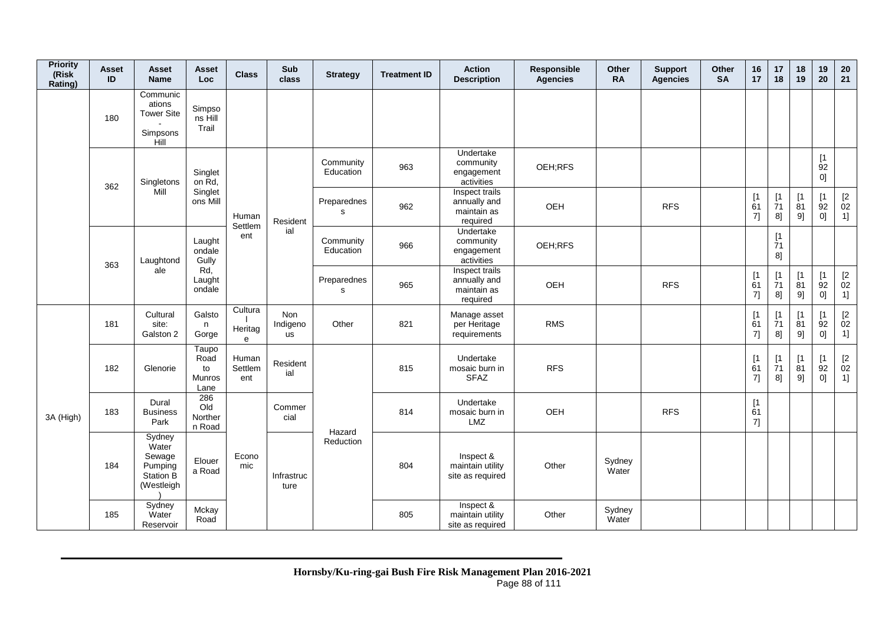| Priority (Risk Rating) | Asset ID | Asset Name | Asset Loc | Class | Sub class | Strategy | Treatment ID | Action Description | Responsible Agencies | Other RA | Support Agencies | Other SA | 16 17 | 17 18 | 18 19 | 19 20 | 20 21 |
|---|---|---|---|---|---|---|---|---|---|---|---|---|---|---|---|---|---|
| | 180 | Communications Tower Site - Simpsons Hill | Simpsons Hill Trail | | | | | | | | | | | | | | |
| | 362 | Singletons Mill | Singleton Rd, Singletons Mill | Human Settlement | Residential | Community Education | 963 | Undertake community engagement activities | OEH;RFS | | | | | | | [1920] | |
| | | | | | | Preparedness | 962 | Inspect trails annually and maintain as required | OEH | | RFS | | [1617] | [1718] | [1819] | [1920] | [2021] |
| | 363 | Laughtondale | Laughtondale Gully Rd, Laughtondale | | | Community Education | 966 | Undertake community engagement activities | OEH;RFS | | | | | [1718] | | | |
| | | | | | | Preparedness | 965 | Inspect trails annually and maintain as required | OEH | | RFS | | [1617] | [1718] | [1819] | [1920] | [2021] |
| 3A (High) | 181 | Cultural site: Galston 2 | Galston Gorge | Cultural Heritage | Non Indigenous | Other | 821 | Manage asset per Heritage requirements | RMS | | | | [1617] | [1718] | [1819] | [1920] | [2021] |
| | 182 | Glenorie | Taupo Road to Munros Lane | Human Settlement | Residential | Hazard Reduction | 815 | Undertake mosaic burn in SFAZ | RFS | | | | [1617] | [1718] | [1819] | [1920] | [2021] |
| | 183 | Dural Business Park | 286 Old Northern Road | Economic | Commercial | | 814 | Undertake mosaic burn in LMZ | OEH | | RFS | | [1617] | | | | |
| | 184 | Sydney Water Sewage Pumping Station B (Westleigh) | Elouera Road | | Infrastructure | | 804 | Inspect & maintain utility site as required | Other | Sydney Water | | | | | | | |
| | 185 | Sydney Water Reservoir | Mckay Road | | | | 805 | Inspect & maintain utility site as required | Other | Sydney Water | | | | | | | |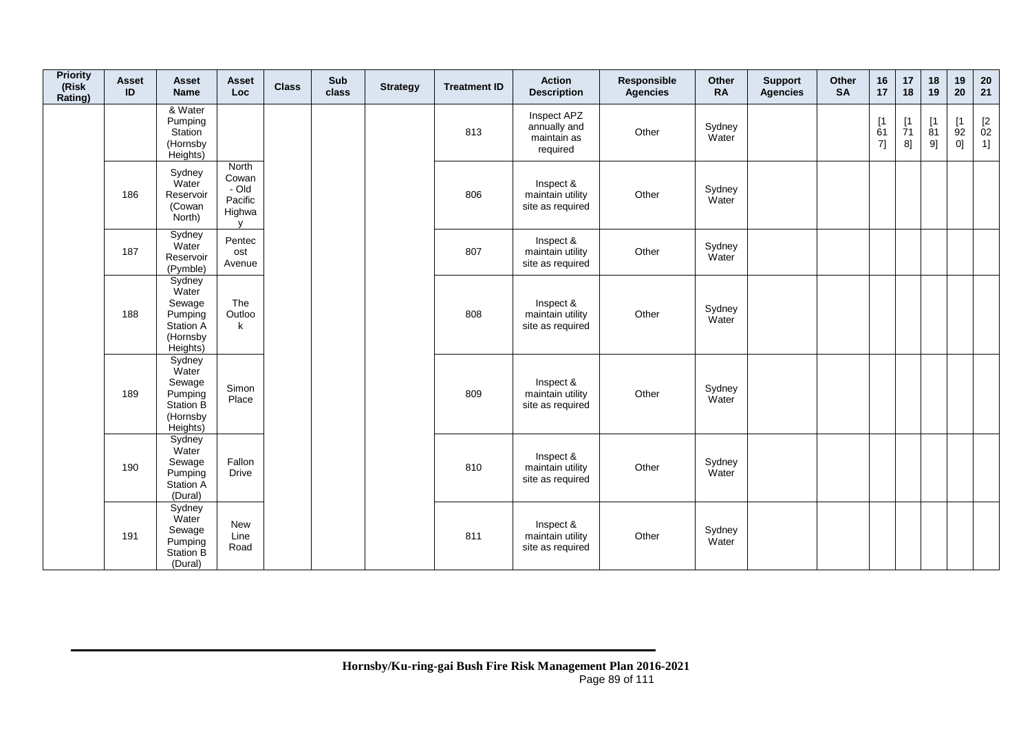| Priority (Risk Rating) | Asset ID | Asset Name | Asset Loc | Class | Sub class | Strategy | Treatment ID | Action Description | Responsible Agencies | Other RA | Support Agencies | Other SA | 16 17 | 17 18 | 18 19 | 19 20 | 20 21 |
|---|---|---|---|---|---|---|---|---|---|---|---|---|---|---|---|---|---|
| | | & Water Pumping Station (Hornsby Heights) | | | | | 813 | Inspect APZ annually and maintain as required | Other | Sydney Water | | | [1617] | [1718] | [1819] | [1920] | [2021] |
| | 186 | Sydney Water Reservoir (Cowan North) | North Cowan - Old Pacific Highway | | | | 806 | Inspect & maintain utility site as required | Other | Sydney Water | | | | | | | |
| | 187 | Sydney Water Reservoir (Pymble) | Pentecost Avenue | | | | 807 | Inspect & maintain utility site as required | Other | Sydney Water | | | | | | | |
| | 188 | Sydney Water Sewage Pumping Station A (Hornsby Heights) | The Outlook | | | | 808 | Inspect & maintain utility site as required | Other | Sydney Water | | | | | | | |
| | 189 | Sydney Water Sewage Pumping Station B (Hornsby Heights) | Simon Place | | | | 809 | Inspect & maintain utility site as required | Other | Sydney Water | | | | | | | |
| | 190 | Sydney Water Sewage Pumping Station A (Dural) | Fallon Drive | | | | 810 | Inspect & maintain utility site as required | Other | Sydney Water | | | | | | | |
| | 191 | Sydney Water Sewage Pumping Station B (Dural) | New Line Road | | | | 811 | Inspect & maintain utility site as required | Other | Sydney Water | | | | | | | |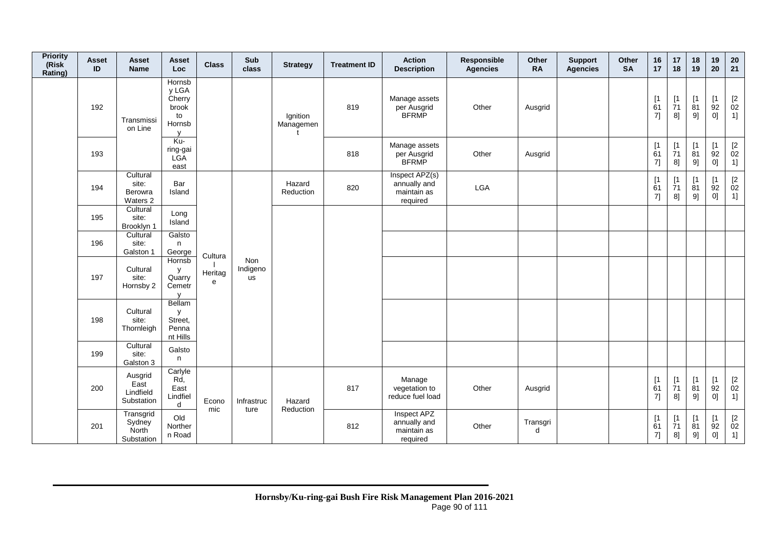| Priority (Risk Rating) | Asset ID | Asset Name | Asset Loc | Class | Sub class | Strategy | Treatment ID | Action Description | Responsible Agencies | Other RA | Support Agencies | Other SA | 16 17 | 17 18 | 18 19 | 19 20 | 20 21 |
|---|---|---|---|---|---|---|---|---|---|---|---|---|---|---|---|---|---|
| | 192 | Transmission Line | Hornsby LGA Cherrybrook to Hornsby | | | Ignition Management | 819 | Manage assets per Ausgrid BFRMP | Other | Ausgrid | | | [1617] | [1718] | [1819] | [1920] | [2021] |
| | 193 | | Ku-ring-gai LGA east | | | | 818 | Manage assets per Ausgrid BFRMP | Other | Ausgrid | | | [1617] | [1718] | [1819] | [1920] | [2021] |
| | 194 | Cultural site: Berowra Waters 2 | Bar Island | Cultural Heritage | Non Indigenous | Hazard Reduction | 820 | Inspect APZ(s) annually and maintain as required | LGA | | | | [1617] | [1718] | [1819] | [1920] | [2021] |
| | 195 | Cultural site: Brooklyn 1 | Long Island | | | | | | | | | | | | | | |
| | 196 | Cultural site: Galston 1 | Galston George | | | | | | | | | | | | | | |
| | 197 | Cultural site: Hornsby 2 | Hornsby Quarry Cemetry | | | | | | | | | | | | | | |
| | 198 | Cultural site: Thornleigh | Bellamy Street, Pennant Hills | | | | | | | | | | | | | | |
| | 199 | Cultural site: Galston 3 | Galston | | | | | | | | | | | | | | |
| | 200 | Ausgrid East Lindfield Substation | Carlyle Rd, East Lindfield | Economic | Infrastructure | Hazard Reduction | 817 | Manage vegetation to reduce fuel load | Other | Ausgrid | | | [1617] | [1718] | [1819] | [1920] | [2021] |
| | 201 | Transgrid Sydney North Substation | Old Northern Road | | | | 812 | Inspect APZ annually and maintain as required | Other | Transgrid | | | [1617] | [1718] | [1819] | [1920] | [2021] |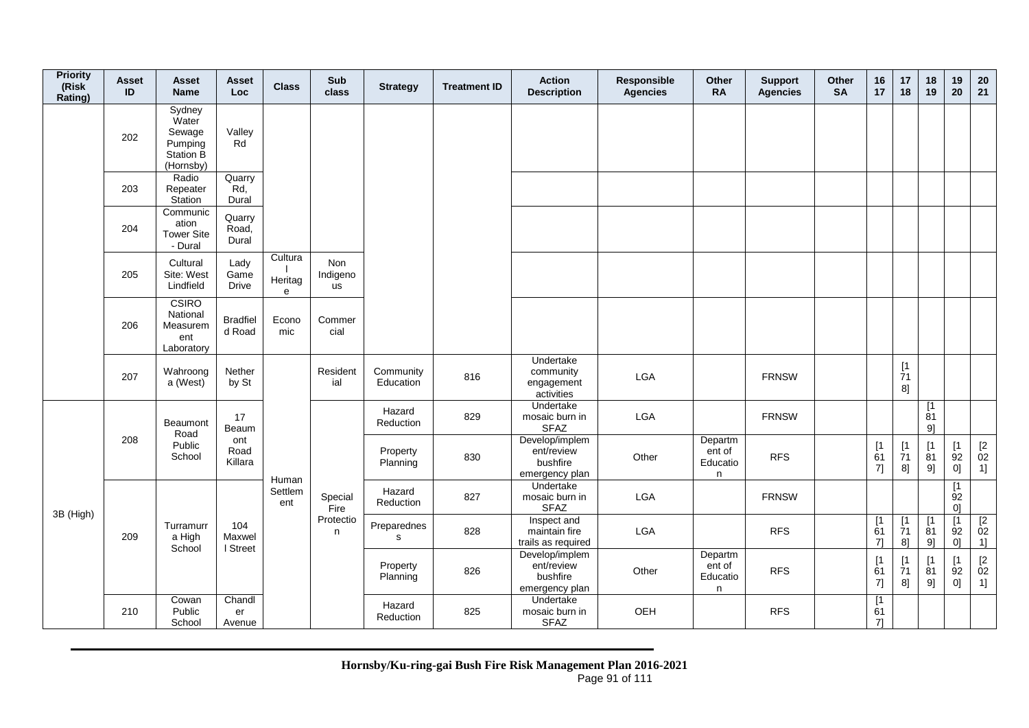| Priority (Risk Rating) | Asset ID | Asset Name | Asset Loc | Class | Sub class | Strategy | Treatment ID | Action Description | Responsible Agencies | Other RA | Support Agencies | Other SA | 16 17 | 17 18 | 18 19 | 19 20 | 20 21 |
|---|---|---|---|---|---|---|---|---|---|---|---|---|---|---|---|---|---|
| | 202 | Sydney Water Sewage Pumping Station B (Hornsby) | Valley Rd | | | | | | | | | | | | | | |
| | 203 | Radio Repeater Station | Quarry Rd, Dural | | | | | | | | | | | | | | |
| | 204 | Communication Tower Site - Dural | Quarry Road, Dural | | | | | | | | | | | | | | |
| | 205 | Cultural Site: West Lindfield | Lady Game Drive | Cultural Heritage | Non Indigenous | | | | | | | | | | | | |
| | 206 | CSIRO National Measurement Laboratory | Bradfield Road | Economic | Commercial | | | | | | | | | | | | |
| | 207 | Wahroonga (West) | Netherby St | Human Settlement | Residential | Community Education | 816 | Undertake community engagement activities | LGA | | FRNSW | | | [1718] | | | |
| 3B (High) | 208 | Beaumont Road Public School | 17 Beaumont Road Killara | Human Settlement | Special Fire Protection | Hazard Reduction | 829 | Undertake mosaic burn in SFAZ | LGA | | FRNSW | | | | [1819] | | |
| | | | | | | Property Planning | 830 | Develop/implement/review bushfire emergency plan | Other | Department of Education | RFS | | [1617] | [1718] | [1819] | [1920] | [2021] |
| | 209 | Turramurra High School | 104 Maxwell Street | | | Hazard Reduction | 827 | Undertake mosaic burn in SFAZ | LGA | | FRNSW | | | | | [1920] | |
| | | | | | | Preparedness | 828 | Inspect and maintain fire trails as required | LGA | | RFS | | [1617] | [1718] | [1819] | [1920] | [2021] |
| | | | | | | Property Planning | 826 | Develop/implement/review bushfire emergency plan | Other | Department of Education | RFS | | [1617] | [1718] | [1819] | [1920] | [2021] |
| | 210 | Cowan Public School | Chandler Avenue | | | Hazard Reduction | 825 | Undertake mosaic burn in SFAZ | OEH | | RFS | | [1617] | | | | |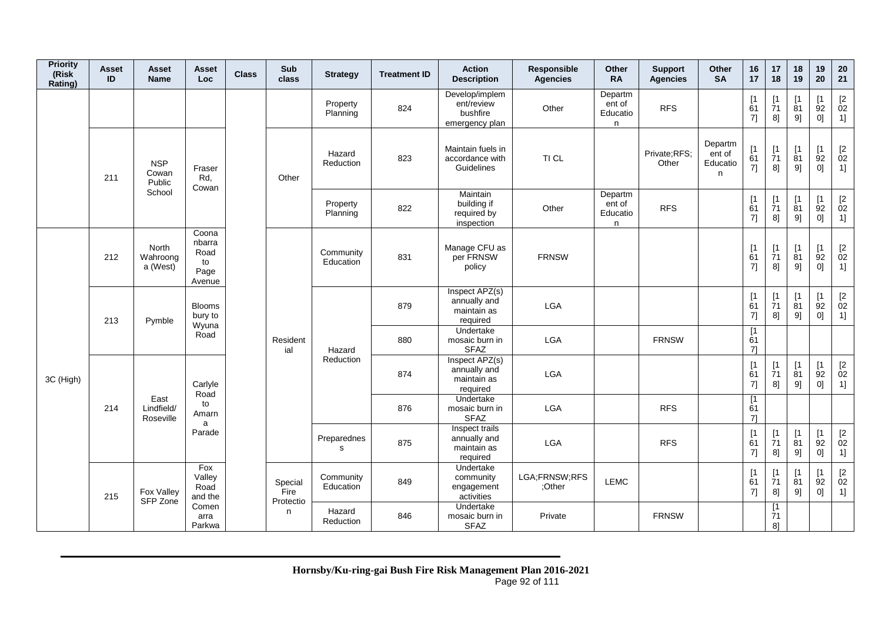| Priority (Risk Rating) | Asset ID | Asset Name | Asset Loc | Class | Sub class | Strategy | Treatment ID | Action Description | Responsible Agencies | Other RA | Support Agencies | Other SA | 16 17 | 17 18 | 18 19 | 19 20 | 20 21 |
|---|---|---|---|---|---|---|---|---|---|---|---|---|---|---|---|---|---|
| | | | | | | Property Planning | 824 | Develop/implement/review bushfire emergency plan | Other | Department of Education | RFS | | [1617] | [1718] | [1819] | [1920] | [2021] |
| | 211 | NSP Cowan Public School | Fraser Rd, Cowan | | Other | Hazard Reduction | 823 | Maintain fuels in accordance with Guidelines | TI CL | | Private;RFS;Other | Department of Education | [1617] | [1718] | [1819] | [1920] | [2021] |
| | | | | | | Property Planning | 822 | Maintain building if required by inspection | Other | Department of Education | RFS | | [1617] | [1718] | [1819] | [1920] | [2021] |
| 3C (High) | 212 | North Wahroonga (West) | Coonanbarra Road to Page Avenue | | Residential | Community Education | 831 | Manage CFU as per FRNSW policy | FRNSW | | | | [1617] | [1718] | [1819] | [1920] | [2021] |
| | 213 | Pymble | Bloomsbury to Wyuna Road | | | Hazard Reduction | 879 | Inspect APZ(s) annually and maintain as required | LGA | | | | [1617] | [1718] | [1819] | [1920] | [2021] |
| | | | | | | | 880 | Undertake mosaic burn in SFAZ | LGA | | FRNSW | | [1617] | | | | |
| | 214 | East Lindfield/ Roseville | Carlyle Road to Amarna Parade | | | | 874 | Inspect APZ(s) annually and maintain as required | LGA | | | | [1617] | [1718] | [1819] | [1920] | [2021] |
| | | | | | | | 876 | Undertake mosaic burn in SFAZ | LGA | | RFS | | [1617] | | | | |
| | | | | | | Preparedness | 875 | Inspect trails annually and maintain as required | LGA | | RFS | | [1617] | [1718] | [1819] | [1920] | [2021] |
| | 215 | Fox Valley SFP Zone | Fox Valley Road and the Comenarra Parkwa | | Special Fire Protection | Community Education | 849 | Undertake community engagement activities | LGA;FRNSW;RFS;Other | LEMC | | | [1617] | [1718] | [1819] | [1920] | [2021] |
| | | | | | | Hazard Reduction | 846 | Undertake mosaic burn in SFAZ | Private | | FRNSW | | | [1718] | | | |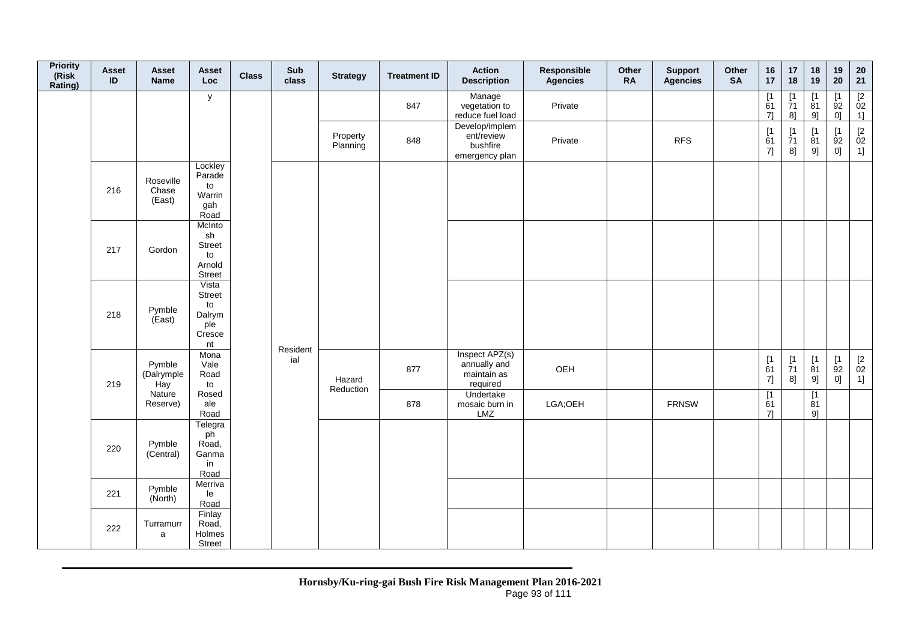| Priority (Risk Rating) | Asset ID | Asset Name | Asset Loc | Class | Sub class | Strategy | Treatment ID | Action Description | Responsible Agencies | Other RA | Support Agencies | Other SA | 16 17 | 17 18 | 18 19 | 19 20 | 20 21 |
|---|---|---|---|---|---|---|---|---|---|---|---|---|---|---|---|---|---|
| | | | y | | | | 847 | Manage vegetation to reduce fuel load | Private | | | | [1617] | [1718] | [1819] | [1920] | [2021] |
| | | | | | | Property Planning | 848 | Develop/implement/review bushfire emergency plan | Private | | RFS | | [1617] | [1718] | [1819] | [1920] | [2021] |
| | 216 | Roseville Chase (East) | Lockley Parade to Warringah Road | | Residential | | | | | | | | | | | | |
| | 217 | Gordon | McIntosh Street to Arnold Street | | | | | | | | | | | | | | |
| | 218 | Pymble (East) | Vista Street to Dalrymple Crescent | | | | | | | | | | | | | | |
| | 219 | Pymble (Dalrymple Hay Nature Reserve) | Mona Vale Road to Rosedale Road | | | Hazard Reduction | 877 | Inspect APZ(s) annually and maintain as required | OEH | | | | [1617] | [1718] | [1819] | [1920] | [2021] |
| | | | | | | | 878 | Undertake mosaic burn in LMZ | LGA;OEH | | FRNSW | | [1617] | | [1819] | | |
| | 220 | Pymble (Central) | Telegraph Road, Ganmain Road | | | | | | | | | | | | | | |
| | 221 | Pymble (North) | Merrivale Road | | | | | | | | | | | | | | |
| | 222 | Turramurra | Finlay Road, Holmes Street | | | | | | | | | | | | | | |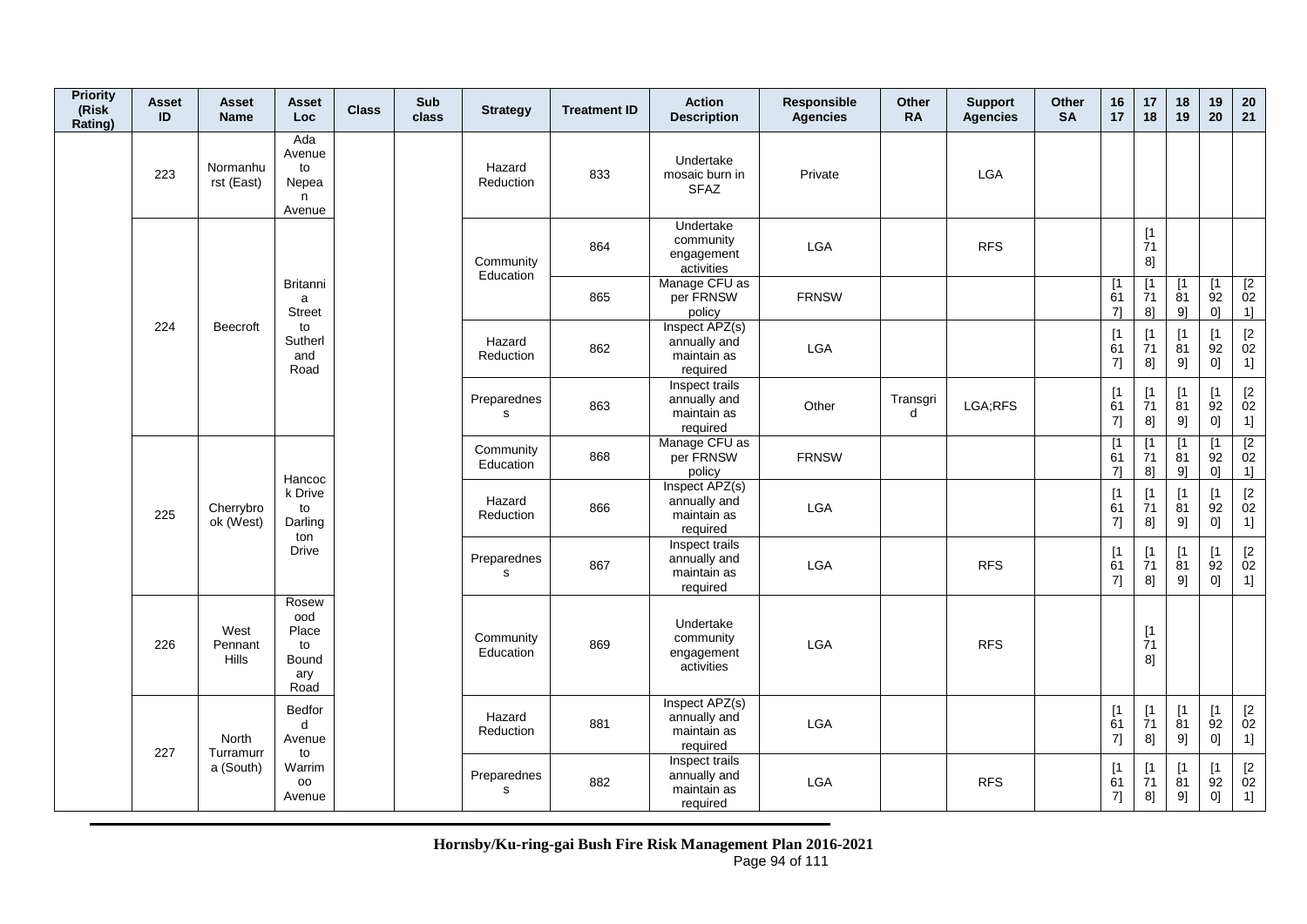| Priority (Risk Rating) | Asset ID | Asset Name | Asset Loc | Class | Sub class | Strategy | Treatment ID | Action Description | Responsible Agencies | Other RA | Support Agencies | Other SA | 16 17 | 17 18 | 18 19 | 19 20 | 20 21 |
|---|---|---|---|---|---|---|---|---|---|---|---|---|---|---|---|---|---|
| | 223 | Normanhurst (East) | Ada Avenue to Nepean Avenue | | | Hazard Reduction | 833 | Undertake mosaic burn in SFAZ | Private | | LGA | | | | | | |
| | 224 | Beecroft | Britannia Street to Sutherland Road | | | Community Education | 864 | Undertake community engagement activities | LGA | | RFS | | | [1718] | | | |
| | | | | | | | 865 | Manage CFU as per FRNSW policy | FRNSW | | | | [1617] | [1718] | [1819] | [1920] | [2021] |
| | | | | | | Hazard Reduction | 862 | Inspect APZ(s) annually and maintain as required | LGA | | | | [1617] | [1718] | [1819] | [1920] | [2021] |
| | | | | | | Preparedness | 863 | Inspect trails annually and maintain as required | Other | Transgrid | LGA;RFS | | [1617] | [1718] | [1819] | [1920] | [2021] |
| | 225 | Cherrybrook (West) | Hancock Drive to Darlington Drive | | | Community Education | 868 | Manage CFU as per FRNSW policy | FRNSW | | | | [1617] | [1718] | [1819] | [1920] | [2021] |
| | | | | | | Hazard Reduction | 866 | Inspect APZ(s) annually and maintain as required | LGA | | | | [1617] | [1718] | [1819] | [1920] | [2021] |
| | | | | | | Preparedness | 867 | Inspect trails annually and maintain as required | LGA | | RFS | | [1617] | [1718] | [1819] | [1920] | [2021] |
| | 226 | West Pennant Hills | Rosewood Place to Boundary Road | | | Community Education | 869 | Undertake community engagement activities | LGA | | RFS | | | [1718] | | | |
| | 227 | North Turramurra (South) | Bedford Avenue to Warrimoo Avenue | | | Hazard Reduction | 881 | Inspect APZ(s) annually and maintain as required | LGA | | | | [1617] | [1718] | [1819] | [1920] | [2021] |
| | | | | | | Preparedness | 882 | Inspect trails annually and maintain as required | LGA | | RFS | | [1617] | [1718] | [1819] | [1920] | [2021] |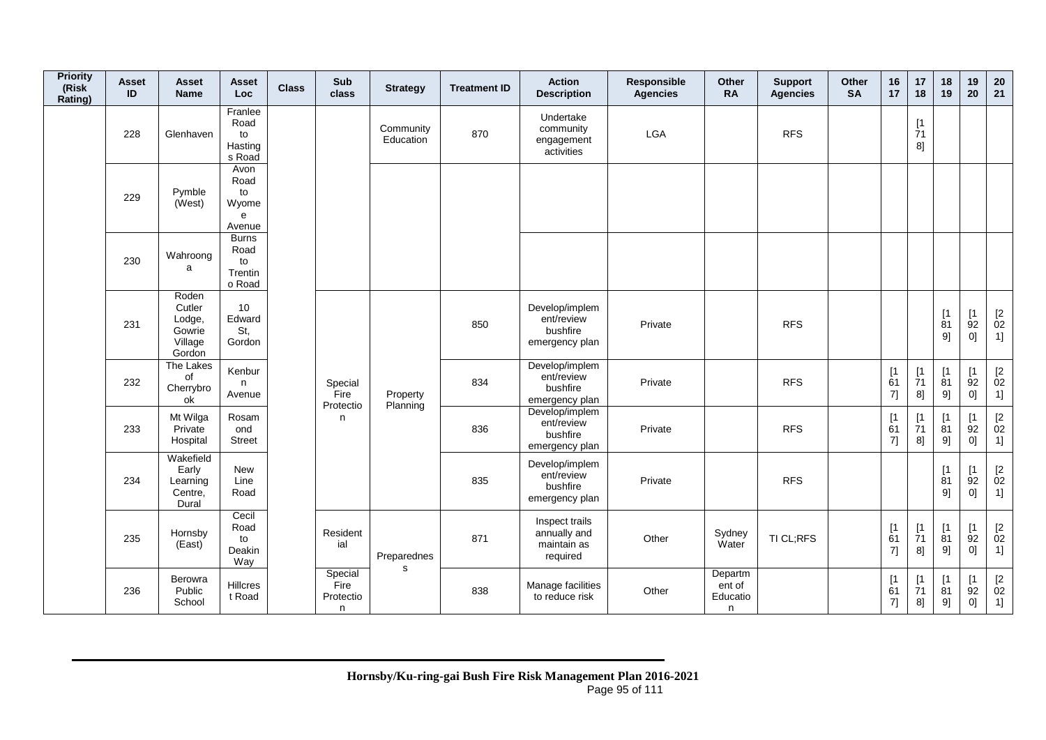| Priority (Risk Rating) | Asset ID | Asset Name | Asset Loc | Class | Sub class | Strategy | Treatment ID | Action Description | Responsible Agencies | Other RA | Support Agencies | Other SA | 16 17 | 17 18 | 18 19 | 19 20 | 20 21 |
|---|---|---|---|---|---|---|---|---|---|---|---|---|---|---|---|---|---|
| | 228 | Glenhaven | Franlee Road to Hastings Road | | | Community Education | 870 | Undertake community engagement activities | LGA | | RFS | | | [1718] | | | |
| | 229 | Pymble (West) | Avon Road to Wyomee Avenue | | | | | | | | | | | | | | |
| | 230 | Wahroonga | Burns Road to Trentino Road | | | | | | | | | | | | | | |
| | 231 | Roden Cutler Lodge, Gowrie Village Gordon | 10 Edward St, Gordon | | Special Fire Protection | Property Planning | 850 | Develop/implement/review bushfire emergency plan | Private | | RFS | | | | [1819] | [1920] | [2021] |
| | 232 | The Lakes of Cherrybrook | Kenburn Avenue | | Special Fire Protection | Property Planning | 834 | Develop/implement/review bushfire emergency plan | Private | | RFS | | [1617] | [1718] | [1819] | [1920] | [2021] |
| | 233 | Mt Wilga Private Hospital | Rosamond Street | | Special Fire Protection | Property Planning | 836 | Develop/implement/review bushfire emergency plan | Private | | RFS | | [1617] | [1718] | [1819] | [1920] | [2021] |
| | 234 | Wakefield Early Learning Centre, Dural | New Line Road | | Special Fire Protection | Property Planning | 835 | Develop/implement/review bushfire emergency plan | Private | | RFS | | | | [1819] | [1920] | [2021] |
| | 235 | Hornsby (East) | Cecil Road to Deakin Way | | Residential | Preparedness | 871 | Inspect trails annually and maintain as required | Other | Sydney Water | TI CL;RFS | | [1617] | [1718] | [1819] | [1920] | [2021] |
| | 236 | Berowra Public School | Hillcrest Road | | Special Fire Protection | Preparedness | 838 | Manage facilities to reduce risk | Other | Department of Education | | | [1617] | [1718] | [1819] | [1920] | [2021] |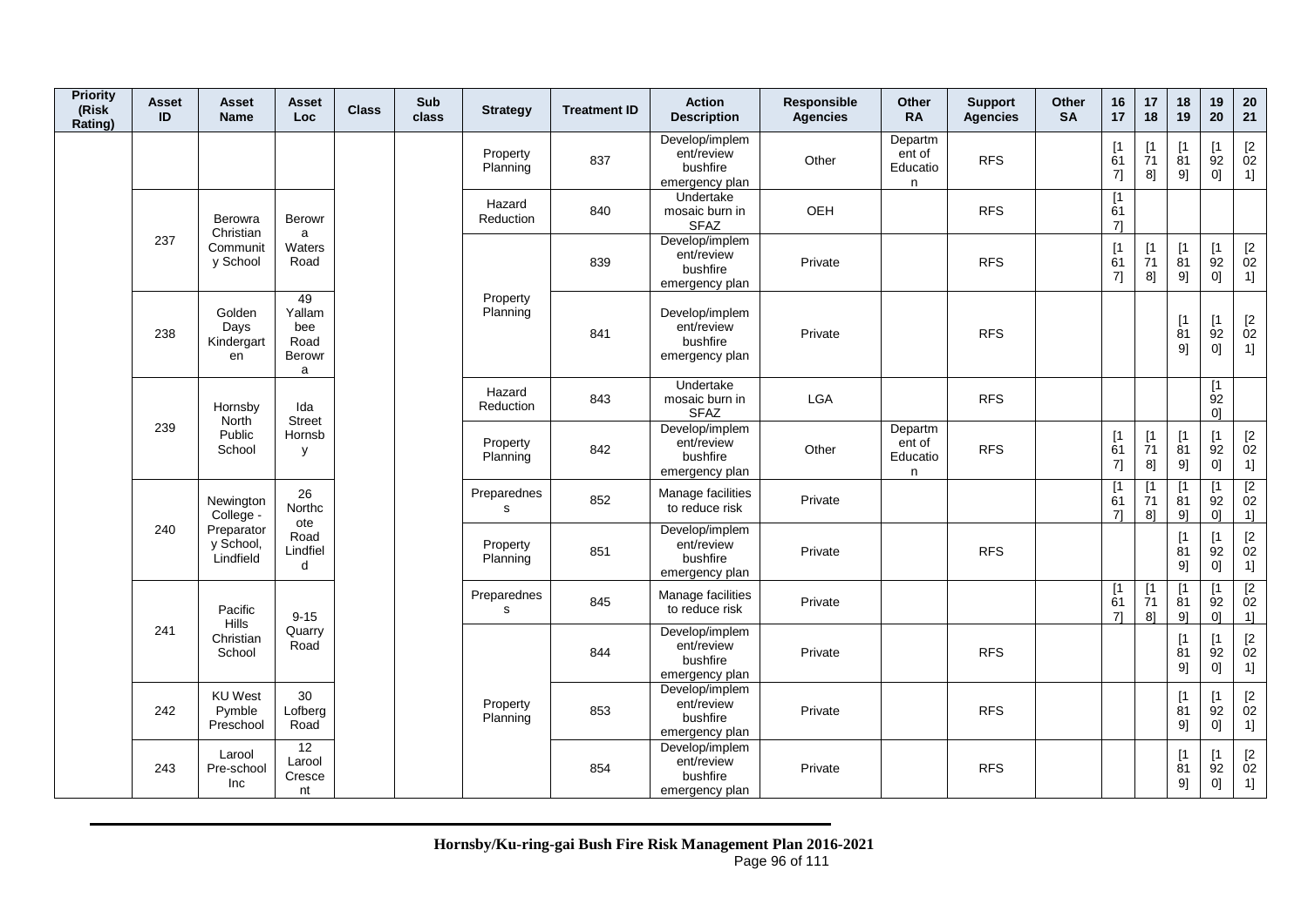| Priority (Risk Rating) | Asset ID | Asset Name | Asset Loc | Class | Sub class | Strategy | Treatment ID | Action Description | Responsible Agencies | Other RA | Support Agencies | Other SA | 16 17 | 17 18 | 18 19 | 19 20 | 20 21 |
|---|---|---|---|---|---|---|---|---|---|---|---|---|---|---|---|---|---|
| | | | | | | Property Planning | 837 | Develop/implement/review bushfire emergency plan | Other | Department of Education | RFS | | [1617] | [1718] | [1819] | [1920] | [2021] |
| | 237 | Berowra Christian Community School | Berowra Waters Road | | | Hazard Reduction | 840 | Undertake mosaic burn in SFAZ | OEH | | RFS | | [1617] | | | | |
| | | | | | | Property Planning | 839 | Develop/implement/review bushfire emergency plan | Private | | RFS | | [1617] | [1718] | [1819] | [1920] | [2021] |
| | 238 | Golden Days Kindergarten | 49 Yallambee Road Berowra | | | Property Planning | 841 | Develop/implement/review bushfire emergency plan | Private | | RFS | | | | [1819] | [1920] | [2021] |
| | 239 | Hornsby North Public School | Ida Street Hornsby | | | Hazard Reduction | 843 | Undertake mosaic burn in SFAZ | LGA | | RFS | | | | | [1920] | |
| | | | | | | Property Planning | 842 | Develop/implement/review bushfire emergency plan | Other | Department of Education | RFS | | [1617] | [1718] | [1819] | [1920] | [2021] |
| | 240 | Newington College - Preparatory School, Lindfield | 26 Northcote Road Lindfield | | | Preparedness | 852 | Manage facilities to reduce risk | Private | | | | [1617] | [1718] | [1819] | [1920] | [2021] |
| | | | | | | Property Planning | 851 | Develop/implement/review bushfire emergency plan | Private | | RFS | | | | [1819] | [1920] | [2021] |
| | 241 | Pacific Hills Christian School | 9-15 Quarry Road | | | Preparedness | 845 | Manage facilities to reduce risk | Private | | | | [1617] | [1718] | [1819] | [1920] | [2021] |
| | | | | | | Property Planning | 844 | Develop/implement/review bushfire emergency plan | Private | | RFS | | | | [1819] | [1920] | [2021] |
| | 242 | KU West Pymble Preschool | 30 Lofberg Road | | | Property Planning | 853 | Develop/implement/review bushfire emergency plan | Private | | RFS | | | | [1819] | [1920] | [2021] |
| | 243 | Larool Pre-school Inc | 12 Larool Crescent | | | Property Planning | 854 | Develop/implement/review bushfire emergency plan | Private | | RFS | | | | [1819] | [1920] | [2021] |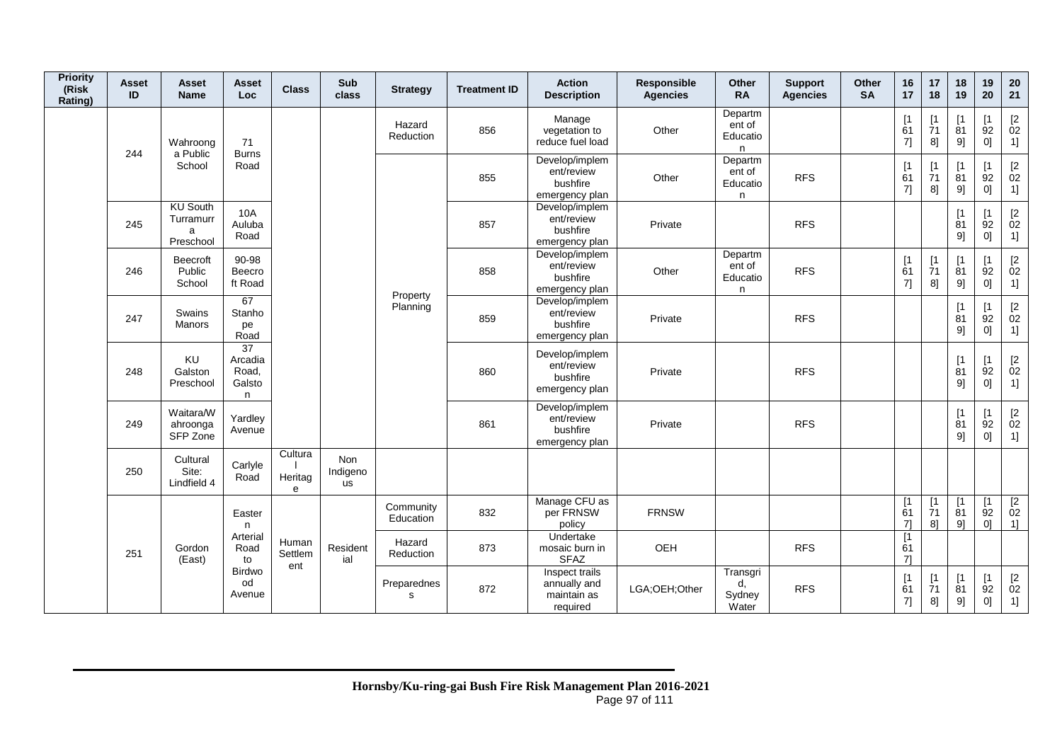| Priority (Risk Rating) | Asset ID | Asset Name | Asset Loc | Class | Sub class | Strategy | Treatment ID | Action Description | Responsible Agencies | Other RA | Support Agencies | Other SA | 16 17 | 17 18 | 18 19 | 19 20 | 20 21 |
|---|---|---|---|---|---|---|---|---|---|---|---|---|---|---|---|---|---|
| | 244 | Wahroonga Public School | 71 Burns Road | | | Hazard Reduction | 856 | Manage vegetation to reduce fuel load | Other | Department of Education | | | [1617] | [1718] | [1819] | [1920] | [2021] |
| | | | | | | Property Planning | 855 | Develop/implement/review bushfire emergency plan | Other | Department of Education | RFS | | [1617] | [1718] | [1819] | [1920] | [2021] |
| | 245 | KU South Turramurra Preschool | 10A Auluba Road | | | | 857 | Develop/implement/review bushfire emergency plan | Private | | RFS | | | | [1819] | [1920] | [2021] |
| | 246 | Beecroft Public School | 90-98 Beecroft Road | | | | 858 | Develop/implement/review bushfire emergency plan | Other | Department of Education | RFS | | [1617] | [1718] | [1819] | [1920] | [2021] |
| | 247 | Swains Manors | 67 Stanhope Road | | | | 859 | Develop/implement/review bushfire emergency plan | Private | | RFS | | | | [1819] | [1920] | [2021] |
| | 248 | KU Galston Preschool | 37 Arcadia Road, Galston | | | | 860 | Develop/implement/review bushfire emergency plan | Private | | RFS | | | | [1819] | [1920] | [2021] |
| | 249 | Waitara/Wahroonga SFP Zone | Yardley Avenue | | | | 861 | Develop/implement/review bushfire emergency plan | Private | | RFS | | | | [1819] | [1920] | [2021] |
| | 250 | Cultural Site: Lindfield 4 | Carlyle Road | Cultural Heritage | Non Indigenous | | | | | | | | | | | | |
| | 251 | Gordon (East) | Eastern Arterial Road to Birdwood Avenue | Human Settlement | Residential | Community Education | 832 | Manage CFU as per FRNSW policy | FRNSW | | | | [1617] | [1718] | [1819] | [1920] | [2021] |
| | | | | | | Hazard Reduction | 873 | Undertake mosaic burn in SFAZ | OEH | | RFS | | [1617] | | | | |
| | | | | | | Preparedness | 872 | Inspect trails annually and maintain as required | LGA;OEH;Other | Transgrid, Sydney Water | RFS | | [1617] | [1718] | [1819] | [1920] | [2021] |

**Hornsby/Ku-ring-gai Bush Fire Risk Management Plan 2016-2021**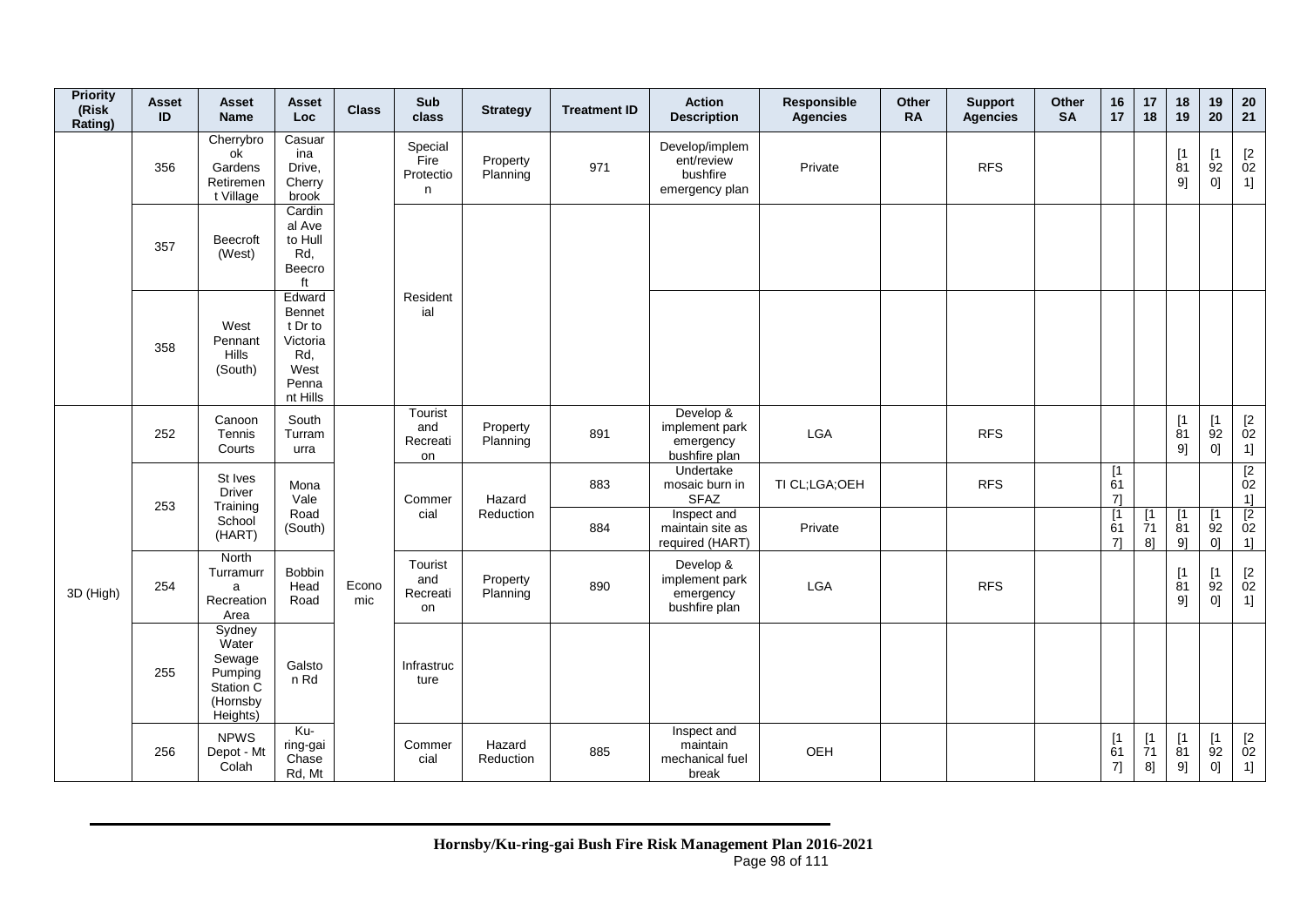| Priority (Risk Rating) | Asset ID | Asset Name | Asset Loc | Class | Sub class | Strategy | Treatment ID | Action Description | Responsible Agencies | Other RA | Support Agencies | Other SA | 16 17 | 17 18 | 18 19 | 19 20 | 20 21 |
|---|---|---|---|---|---|---|---|---|---|---|---|---|---|---|---|---|---|
| | 356 | Cherrybrook Gardens Retirement Village | Casuarina Drive, Cherrybrook | | Special Fire Protection | Property Planning | 971 | Develop/implement/review bushfire emergency plan | Private | | RFS | | | | [1819] | [1920] | [2021] |
| | 357 | Beecroft (West) | Cardinal Ave to Hull Rd, Beecroft | | Residential | | | | | | | | | | | | |
| | 358 | West Pennant Hills (South) | Edward Bennett Dr to Victoria Rd, West Pennant Hills | | | | | | | | | | | | | | |
| 3D (High) | 252 | Canoon Tennis Courts | South Turramurra | Economic | Tourist and Recreation | Property Planning | 891 | Develop & implement park emergency bushfire plan | LGA | | RFS | | | | [1819] | [1920] | [2021] |
| | 253 | St Ives Driver Training School (HART) | Mona Vale Road (South) | | Commercial | Hazard Reduction | 883 | Undertake mosaic burn in SFAZ | TI CL;LGA;OEH | | RFS | | [1617] | | | | [2021] |
| | | | | | | | 884 | Inspect and maintain site as required (HART) | Private | | | | [1617] | [1718] | [1819] | [1920] | [2021] |
| | 254 | North Turramurra Recreation Area | Bobbin Head Road | | Tourist and Recreation | Property Planning | 890 | Develop & implement park emergency bushfire plan | LGA | | RFS | | | | [1819] | [1920] | [2021] |
| | 255 | Sydney Water Sewage Pumping Station C (Hornsby Heights) | Galston Rd | | Infrastructure | | | | | | | | | | | | |
| | 256 | NPWS Depot - Mt Colah | Ku-ring-gai Chase Rd, Mt | | Commercial | Hazard Reduction | 885 | Inspect and maintain mechanical fuel break | OEH | | | | [1617] | [1718] | [1819] | [1920] | [2021] |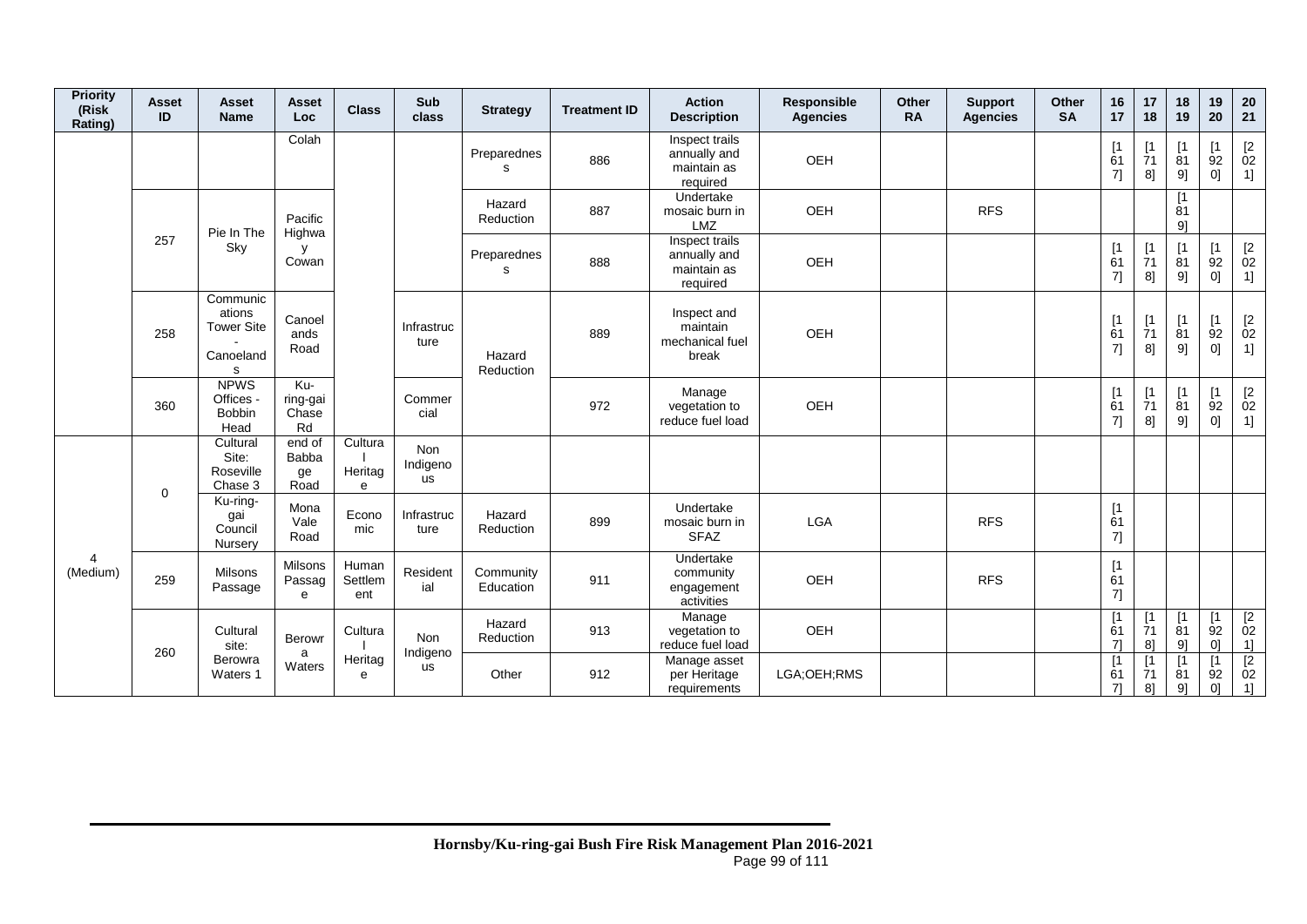| Priority (Risk Rating) | Asset ID | Asset Name | Asset Loc | Class | Sub class | Strategy | Treatment ID | Action Description | Responsible Agencies | Other RA | Support Agencies | Other SA | 16 17 | 17 18 | 18 19 | 19 20 | 20 21 |
|---|---|---|---|---|---|---|---|---|---|---|---|---|---|---|---|---|---|
| | | | Colah | | | Preparedness | 886 | Inspect trails annually and maintain as required | OEH | | | | [1617] | [1718] | [1819] | [1920] | [2021] |
| | 257 | Pie In The Sky | Pacific Highway Cowan | | | Hazard Reduction | 887 | Undertake mosaic burn in LMZ | OEH | | RFS | | | | [1819] | | |
| | 257 | Pie In The Sky | Pacific Highway Cowan | | | Preparedness | 888 | Inspect trails annually and maintain as required | OEH | | | | [1617] | [1718] | [1819] | [1920] | [2021] |
| | 258 | Communications Tower Site - Canoelands | Canoelands Road | | Infrastructure | Hazard Reduction | 889 | Inspect and maintain mechanical fuel break | OEH | | | | [1617] | [1718] | [1819] | [1920] | [2021] |
| | 360 | NPWS Offices - Bobbin Head | Ku-ring-gai Chase Rd | | Commercial | Hazard Reduction | 972 | Manage vegetation to reduce fuel load | OEH | | | | [1617] | [1718] | [1819] | [1920] | [2021] |
| 4 (Medium) | 0 | Cultural Site: Roseville Chase 3 | end of Babbage Road | Cultural Heritage | Non Indigenous | | | | | | | | | | | | |
| 4 (Medium) | 0 | Ku-ring-gai Council Nursery | Mona Vale Road | Economic | Infrastructure | Hazard Reduction | 899 | Undertake mosaic burn in SFAZ | LGA | | RFS | | [1617] | | | | |
| 4 (Medium) | 259 | Milsons Passage | Milsons Passage | Human Settlement | Residential | Community Education | 911 | Undertake community engagement activities | OEH | | RFS | | [1617] | | | | |
| 4 (Medium) | 260 | Cultural site: Berowra Waters 1 | Berowra Waters | Cultural Heritage | Non Indigenous | Hazard Reduction | 913 | Manage vegetation to reduce fuel load | OEH | | | | [1617] | [1718] | [1819] | [1920] | [2021] |
| 4 (Medium) | 260 | Cultural site: Berowra Waters 1 | Berowra Waters | Cultural Heritage | Non Indigenous | Other | 912 | Manage asset per Heritage requirements | LGA;OEH;RMS | | | | [1617] | [1718] | [1819] | [1920] | [2021] |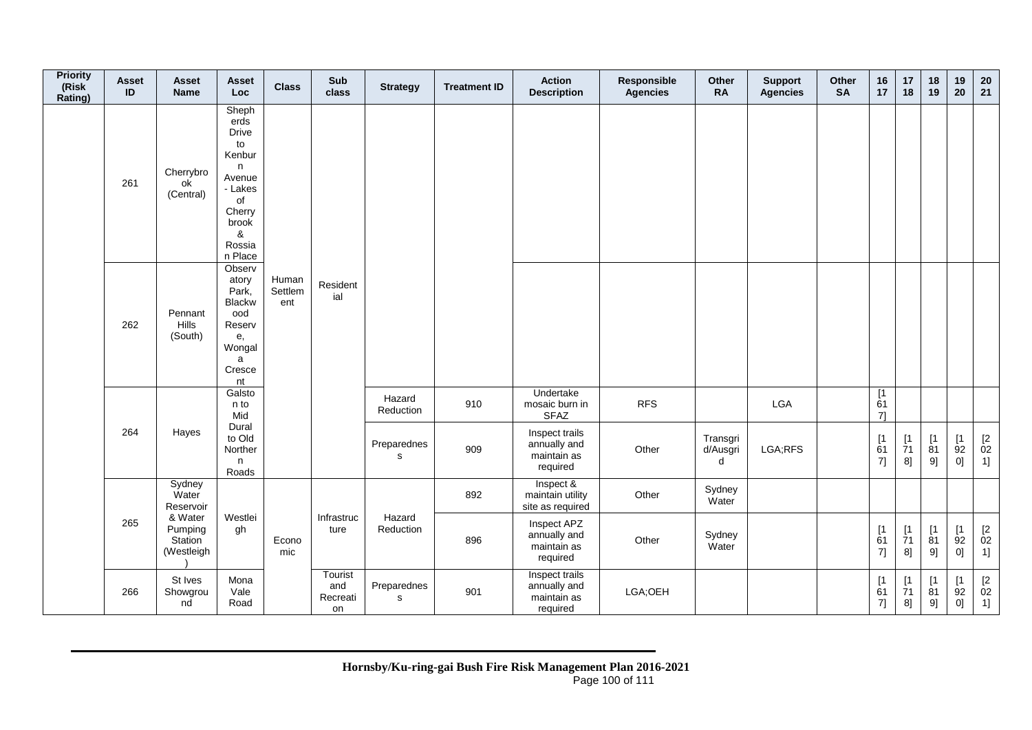| Priority (Risk Rating) | Asset ID | Asset Name | Asset Loc | Class | Sub class | Strategy | Treatment ID | Action Description | Responsible Agencies | Other RA | Support Agencies | Other SA | 16 17 | 17 18 | 18 19 | 19 20 | 20 21 |
|---|---|---|---|---|---|---|---|---|---|---|---|---|---|---|---|---|---|
| | 261 | Cherrybrook (Central) | Shepherds Drive to Kenburn Avenue - Lakes of Cherrybrook & Rossian Place | Human Settlement | Residential | | | | | | | | | | | | |
| | 262 | Pennant Hills (South) | Observatory Park, Blackwood Reserve, Wongala Crescent | | | | | | | | | | | | | | |
| | 264 | Hayes | Galston to Mid Dural to Old Northern Roads | | | Hazard Reduction | 910 | Undertake mosaic burn in SFAZ | RFS | | LGA | | [1617] | | | | |
| | | | | | | Preparedness | 909 | Inspect trails annually and maintain as required | Other | Transgrid/Ausgrid | LGA;RFS | | [1617] | [1718] | [1819] | [1920] | [2021] |
| | 265 | Sydney Water Reservoir & Water Pumping Station (Westleigh) | Westleigh | Economic | Infrastructure | Hazard Reduction | 892 | Inspect & maintain utility site as required | Other | Sydney Water | | | | | | | |
| | | | | | | | 896 | Inspect APZ annually and maintain as required | Other | Sydney Water | | | [1617] | [1718] | [1819] | [1920] | [2021] |
| | 266 | St Ives Showground | Mona Vale Road | | Tourist and Recreation | Preparedness | 901 | Inspect trails annually and maintain as required | LGA;OEH | | | | [1617] | [1718] | [1819] | [1920] | [2021] |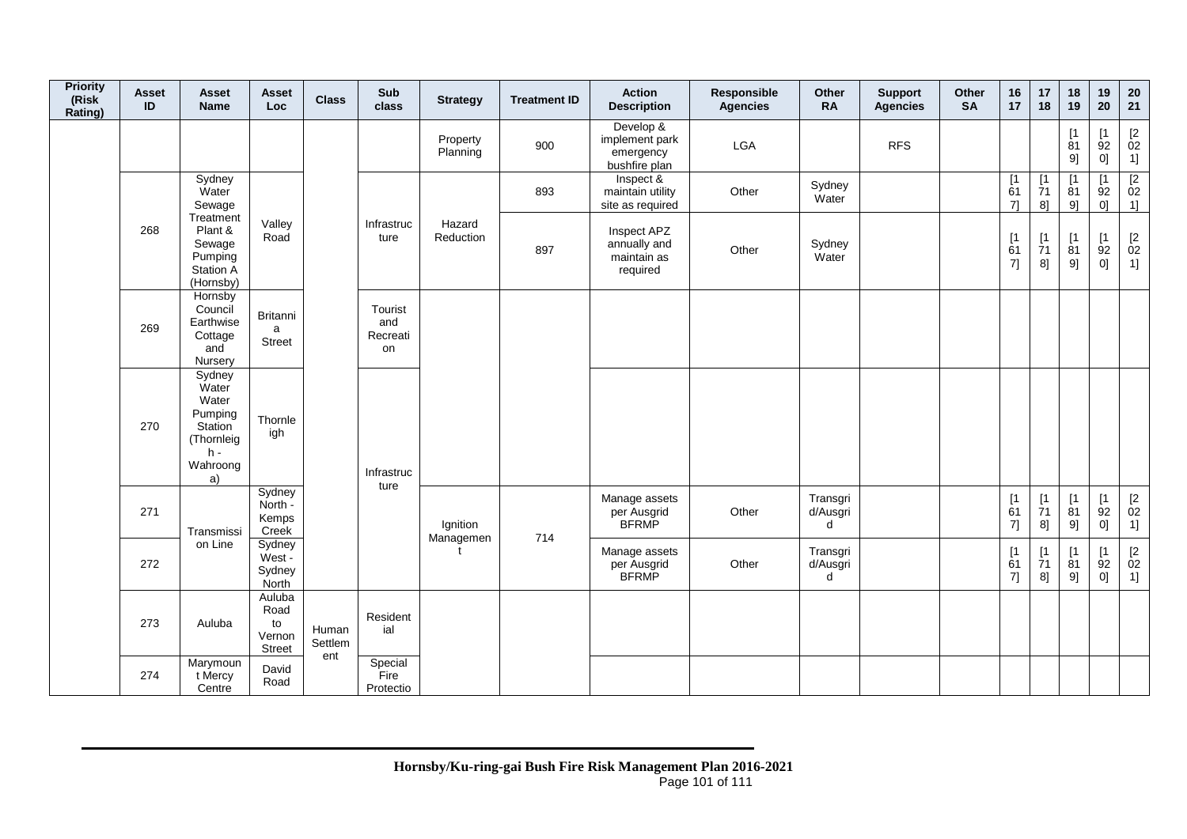| Priority (Risk Rating) | Asset ID | Asset Name | Asset Loc | Class | Sub class | Strategy | Treatment ID | Action Description | Responsible Agencies | Other RA | Support Agencies | Other SA | 16 17 | 17 18 | 18 19 | 19 20 | 20 21 |
|---|---|---|---|---|---|---|---|---|---|---|---|---|---|---|---|---|---|
| | | | | | | Property Planning | 900 | Develop & implement park emergency bushfire plan | LGA | | RFS | | | | [1819] | [1920] | [2021] |
| | 268 | Sydney Water Sewage Treatment Plant & Sewage Pumping Station A (Hornsby) | Valley Road | | Infrastructure | Hazard Reduction | 893 | Inspect & maintain utility site as required | Other | Sydney Water | | | [1617] | [1718] | [1819] | [1920] | [2021] |
| | | | | | | | 897 | Inspect APZ annually and maintain as required | Other | Sydney Water | | | [1617] | [1718] | [1819] | [1920] | [2021] |
| | 269 | Hornsby Council Earthwise Cottage and Nursery | Britannia Street | | Tourist and Recreation | | | | | | | | | | | | |
| | 270 | Sydney Water Water Pumping Station (Thornleigh - Wahroonga) | Thornleigh | | Infrastructure | | | | | | | | | | | | |
| | 271 | Transmission Line | Sydney North - Kemps Creek | | | Ignition Management | 714 | Manage assets per Ausgrid BFRMP | Other | Transgrid/Ausgrid | | | [1617] | [1718] | [1819] | [1920] | [2021] |
| | 272 | | Sydney West - Sydney North | | | | | Manage assets per Ausgrid BFRMP | Other | Transgrid/Ausgrid | | | [1617] | [1718] | [1819] | [1920] | [2021] |
| | 273 | Auluba | Auluba Road to Vernon Street | Human Settlement | Residential | | | | | | | | | | | | |
| | 274 | Marymount Mercy Centre | David Road | | Special Fire Protectio | | | | | | | | | | | | |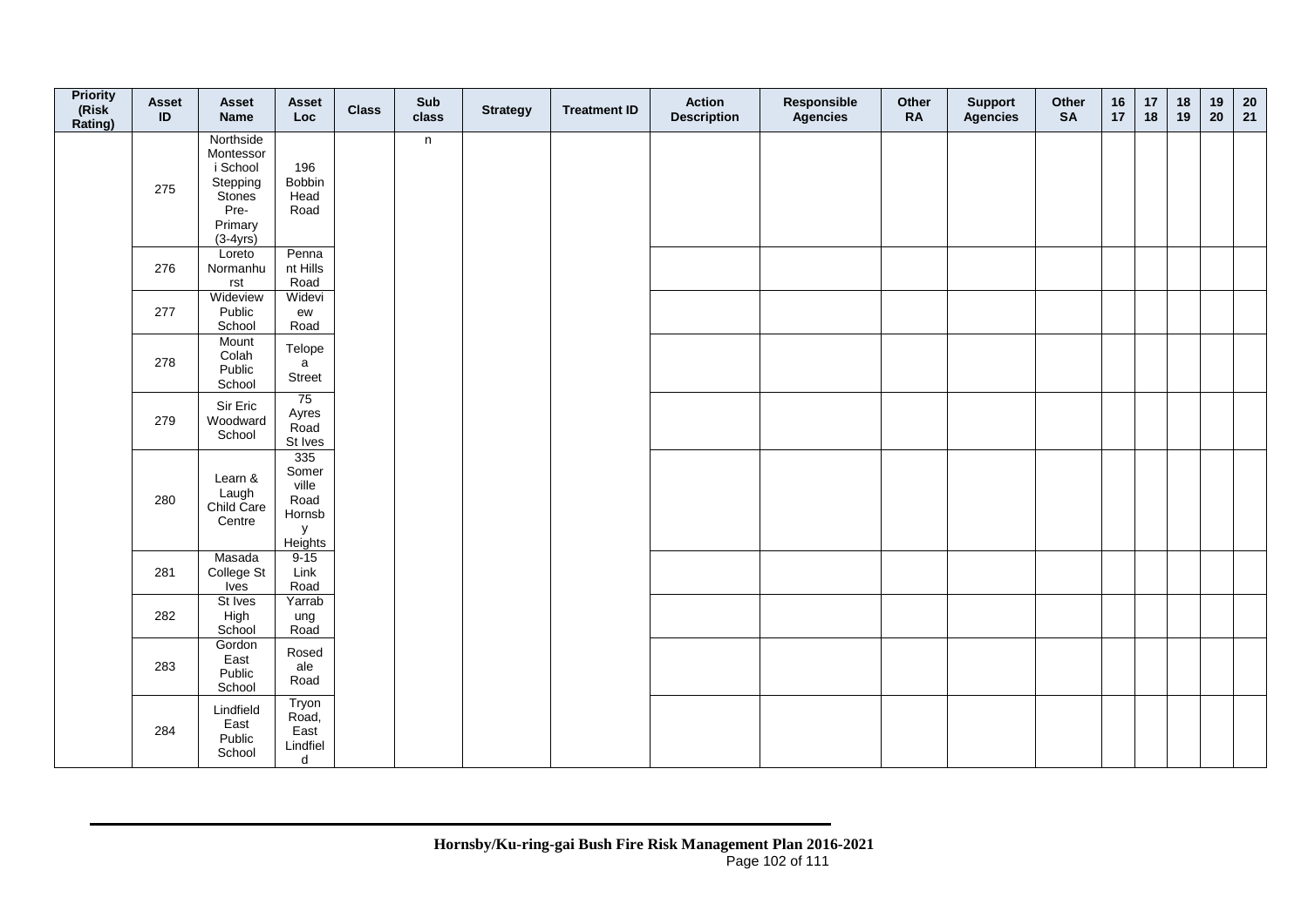| Priority (Risk Rating) | Asset ID | Asset Name | Asset Loc | Class | Sub class | Strategy | Treatment ID | Action Description | Responsible Agencies | Other RA | Support Agencies | Other SA | 16 17 | 17 18 | 18 19 | 19 20 | 20 21 |
|---|---|---|---|---|---|---|---|---|---|---|---|---|---|---|---|---|---|
| | 275 | Northside Montessori School Stepping Stones Pre-Primary (3-4yrs) | 196 Bobbin Head Road | | n | | | | | | | | | | | | |
| | 276 | Loreto Normanhurst | Pennant Hills Road | | | | | | | | | | | | | | |
| | 277 | Wideview Public School | Wideview Road | | | | | | | | | | | | | | |
| | 278 | Mount Colah Public School | Telopea Street | | | | | | | | | | | | | | |
| | 279 | Sir Eric Woodward School | 75 Ayres Road St Ives | | | | | | | | | | | | | | |
| | 280 | Learn & Laugh Child Care Centre | 335 Somerville Road Hornsby Heights | | | | | | | | | | | | | | |
| | 281 | Masada College St Ives | 9-15 Link Road | | | | | | | | | | | | | | |
| | 282 | St Ives High School | Yarrabung Road | | | | | | | | | | | | | | |
| | 283 | Gordon East Public School | Rosedale Road | | | | | | | | | | | | | | |
| | 284 | Lindfield East Public School | Tryon Road, East Lindfield | | | | | | | | | | | | | | |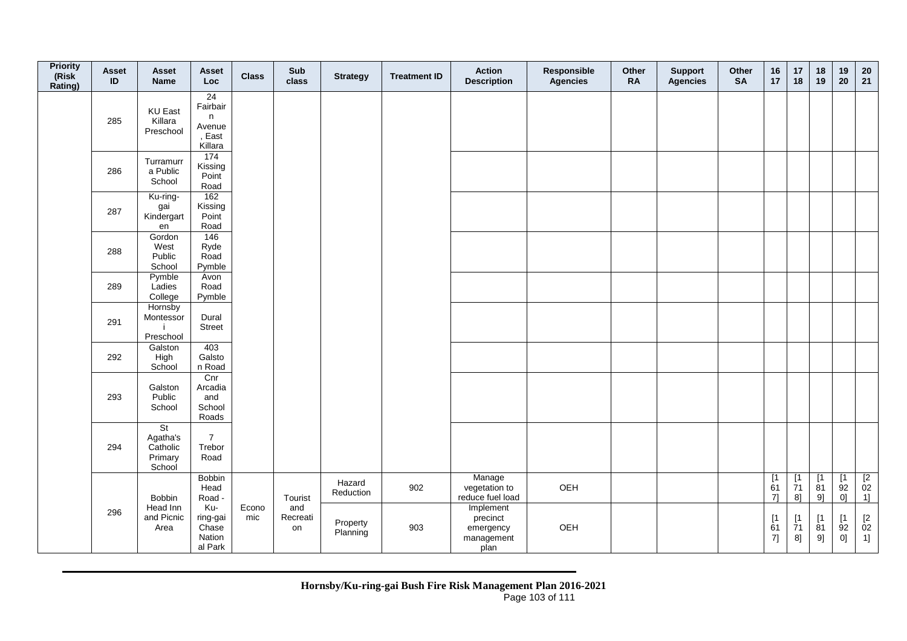| Priority (Risk Rating) | Asset ID | Asset Name | Asset Loc | Class | Sub class | Strategy | Treatment ID | Action Description | Responsible Agencies | Other RA | Support Agencies | Other SA | 16 17 | 17 18 | 18 19 | 19 20 | 20 21 |
|---|---|---|---|---|---|---|---|---|---|---|---|---|---|---|---|---|---|
| | 285 | KU East Killara Preschool | 24 Fairbairn Avenue, East Killara | | | | | | | | | | | | | | |
| | 286 | Turramurra Public School | 174 Kissing Point Road | | | | | | | | | | | | | | |
| | 287 | Ku-ring-gai Kindergarten | 162 Kissing Point Road | | | | | | | | | | | | | | |
| | 288 | Gordon West Public School | 146 Ryde Road Pymble | | | | | | | | | | | | | | |
| | 289 | Pymble Ladies College | Avon Road Pymble | | | | | | | | | | | | | | |
| | 291 | Hornsby Montessori Preschool | Dural Street | | | | | | | | | | | | | | |
| | 292 | Galston High School | 403 Galston Road | | | | | | | | | | | | | | |
| | 293 | Galston Public School | Cnr Arcadia and School Roads | | | | | | | | | | | | | | |
| | 294 | St Agatha's Catholic Primary School | 7 Trebor Road | | | | | | | | | | | | | | |
| | 296 | Bobbin Head Inn and Picnic Area | Bobbin Head Road - Ku-ring-gai Chase Nation al Park | Economic | Tourist and Recreation | Hazard Reduction | 902 | Manage vegetation to reduce fuel load | OEH | | | | [1617] | [1718] | [1819] | [1920] | [2021] |
| | | | | | | Property Planning | 903 | Implement precinct emergency management plan | OEH | | | | [1617] | [1718] | [1819] | [1920] | [2021] |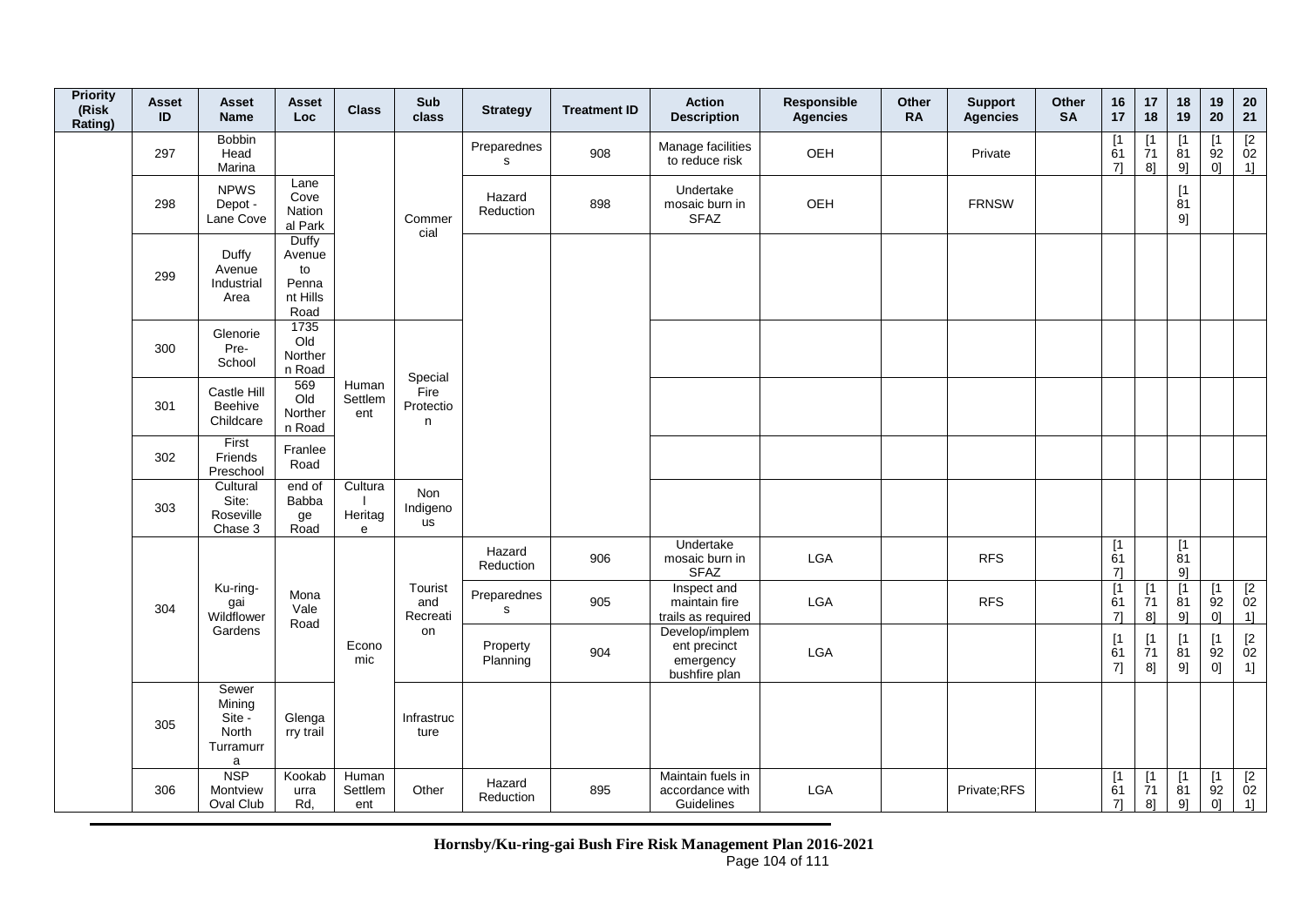| Priority (Risk Rating) | Asset ID | Asset Name | Asset Loc | Class | Sub class | Strategy | Treatment ID | Action Description | Responsible Agencies | Other RA | Support Agencies | Other SA | 16 17 | 17 18 | 18 19 | 19 20 | 20 21 |
|---|---|---|---|---|---|---|---|---|---|---|---|---|---|---|---|---|---|
| | 297 | Bobbin Head Marina | | | Commercial | Preparedness | 908 | Manage facilities to reduce risk | OEH | | Private | | [1617] | [1718] | [1819] | [1920] | [2021] |
| | 298 | NPWS Depot - Lane Cove | Lane Cove National Park | | Commercial | Hazard Reduction | 898 | Undertake mosaic burn in SFAZ | OEH | | FRNSW | | | | [1819] | | |
| | 299 | Duffy Avenue Industrial Area | Duffy Avenue to Pennant Hills Road | | Commercial | | | | | | | | | | | | |
| | 300 | Glenorie Pre-School | 1735 Old Northern Road | Human Settlement | Special Fire Protection | | | | | | | | | | | | |
| | 301 | Castle Hill Beehive Childcare | 569 Old Northern Road | Human Settlement | Special Fire Protection | | | | | | | | | | | | |
| | 302 | First Friends Preschool | Franlee Road | Human Settlement | Special Fire Protection | | | | | | | | | | | | |
| | 303 | Cultural Site: Roseville Chase 3 | end of Babbage Road | Cultural Heritage | Non Indigenous | | | | | | | | | | | | |
| | 304 | Ku-ring-gai Wildflower Gardens | Mona Vale Road | Economic | Tourist and Recreation | Hazard Reduction | 906 | Undertake mosaic burn in SFAZ | LGA | | RFS | | [1617] | | [1819] | | |
| | 304 | Ku-ring-gai Wildflower Gardens | Mona Vale Road | Economic | Tourist and Recreation | Preparedness | 905 | Inspect and maintain fire trails as required | LGA | | RFS | | [1617] | [1718] | [1819] | [1920] | [2021] |
| | 304 | Ku-ring-gai Wildflower Gardens | Mona Vale Road | Economic | Tourist and Recreation | Property Planning | 904 | Develop/implement precinct emergency bushfire plan | LGA | | | | [1617] | [1718] | [1819] | [1920] | [2021] |
| | 305 | Sewer Mining Site - North Turramurra | Glengarry trail | Economic | Infrastructure | | | | | | | | | | | | |
| | 306 | NSP Montview Oval Club | Kookaburra Rd, | Human Settlement | Other | Hazard Reduction | 895 | Maintain fuels in accordance with Guidelines | LGA | | Private;RFS | | [1617] | [1718] | [1819] | [1920] | [2021] |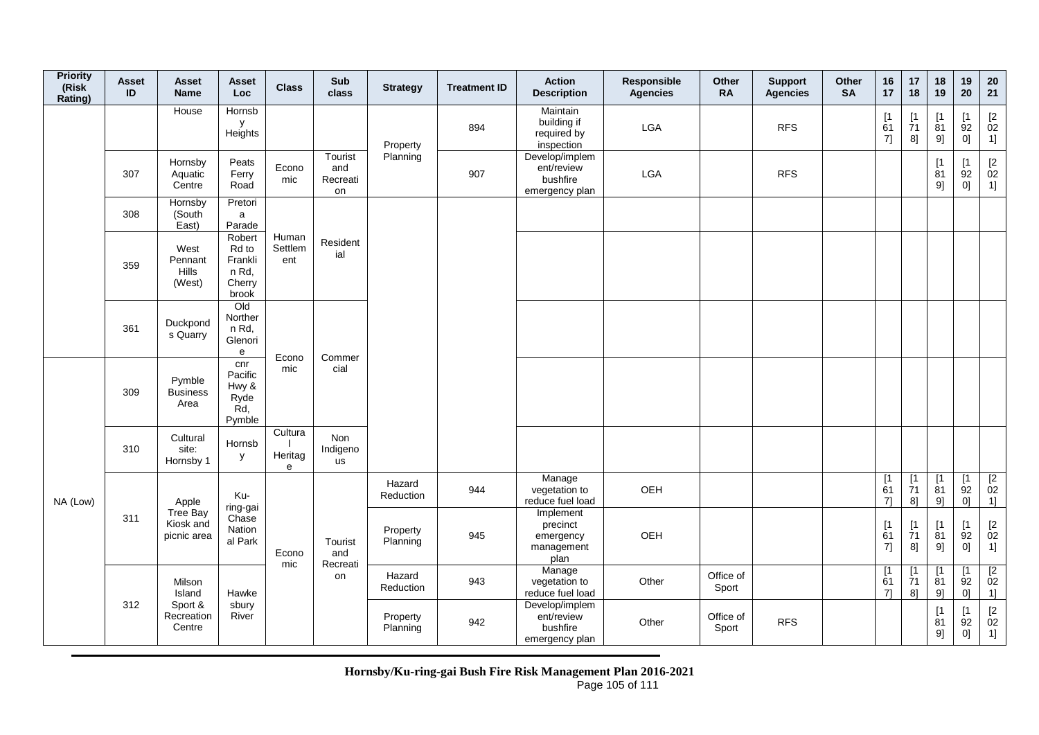| Priority (Risk Rating) | Asset ID | Asset Name | Asset Loc | Class | Sub class | Strategy | Treatment ID | Action Description | Responsible Agencies | Other RA | Support Agencies | Other SA | 16 17 | 17 18 | 18 19 | 19 20 | 20 21 |
|---|---|---|---|---|---|---|---|---|---|---|---|---|---|---|---|---|---|
| | | House | Hornsby Heights | | | Property Planning | 894 | Maintain building if required by inspection | LGA | | RFS | | [1617] | [1718] | [1819] | [1920] | [2021] |
| | 307 | Hornsby Aquatic Centre | Peats Ferry Road | Economic | Tourist and Recreation | Property Planning | 907 | Develop/implement/review bushfire emergency plan | LGA | | RFS | | | | [1819] | [1920] | [2021] |
| | 308 | Hornsby (South East) | Pretoria Parade | Human Settlement | Residential | | | | | | | | | | | | |
| | 359 | West Pennant Hills (West) | Robert Rd to Franklin Rd, Cherrybrook | Human Settlement | Residential | | | | | | | | | | | | |
| | 361 | Duckponds Quarry | Old Northern Rd, Glenorie | Economic | Commercial | | | | | | | | | | | | |
| NA (Low) | 309 | Pymble Business Area | cnr Pacific Hwy & Ryde Rd, Pymble | Economic | Commercial | | | | | | | | | | | | |
| NA (Low) | 310 | Cultural site: Hornsby 1 | Hornsby | Cultural Heritage | Non Indigenous | | | | | | | | | | | | |
| NA (Low) | 311 | Apple Tree Bay Kiosk and picnic area | Ku-ring-gai Chase National Park | Economic | Tourist and Recreation | Hazard Reduction | 944 | Manage vegetation to reduce fuel load | OEH | | | | [1617] | [1718] | [1819] | [1920] | [2021] |
| | | | | | | Property Planning | 945 | Implement precinct emergency management plan | OEH | | | | [1617] | [1718] | [1819] | [1920] | [2021] |
| NA (Low) | 312 | Milson Island Sport & Recreation Centre | Hawkesbury River | Economic | Tourist and Recreation | Hazard Reduction | 943 | Manage vegetation to reduce fuel load | Other | Office of Sport | | | [1617] | [1718] | [1819] | [1920] | [2021] |
| | | | | | | Property Planning | 942 | Develop/implement/review bushfire emergency plan | Other | Office of Sport | RFS | | | | [1819] | [1920] | [2021] |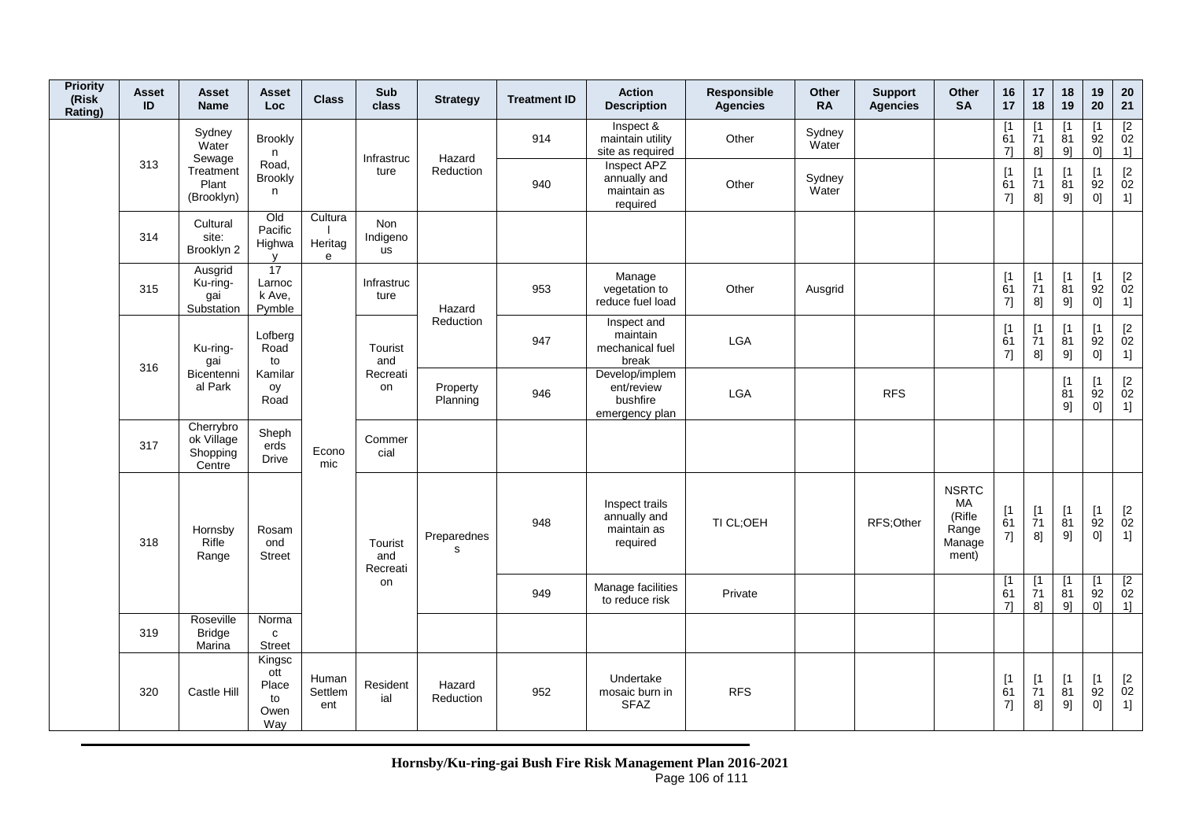| Priority (Risk Rating) | Asset ID | Asset Name | Asset Loc | Class | Sub class | Strategy | Treatment ID | Action Description | Responsible Agencies | Other RA | Support Agencies | Other SA | 16 17 | 17 18 | 18 19 | 19 20 | 20 21 |
|---|---|---|---|---|---|---|---|---|---|---|---|---|---|---|---|---|---|
| | 313 | Sydney Water Sewage Treatment Plant (Brooklyn) | Brooklyn Road, Brooklyn | | Infrastructure | Hazard Reduction | 914 | Inspect & maintain utility site as required | Other | Sydney Water | | | [1617] | [1718] | [1819] | [1920] | [2021] |
| | | | | | | | 940 | Inspect APZ annually and maintain as required | Other | Sydney Water | | | [1617] | [1718] | [1819] | [1920] | [2021] |
| | 314 | Cultural site: Brooklyn 2 | Old Pacific Highway | Cultural Heritage | Non Indigenous | | | | | | | | | | | | |
| | 315 | Ausgrid Ku-ring-gai Substation | 17 Larnock Ave, Pymble | Economic | Infrastructure | Hazard Reduction | 953 | Manage vegetation to reduce fuel load | Other | Ausgrid | | | [1617] | [1718] | [1819] | [1920] | [2021] |
| | 316 | Ku-ring-gai Bicentennial Park | Lofberg Road to Kamilaroy Road | | Tourist and Recreation | Hazard Reduction | 947 | Inspect and maintain mechanical fuel break | LGA | | | | [1617] | [1718] | [1819] | [1920] | [2021] |
| | | | | | | Property Planning | 946 | Develop/implement/review bushfire emergency plan | LGA | | RFS | | | | [1819] | [1920] | [2021] |
| | 317 | Cherrybrook Village Shopping Centre | Shepherds Drive | | Commercial | | | | | | | | | | | | |
| | 318 | Hornsby Rifle Range | Rosamond Street | | Tourist and Recreation | Preparedness | 948 | Inspect trails annually and maintain as required | TI CL;OEH | | RFS;Other | NSRTCMA (Rifle Range Management) | [1617] | [1718] | [1819] | [1920] | [2021] |
| | | | | | | | 949 | Manage facilities to reduce risk | Private | | | | [1617] | [1718] | [1819] | [1920] | [2021] |
| | 319 | Roseville Bridge Marina | Normac Street | | | | | | | | | | | | | | |
| | 320 | Castle Hill | Kingscott Place to Owen Way | Human Settlement | Residential | Hazard Reduction | 952 | Undertake mosaic burn in SFAZ | RFS | | | | [1617] | [1718] | [1819] | [1920] | [2021] |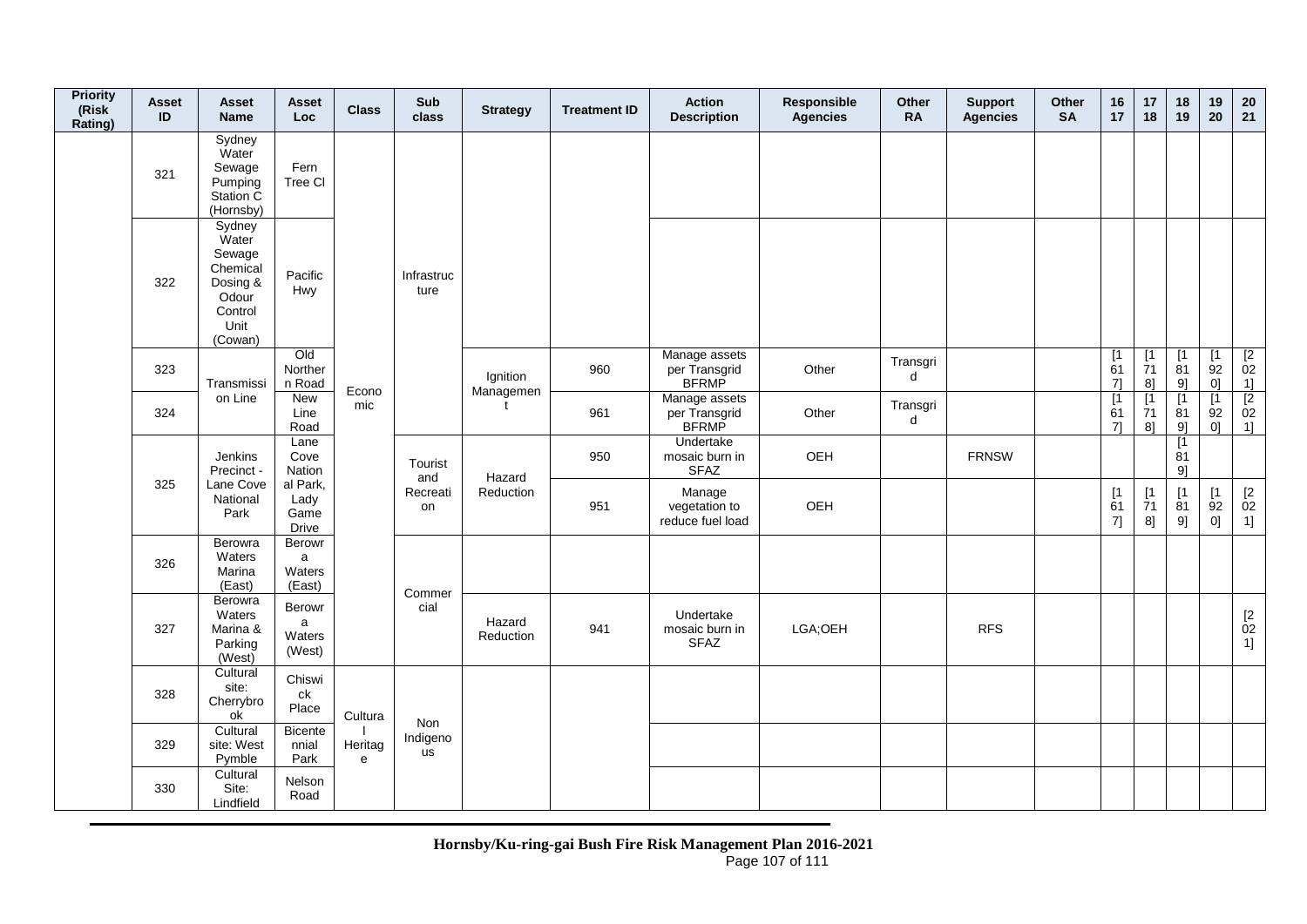| Priority (Risk Rating) | Asset ID | Asset Name | Asset Loc | Class | Sub class | Strategy | Treatment ID | Action Description | Responsible Agencies | Other RA | Support Agencies | Other SA | 16 17 | 17 18 | 18 19 | 19 20 | 20 21 |
|---|---|---|---|---|---|---|---|---|---|---|---|---|---|---|---|---|---|
| | 321 | Sydney Water Sewage Pumping Station C (Hornsby) | Fern Tree Cl | Economic | Infrastructure | | | | | | | | | | | | |
| | 322 | Sydney Water Sewage Chemical Dosing & Odour Control Unit (Cowan) | Pacific Hwy | Economic | Infrastructure | | | | | | | | | | | | |
| | 323 | Transmission Line | Old Northern Road | Economic | Infrastructure | Ignition Management | 960 | Manage assets per Transgrid BFRMP | Other | Transgrid | | | [1617] | [1718] | [1819] | [1920] | [2021] |
| | 324 | Transmission Line | New Line Road | Economic | Infrastructure | Ignition Management | 961 | Manage assets per Transgrid BFRMP | Other | Transgrid | | | [1617] | [1718] | [1819] | [1920] | [2021] |
| | 325 | Jenkins Precinct - Lane Cove National Park | Lane Cove National Park, Lady Game Drive | Economic | Tourist and Recreation | Hazard Reduction | 950 | Undertake mosaic burn in SFAZ | OEH | | FRNSW | | | | [1819] | | |
| | | | | | | | 951 | Manage vegetation to reduce fuel load | OEH | | | | [1617] | [1718] | [1819] | [1920] | [2021] |
| | 326 | Berowra Waters Marina (East) | Berowra Waters (East) | Economic | Commercial | | | | | | | | | | | | |
| | 327 | Berowra Waters Marina & Parking (West) | Berowra Waters (West) | Economic | Commercial | Hazard Reduction | 941 | Undertake mosaic burn in SFAZ | LGA;OEH | | RFS | | | | | | [2021] |
| | 328 | Cultural site: Cherrybrook | Chiswick Place | Cultural Heritage | Non Indigenous | | | | | | | | | | | | |
| | 329 | Cultural site: West Pymble | Bicentennial Park | Cultural Heritage | Non Indigenous | | | | | | | | | | | | |
| | 330 | Cultural Site: Lindfield | Nelson Road | Cultural Heritage | Non Indigenous | | | | | | | | | | | | |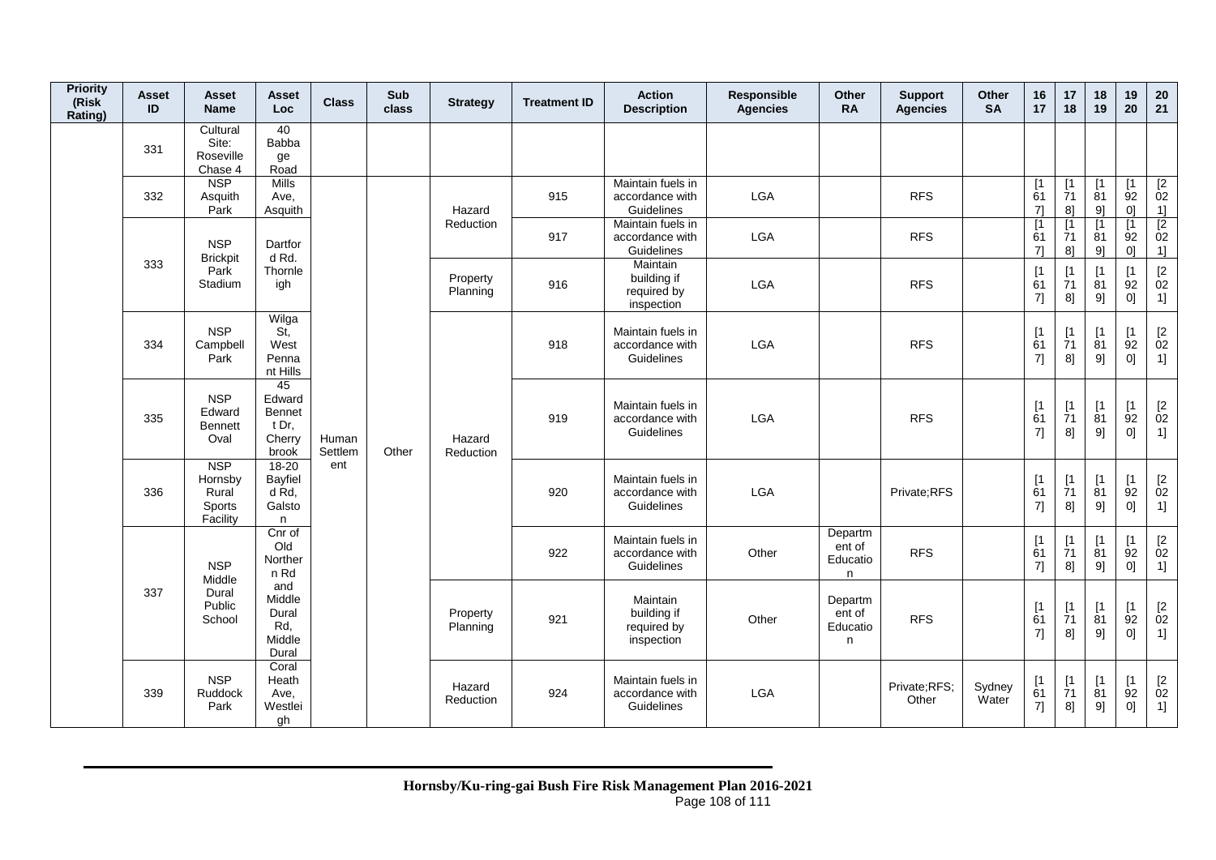| Priority (Risk Rating) | Asset ID | Asset Name | Asset Loc | Class | Sub class | Strategy | Treatment ID | Action Description | Responsible Agencies | Other RA | Support Agencies | Other SA | 16 17 | 17 18 | 18 19 | 19 20 | 20 21 |
|---|---|---|---|---|---|---|---|---|---|---|---|---|---|---|---|---|---|
| | 331 | Cultural Site: Roseville Chase 4 | 40 Babbage Road | | | | | | | | | | | | | | |
| | 332 | NSP Asquith Park | Mills Ave, Asquith | Human Settlement | Other | Hazard Reduction | 915 | Maintain fuels in accordance with Guidelines | LGA | | RFS | | [1617] | [1718] | [1819] | [1920] | [2021] |
| | 333 | NSP Brickpit Park Stadium | Dartford Rd. Thornleigh | Human Settlement | Other | Hazard Reduction | 917 | Maintain fuels in accordance with Guidelines | LGA | | RFS | | [1617] | [1718] | [1819] | [1920] | [2021] |
| | 333 | NSP Brickpit Park Stadium | Dartford Rd. Thornleigh | Human Settlement | Other | Property Planning | 916 | Maintain building if required by inspection | LGA | | RFS | | [1617] | [1718] | [1819] | [1920] | [2021] |
| | 334 | NSP Campbell Park | Wilga St, West Pennant Hills | Human Settlement | Other | Hazard Reduction | 918 | Maintain fuels in accordance with Guidelines | LGA | | RFS | | [1617] | [1718] | [1819] | [1920] | [2021] |
| | 335 | NSP Edward Bennett Oval | 45 Edward Bennett Dr, Cherrybrook | Human Settlement | Other | Hazard Reduction | 919 | Maintain fuels in accordance with Guidelines | LGA | | RFS | | [1617] | [1718] | [1819] | [1920] | [2021] |
| | 336 | NSP Hornsby Rural Sports Facility | 18-20 Bayfield Rd, Galston | Human Settlement | Other | Hazard Reduction | 920 | Maintain fuels in accordance with Guidelines | LGA | | Private;RFS | | [1617] | [1718] | [1819] | [1920] | [2021] |
| | 337 | NSP Middle Dural Public School | Cnr of Old Northern Rd and Middle Dural Rd, Middle Dural | Human Settlement | Other | Hazard Reduction | 922 | Maintain fuels in accordance with Guidelines | Other | Department of Education | RFS | | [1617] | [1718] | [1819] | [1920] | [2021] |
| | 337 | NSP Middle Dural Public School | Cnr of Old Northern Rd and Middle Dural Rd, Middle Dural | Human Settlement | Other | Property Planning | 921 | Maintain building if required by inspection | Other | Department of Education | RFS | | [1617] | [1718] | [1819] | [1920] | [2021] |
| | 339 | NSP Ruddock Park | Coral Heath Ave, Westleigh | Human Settlement | Other | Hazard Reduction | 924 | Maintain fuels in accordance with Guidelines | LGA | | Private;RFS; Other | Sydney Water | [1617] | [1718] | [1819] | [1920] | [2021] |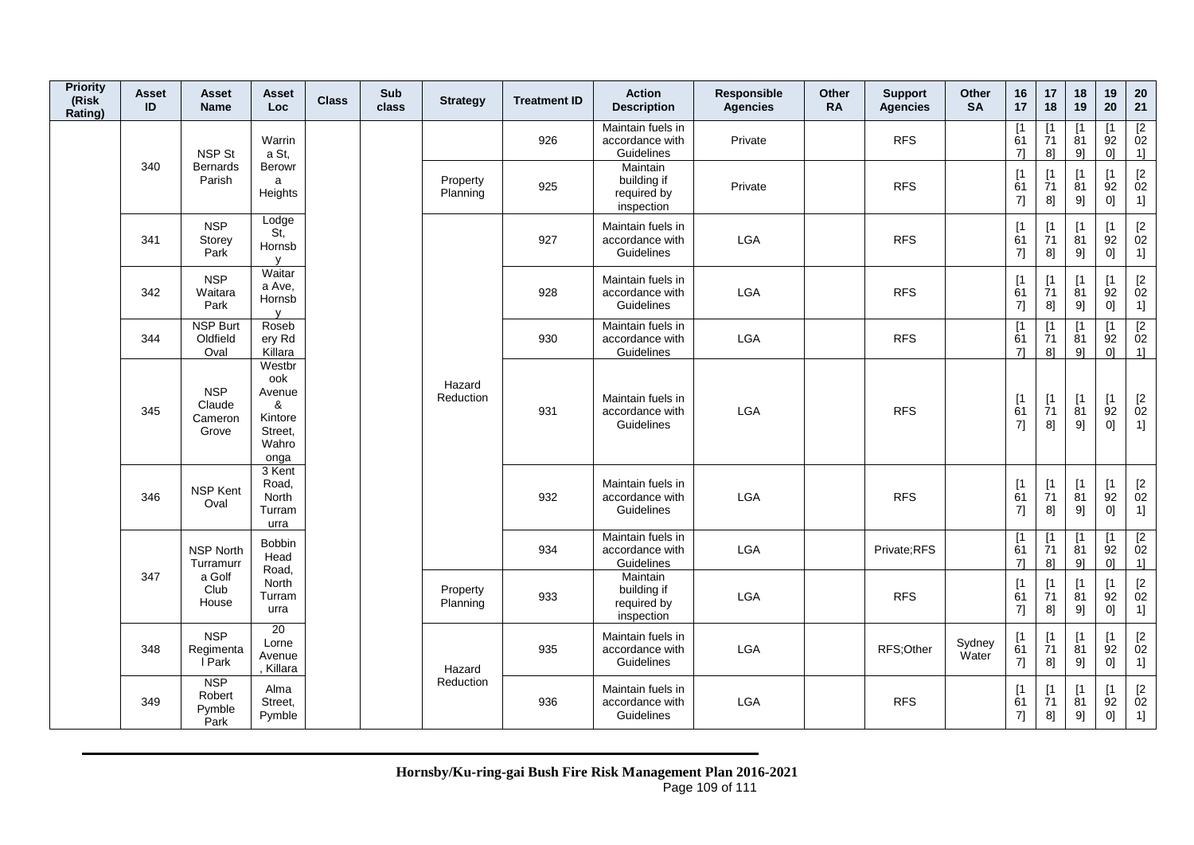| Priority (Risk Rating) | Asset ID | Asset Name | Asset Loc | Class | Sub class | Strategy | Treatment ID | Action Description | Responsible Agencies | Other RA | Support Agencies | Other SA | 16 17 | 17 18 | 18 19 | 19 20 | 20 21 |
|---|---|---|---|---|---|---|---|---|---|---|---|---|---|---|---|---|---|
| | 340 | NSP St Bernards Parish | Warrin a St, Berowr a Heights | | | | 926 | Maintain fuels in accordance with Guidelines | Private | | RFS | | [1617] | [1718] | [1819] | [1920] | [2021] |
| | | | | | | Property Planning | 925 | Maintain building if required by inspection | Private | | RFS | | [1617] | [1718] | [1819] | [1920] | [2021] |
| | 341 | NSP Storey Park | Lodge St, Hornsb y | | | Hazard Reduction | 927 | Maintain fuels in accordance with Guidelines | LGA | | RFS | | [1617] | [1718] | [1819] | [1920] | [2021] |
| | 342 | NSP Waitara Park | Waitar a Ave, Hornsb y | | | | 928 | Maintain fuels in accordance with Guidelines | LGA | | RFS | | [1617] | [1718] | [1819] | [1920] | [2021] |
| | 344 | NSP Burt Oldfield Oval | Roseb ery Rd Killara | | | | 930 | Maintain fuels in accordance with Guidelines | LGA | | RFS | | [1617] | [1718] | [1819] | [1920] | [2021] |
| | 345 | NSP Claude Cameron Grove | Westbr ook Avenue & Kintore Street, Wahro onga | | | | 931 | Maintain fuels in accordance with Guidelines | LGA | | RFS | | [1617] | [1718] | [1819] | [1920] | [2021] |
| | 346 | NSP Kent Oval | 3 Kent Road, North Turram urra | | | | 932 | Maintain fuels in accordance with Guidelines | LGA | | RFS | | [1617] | [1718] | [1819] | [1920] | [2021] |
| | 347 | NSP North Turramurr a Golf Club House | Bobbin Head Road, North Turram urra | | | | 934 | Maintain fuels in accordance with Guidelines | LGA | | Private;RFS | | [1617] | [1718] | [1819] | [1920] | [2021] |
| | | | | | | Property Planning | 933 | Maintain building if required by inspection | LGA | | RFS | | [1617] | [1718] | [1819] | [1920] | [2021] |
| | 348 | NSP Regimenta l Park | 20 Lorne Avenue , Killara | | | Hazard Reduction | 935 | Maintain fuels in accordance with Guidelines | LGA | | RFS;Other | Sydney Water | [1617] | [1718] | [1819] | [1920] | [2021] |
| | 349 | NSP Robert Pymble Park | Alma Street, Pymble | | | | 936 | Maintain fuels in accordance with Guidelines | LGA | | RFS | | [1617] | [1718] | [1819] | [1920] | [2021] |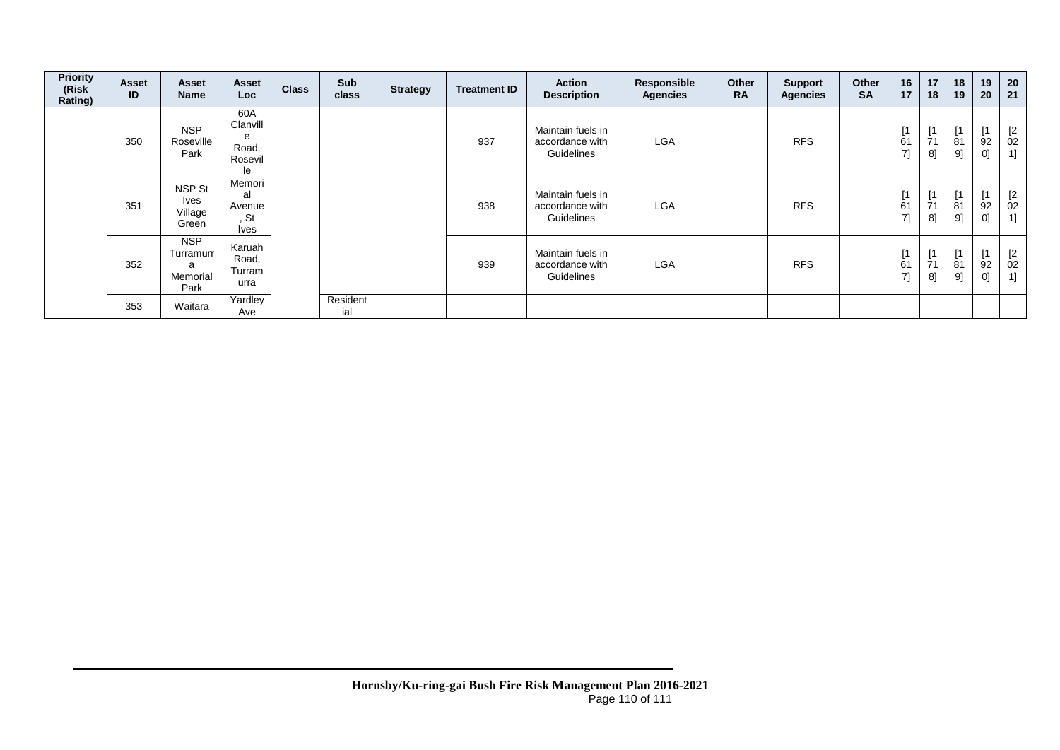| Priority (Risk Rating) | Asset ID | Asset Name | Asset Loc | Class | Sub class | Strategy | Treatment ID | Action Description | Responsible Agencies | Other RA | Support Agencies | Other SA | 16 17 | 17 18 | 18 19 | 19 20 | 20 21 |
|---|---|---|---|---|---|---|---|---|---|---|---|---|---|---|---|---|---|
| | 350 | NSP Roseville Park | 60A Clanville Road, Roseville | | | | 937 | Maintain fuels in accordance with Guidelines | LGA | | RFS | | [1617] | [1718] | [1819] | [1920] | [2021] |
| | 351 | NSP St Ives Village Green | Memorial Avenue, St Ives | | | | 938 | Maintain fuels in accordance with Guidelines | LGA | | RFS | | [1617] | [1718] | [1819] | [1920] | [2021] |
| | 352 | NSP Turramurra Memorial Park | Karuah Road, Turramurra | | | | 939 | Maintain fuels in accordance with Guidelines | LGA | | RFS | | [1617] | [1718] | [1819] | [1920] | [2021] |
| | 353 | Waitara | Yardley Ave | | Residential | | | | | | | | | | | | |